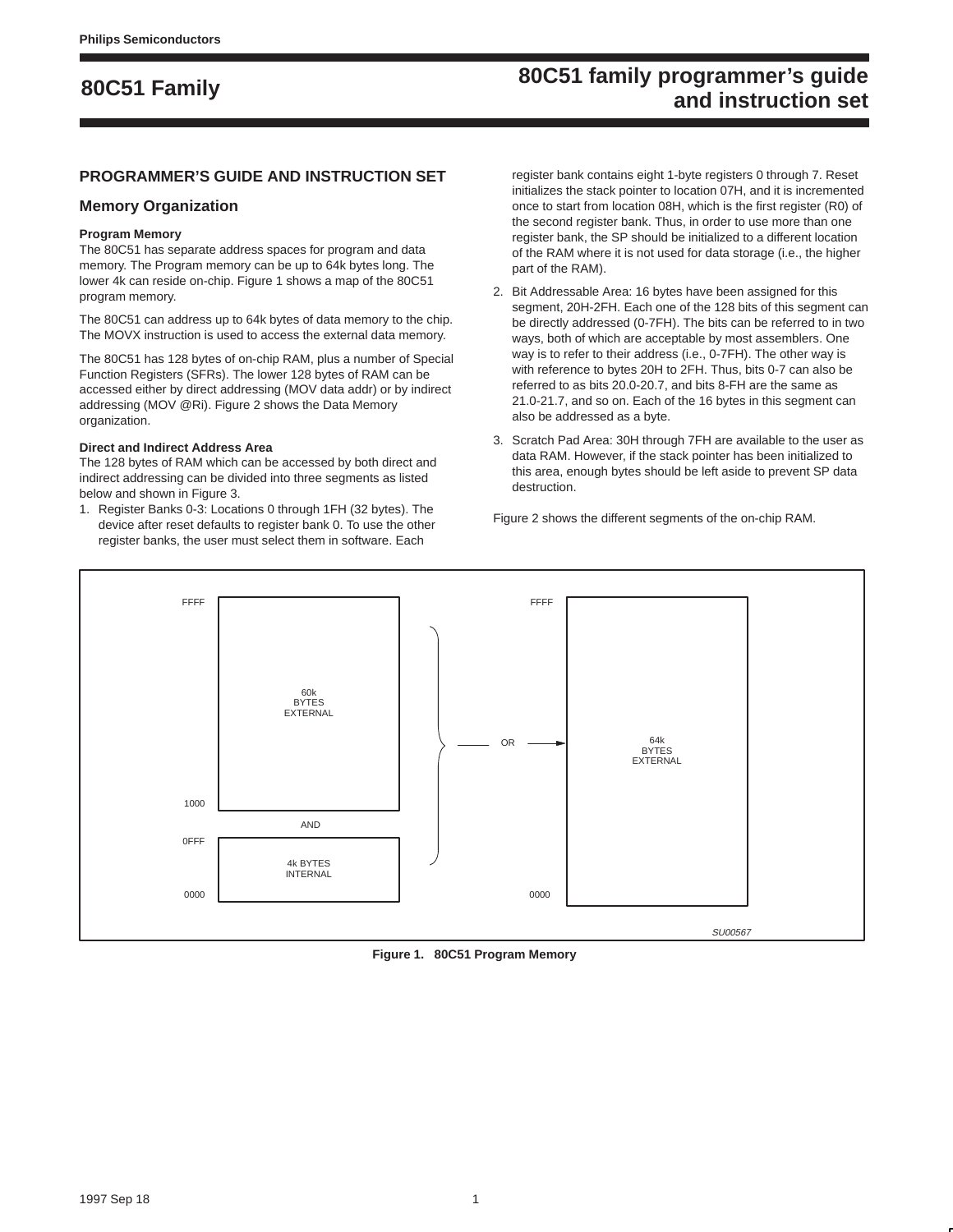# PROGRAMMER'S GUIDE AND INSTRUCTION SET

## Memory Organization

### Program Memory

The 80C51 has separate address spaces for program and data memory. The Program memory can be up to 64k bytes long. The lower 4k can reside on-chip. Figure 1 shows a map of the 80C51 program memory.

The 80C51 can address up to 64k bytes of data memory to the chip. The MOVX instruction is used to access the external data memory.

The 80C51 has 128 bytes of on-chip RAM, plus a number of Special Function Registers (SFRs). The lower 128 bytes of RAM can be accessed either by direct addressing (MOV data addr) or by indirect addressing (MOV @Ri). Figure 2 shows the Data Memory organization.

### Direct and Indirect Address Area

The 128 bytes of RAM which can be accessed by both direct and indirect addressing can be divided into three segments as listed below and shown in Figure 3.

1. Register Banks 0-3: Locations 0 through 1FH (32 bytes). The device after reset defaults to register bank 0. To use the other register banks, the user must select them in software. Each register bank contains eight 1-byte registers 0 through 7. Reset initializes the stack pointer to location 07H, and it is incremented once to start from location 08H, which is the first register (R0) of the second register bank. Thus, in order to use more than one register bank, the SP should be initialized to a different location of the RAM where it is not used for data storage (i.e., the higher part of the RAM).
2. Bit Addressable Area: 16 bytes have been assigned for this segment, 20H-2FH. Each one of the 128 bits of this segment can be directly addressed (0-7FH). The bits can be referred to in two ways, both of which are acceptable by most assemblers. One way is to refer to their address (i.e., 0-7FH). The other way is with reference to bytes 20H to 2FH. Thus, bits 0-7 can also be referred to as bits 20.0-20.7, and bits 8-FH are the same as 21.0-21.7, and so on. Each of the 16 bytes in this segment can also be addressed as a byte.
3. Scratch Pad Area: 30H through 7FH are available to the user as data RAM. However, if the stack pointer has been initialized to this area, enough bytes should be left aside to prevent SP data destruction.

Figure 2 shows the different segments of the on-chip RAM.

| Address | Left map | | Address | Right map |
|---|---|---|---|---|
| FFFF – 1000 | 60k BYTES EXTERNAL | OR | FFFF – 0000 | 64k BYTES EXTERNAL |
| | AND | | | |
| 0FFF – 0000 | 4k BYTES INTERNAL | | | |

SU00567

**Figure 1. 80C51 Program Memory**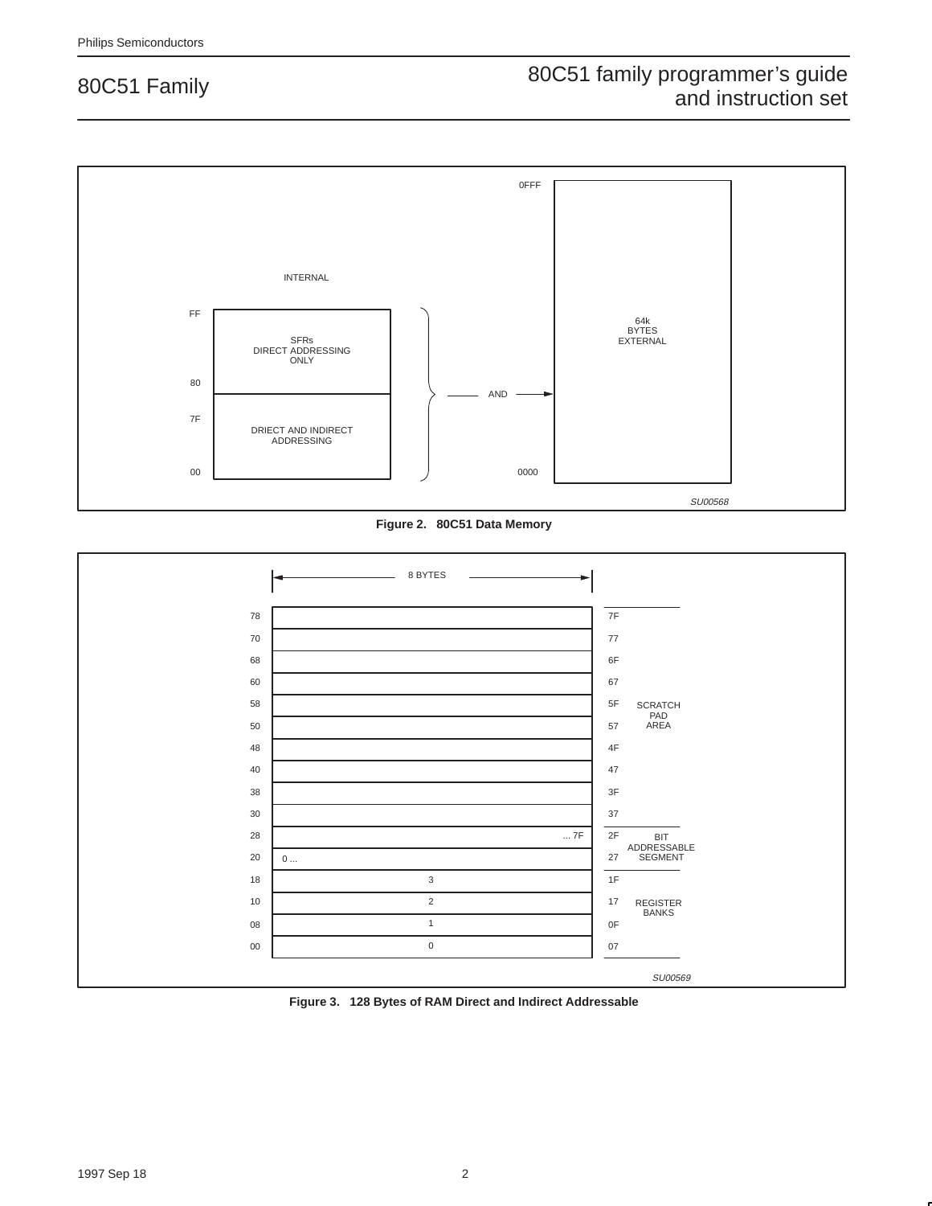INTERNAL

| | |
|---|---|
| FF | SFRs DIRECT ADDRESSING ONLY |
| 80 | |
| 7F | DRIECT AND INDIRECT ADDRESSING |
| 00 | |

AND → 64k BYTES EXTERNAL (0000 – 0FFF)

SU00568

**Figure 2. 80C51 Data Memory**

8 BYTES

| Start | Contents | End | Area |
|---|---|---|---|
| 78 | | 7F | SCRATCH PAD AREA |
| 70 | | 77 | |
| 68 | | 6F | |
| 60 | | 67 | |
| 58 | | 5F | |
| 50 | | 57 | |
| 48 | | 4F | |
| 40 | | 47 | |
| 38 | | 3F | |
| 30 | | 37 | |
| 28 | ... 7F | 2F | BIT ADDRESSABLE SEGMENT |
| 20 | 0 ... | 27 | |
| 18 | 3 | 1F | REGISTER BANKS |
| 10 | 2 | 17 | |
| 08 | 1 | 0F | |
| 00 | 0 | 07 | |

SU00569

**Figure 3. 128 Bytes of RAM Direct and Indirect Addressable**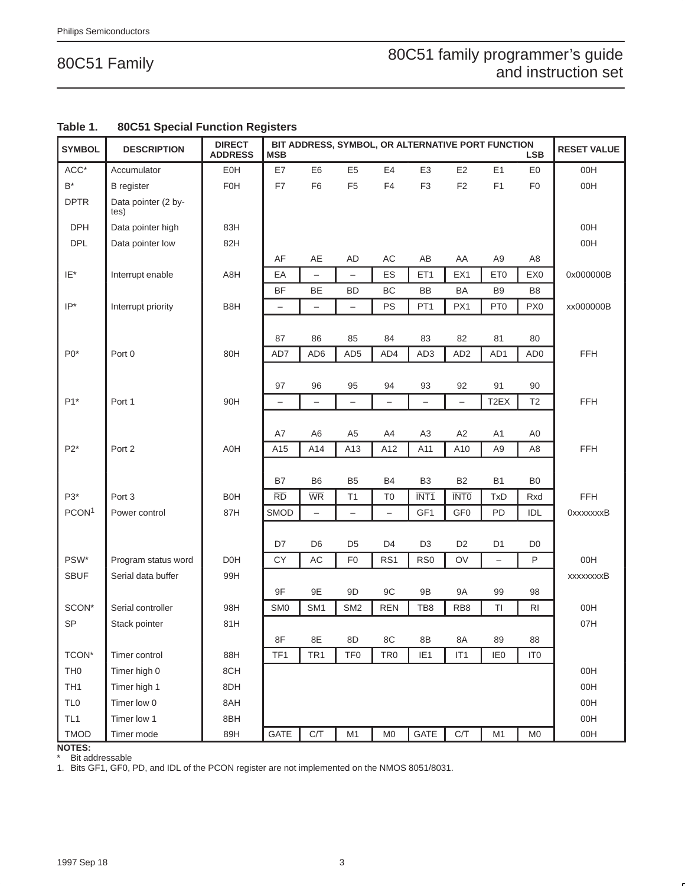**Table 1. 80C51 Special Function Registers**

| SYMBOL | DESCRIPTION | DIRECT ADDRESS | BIT ADDRESS, SYMBOL, OR ALTERNATIVE PORT FUNCTION MSB | | | | | | | LSB | RESET VALUE |
|---|---|---|---|---|---|---|---|---|---|---|---|
| ACC* | Accumulator | E0H | E7 | E6 | E5 | E4 | E3 | E2 | E1 | E0 | 00H |
| B* | B register | F0H | F7 | F6 | F5 | F4 | F3 | F2 | F1 | F0 | 00H |
| DPTR | Data pointer (2 bytes) | | | | | | | | | | |
| DPH | Data pointer high | 83H | | | | | | | | | 00H |
| DPL | Data pointer low | 82H | | | | | | | | | 00H |
| | | | AF | AE | AD | AC | AB | AA | A9 | A8 | |
| IE* | Interrupt enable | A8H | EA | – | – | ES | ET1 | EX1 | ET0 | EX0 | 0x000000B |
| | | | BF | BE | BD | BC | BB | BA | B9 | B8 | |
| IP* | Interrupt priority | B8H | – | – | – | PS | PT1 | PX1 | PT0 | PX0 | xx000000B |
| | | | 87 | 86 | 85 | 84 | 83 | 82 | 81 | 80 | |
| P0* | Port 0 | 80H | AD7 | AD6 | AD5 | AD4 | AD3 | AD2 | AD1 | AD0 | FFH |
| | | | 97 | 96 | 95 | 94 | 93 | 92 | 91 | 90 | |
| P1* | Port 1 | 90H | – | – | – | – | – | – | T2EX | T2 | FFH |
| | | | A7 | A6 | A5 | A4 | A3 | A2 | A1 | A0 | |
| P2* | Port 2 | A0H | A15 | A14 | A13 | A12 | A11 | A10 | A9 | A8 | FFH |
| | | | B7 | B6 | B5 | B4 | B3 | B2 | B1 | B0 | |
| P3* | Port 3 | B0H | $\overline{RD}$ | $\overline{WR}$ | T1 | T0 | $\overline{INT1}$ | $\overline{INT0}$ | TxD | Rxd | FFH |
| PCON[1] | Power control | 87H | SMOD | – | – | – | GF1 | GF0 | PD | IDL | 0xxxxxxxB |
| | | | D7 | D6 | D5 | D4 | D3 | D2 | D1 | D0 | |
| PSW* | Program status word | D0H | CY | AC | F0 | RS1 | RS0 | OV | – | P | 00H |
| SBUF | Serial data buffer | 99H | | | | | | | | | xxxxxxxxB |
| | | | 9F | 9E | 9D | 9C | 9B | 9A | 99 | 98 | |
| SCON* | Serial controller | 98H | SM0 | SM1 | SM2 | REN | TB8 | RB8 | TI | RI | 00H |
| SP | Stack pointer | 81H | | | | | | | | | 07H |
| | | | 8F | 8E | 8D | 8C | 8B | 8A | 89 | 88 | |
| TCON* | Timer control | 88H | TF1 | TR1 | TF0 | TR0 | IE1 | IT1 | IE0 | IT0 | |
| TH0 | Timer high 0 | 8CH | | | | | | | | | 00H |
| TH1 | Timer high 1 | 8DH | | | | | | | | | 00H |
| TL0 | Timer low 0 | 8AH | | | | | | | | | 00H |
| TL1 | Timer low 1 | 8BH | | | | | | | | | 00H |
| TMOD | Timer mode | 89H | GATE | C/$\overline{T}$ | M1 | M0 | GATE | C/$\overline{T}$ | M1 | M0 | 00H |

**NOTES:**

\* Bit addressable

1. Bits GF1, GF0, PD, and IDL of the PCON register are not implemented on the NMOS 8051/8031.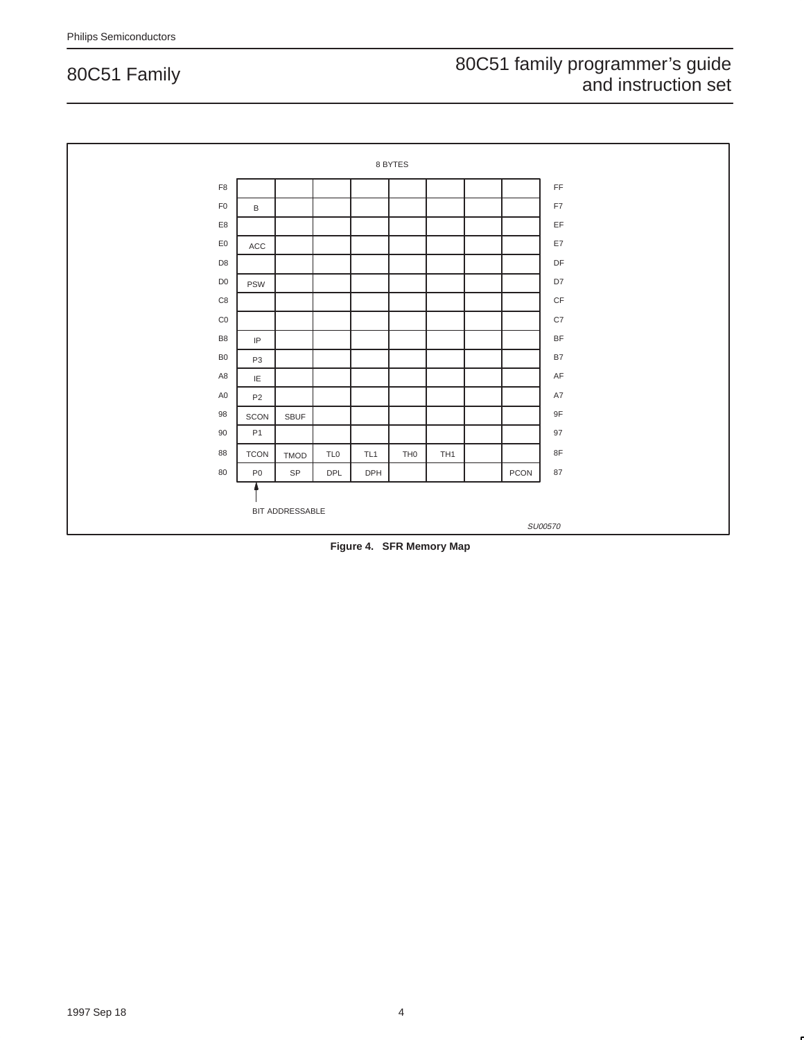8 BYTES

| | | | | | | | | |
|---|---|---|---|---|---|---|---|---|
| F8 | | | | | | | | FF |
| F0 | B | | | | | | | F7 |
| E8 | | | | | | | | EF |
| E0 | ACC | | | | | | | E7 |
| D8 | | | | | | | | DF |
| D0 | PSW | | | | | | | D7 |
| C8 | | | | | | | | CF |
| C0 | | | | | | | | C7 |
| B8 | IP | | | | | | | BF |
| B0 | P3 | | | | | | | B7 |
| A8 | IE | | | | | | | AF |
| A0 | P2 | | | | | | | A7 |
| 98 | SCON | SBUF | | | | | | 9F |
| 90 | P1 | | | | | | | 97 |
| 88 | TCON | TMOD | TL0 | TL1 | TH0 | TH1 | | 8F |
| 80 | P0 | SP | DPL | DPH | | | PCON | 87 |

↑ BIT ADDRESSABLE

SU00570

**Figure 4. SFR Memory Map**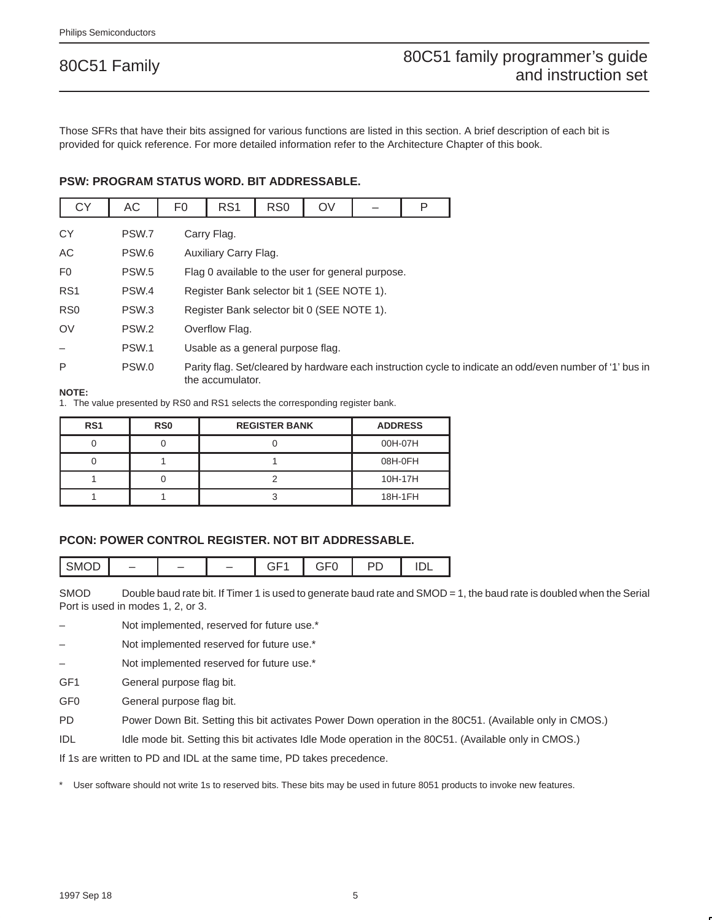Those SFRs that have their bits assigned for various functions are listed in this section. A brief description of each bit is provided for quick reference. For more detailed information refer to the Architecture Chapter of this book.

### PSW: PROGRAM STATUS WORD. BIT ADDRESSABLE.

| CY | AC | F0 | RS1 | RS0 | OV | – | P |
|---|---|---|---|---|---|---|---|

| | | |
|---|---|---|
| CY | PSW.7 | Carry Flag. |
| AC | PSW.6 | Auxiliary Carry Flag. |
| F0 | PSW.5 | Flag 0 available to the user for general purpose. |
| RS1 | PSW.4 | Register Bank selector bit 1 (SEE NOTE 1). |
| RS0 | PSW.3 | Register Bank selector bit 0 (SEE NOTE 1). |
| OV | PSW.2 | Overflow Flag. |
| – | PSW.1 | Usable as a general purpose flag. |
| P | PSW.0 | Parity flag. Set/cleared by hardware each instruction cycle to indicate an odd/even number of '1' bus in the accumulator. |

**NOTE:**
1. The value presented by RS0 and RS1 selects the corresponding register bank.

| RS1 | RS0 | REGISTER BANK | ADDRESS |
|---|---|---|---|
| 0 | 0 | 0 | 00H-07H |
| 0 | 1 | 1 | 08H-0FH |
| 1 | 0 | 2 | 10H-17H |
| 1 | 1 | 3 | 18H-1FH |

### PCON: POWER CONTROL REGISTER. NOT BIT ADDRESSABLE.

| SMOD | – | – | – | GF1 | GF0 | PD | IDL |
|---|---|---|---|---|---|---|---|

SMOD Double baud rate bit. If Timer 1 is used to generate baud rate and SMOD = 1, the baud rate is doubled when the Serial Port is used in modes 1, 2, or 3.

| | |
|---|---|
| – | Not implemented, reserved for future use.* |
| – | Not implemented reserved for future use.* |
| – | Not implemented reserved for future use.* |
| GF1 | General purpose flag bit. |
| GF0 | General purpose flag bit. |
| PD | Power Down Bit. Setting this bit activates Power Down operation in the 80C51. (Available only in CMOS.) |
| IDL | Idle mode bit. Setting this bit activates Idle Mode operation in the 80C51. (Available only in CMOS.) |

If 1s are written to PD and IDL at the same time, PD takes precedence.

\* User software should not write 1s to reserved bits. These bits may be used in future 8051 products to invoke new features.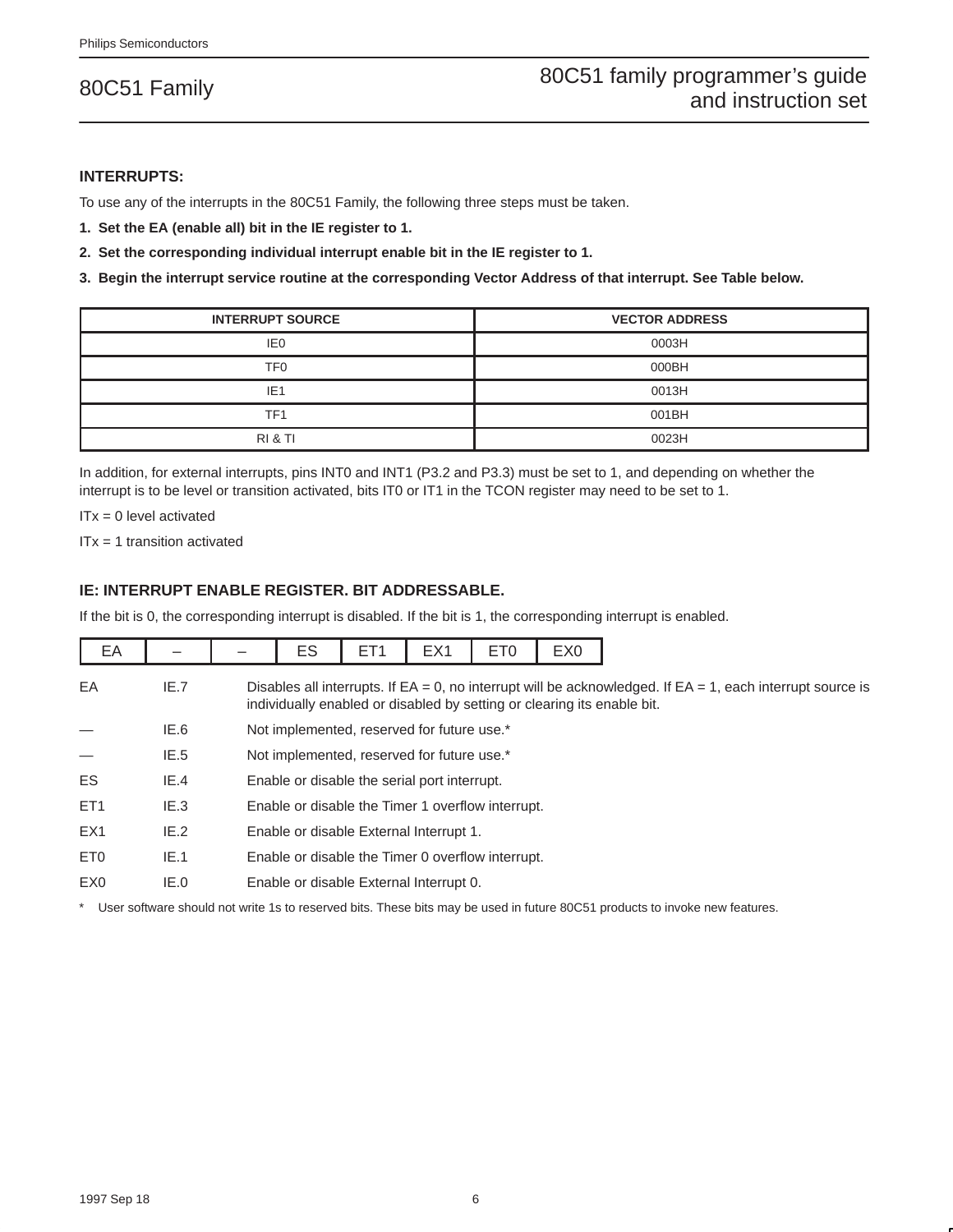### INTERRUPTS:

To use any of the interrupts in the 80C51 Family, the following three steps must be taken.

1. **Set the EA (enable all) bit in the IE register to 1.**
2. **Set the corresponding individual interrupt enable bit in the IE register to 1.**
3. **Begin the interrupt service routine at the corresponding Vector Address of that interrupt. See Table below.**

| INTERRUPT SOURCE | VECTOR ADDRESS |
|---|---|
| IE0 | 0003H |
| TF0 | 000BH |
| IE1 | 0013H |
| TF1 | 001BH |
| RI & TI | 0023H |

In addition, for external interrupts, pins INT0 and INT1 (P3.2 and P3.3) must be set to 1, and depending on whether the interrupt is to be level or transition activated, bits IT0 or IT1 in the TCON register may need to be set to 1.

ITx = 0 level activated

ITx = 1 transition activated

### IE: INTERRUPT ENABLE REGISTER. BIT ADDRESSABLE.

If the bit is 0, the corresponding interrupt is disabled. If the bit is 1, the corresponding interrupt is enabled.

| EA | – | – | ES | ET1 | EX1 | ET0 | EX0 |
|---|---|---|---|---|---|---|---|

| | | |
|---|---|---|
| EA | IE.7 | Disables all interrupts. If EA = 0, no interrupt will be acknowledged. If EA = 1, each interrupt source is individually enabled or disabled by setting or clearing its enable bit. |
| — | IE.6 | Not implemented, reserved for future use.* |
| — | IE.5 | Not implemented, reserved for future use.* |
| ES | IE.4 | Enable or disable the serial port interrupt. |
| ET1 | IE.3 | Enable or disable the Timer 1 overflow interrupt. |
| EX1 | IE.2 | Enable or disable External Interrupt 1. |
| ET0 | IE.1 | Enable or disable the Timer 0 overflow interrupt. |
| EX0 | IE.0 | Enable or disable External Interrupt 0. |

* User software should not write 1s to reserved bits. These bits may be used in future 80C51 products to invoke new features.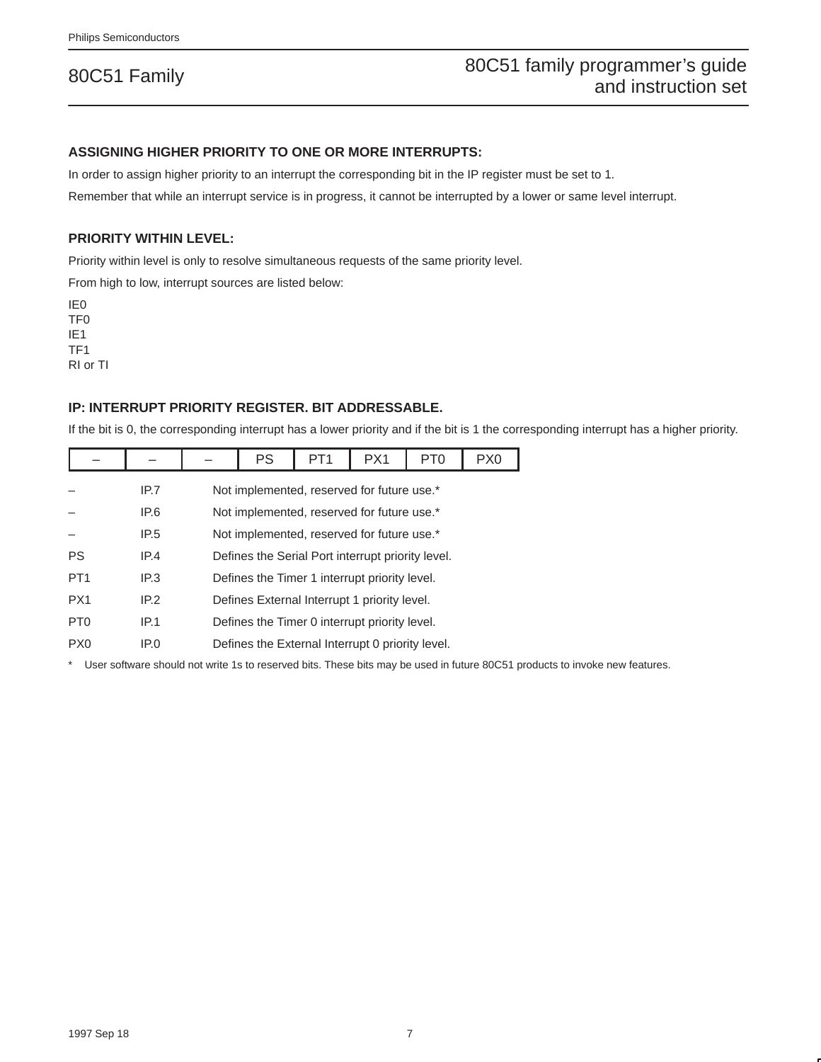### ASSIGNING HIGHER PRIORITY TO ONE OR MORE INTERRUPTS:

In order to assign higher priority to an interrupt the corresponding bit in the IP register must be set to 1.

Remember that while an interrupt service is in progress, it cannot be interrupted by a lower or same level interrupt.

### PRIORITY WITHIN LEVEL:

Priority within level is only to resolve simultaneous requests of the same priority level.

From high to low, interrupt sources are listed below:

IE0
TF0
IE1
TF1
RI or TI

### IP: INTERRUPT PRIORITY REGISTER. BIT ADDRESSABLE.

If the bit is 0, the corresponding interrupt has a lower priority and if the bit is 1 the corresponding interrupt has a higher priority.

| – | – | – | PS | PT1 | PX1 | PT0 | PX0 |
|---|---|---|---|---|---|---|---|

| | | |
|---|---|---|
| – | IP.7 | Not implemented, reserved for future use.* |
| – | IP.6 | Not implemented, reserved for future use.* |
| – | IP.5 | Not implemented, reserved for future use.* |
| PS | IP.4 | Defines the Serial Port interrupt priority level. |
| PT1 | IP.3 | Defines the Timer 1 interrupt priority level. |
| PX1 | IP.2 | Defines External Interrupt 1 priority level. |
| PT0 | IP.1 | Defines the Timer 0 interrupt priority level. |
| PX0 | IP.0 | Defines the External Interrupt 0 priority level. |

\* User software should not write 1s to reserved bits. These bits may be used in future 80C51 products to invoke new features.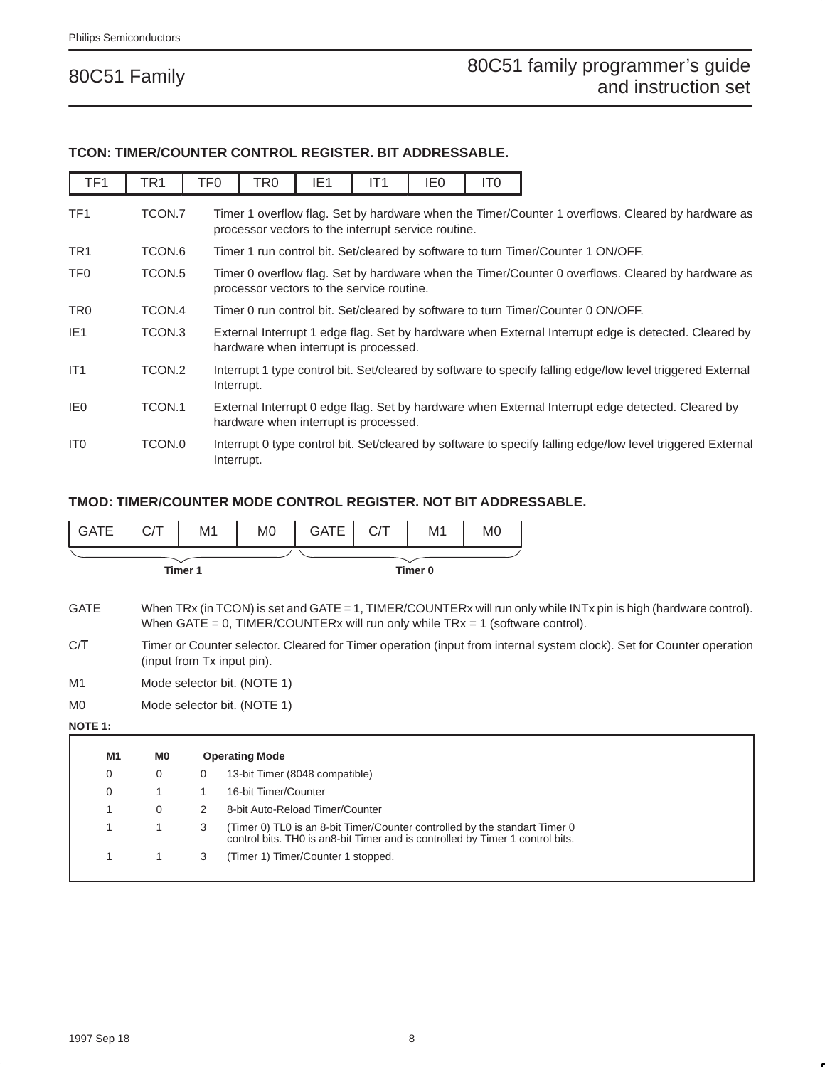### TCON: TIMER/COUNTER CONTROL REGISTER. BIT ADDRESSABLE.

| TF1 | TR1 | TF0 | TR0 | IE1 | IT1 | IE0 | IT0 |
|---|---|---|---|---|---|---|---|

| | | |
|---|---|---|
| TF1 | TCON.7 | Timer 1 overflow flag. Set by hardware when the Timer/Counter 1 overflows. Cleared by hardware as processor vectors to the interrupt service routine. |
| TR1 | TCON.6 | Timer 1 run control bit. Set/cleared by software to turn Timer/Counter 1 ON/OFF. |
| TF0 | TCON.5 | Timer 0 overflow flag. Set by hardware when the Timer/Counter 0 overflows. Cleared by hardware as processor vectors to the service routine. |
| TR0 | TCON.4 | Timer 0 run control bit. Set/cleared by software to turn Timer/Counter 0 ON/OFF. |
| IE1 | TCON.3 | External Interrupt 1 edge flag. Set by hardware when External Interrupt edge is detected. Cleared by hardware when interrupt is processed. |
| IT1 | TCON.2 | Interrupt 1 type control bit. Set/cleared by software to specify falling edge/low level triggered External Interrupt. |
| IE0 | TCON.1 | External Interrupt 0 edge flag. Set by hardware when External Interrupt edge detected. Cleared by hardware when interrupt is processed. |
| IT0 | TCON.0 | Interrupt 0 type control bit. Set/cleared by software to specify falling edge/low level triggered External Interrupt. |

### TMOD: TIMER/COUNTER MODE CONTROL REGISTER. NOT BIT ADDRESSABLE.

| GATE | C/T | M1 | M0 | GATE | C/T | M1 | M0 |
|---|---|---|---|---|---|---|---|
| **Timer 1** | | | | **Timer 0** | | | |

| | |
|---|---|
| GATE | When TRx (in TCON) is set and GATE = 1, TIMER/COUNTERx will run only while INTx pin is high (hardware control). When GATE = 0, TIMER/COUNTERx will run only while TRx = 1 (software control). |
| C/T | Timer or Counter selector. Cleared for Timer operation (input from internal system clock). Set for Counter operation (input from Tx input pin). |
| M1 | Mode selector bit. (NOTE 1) |
| M0 | Mode selector bit. (NOTE 1) |

**NOTE 1:**

| M1 | M0 | | Operating Mode |
|---|---|---|---|
| 0 | 0 | 0 | 13-bit Timer (8048 compatible) |
| 0 | 1 | 1 | 16-bit Timer/Counter |
| 1 | 0 | 2 | 8-bit Auto-Reload Timer/Counter |
| 1 | 1 | 3 | (Timer 0) TL0 is an 8-bit Timer/Counter controlled by the standart Timer 0 control bits. TH0 is an8-bit Timer and is controlled by Timer 1 control bits. |
| 1 | 1 | 3 | (Timer 1) Timer/Counter 1 stopped. |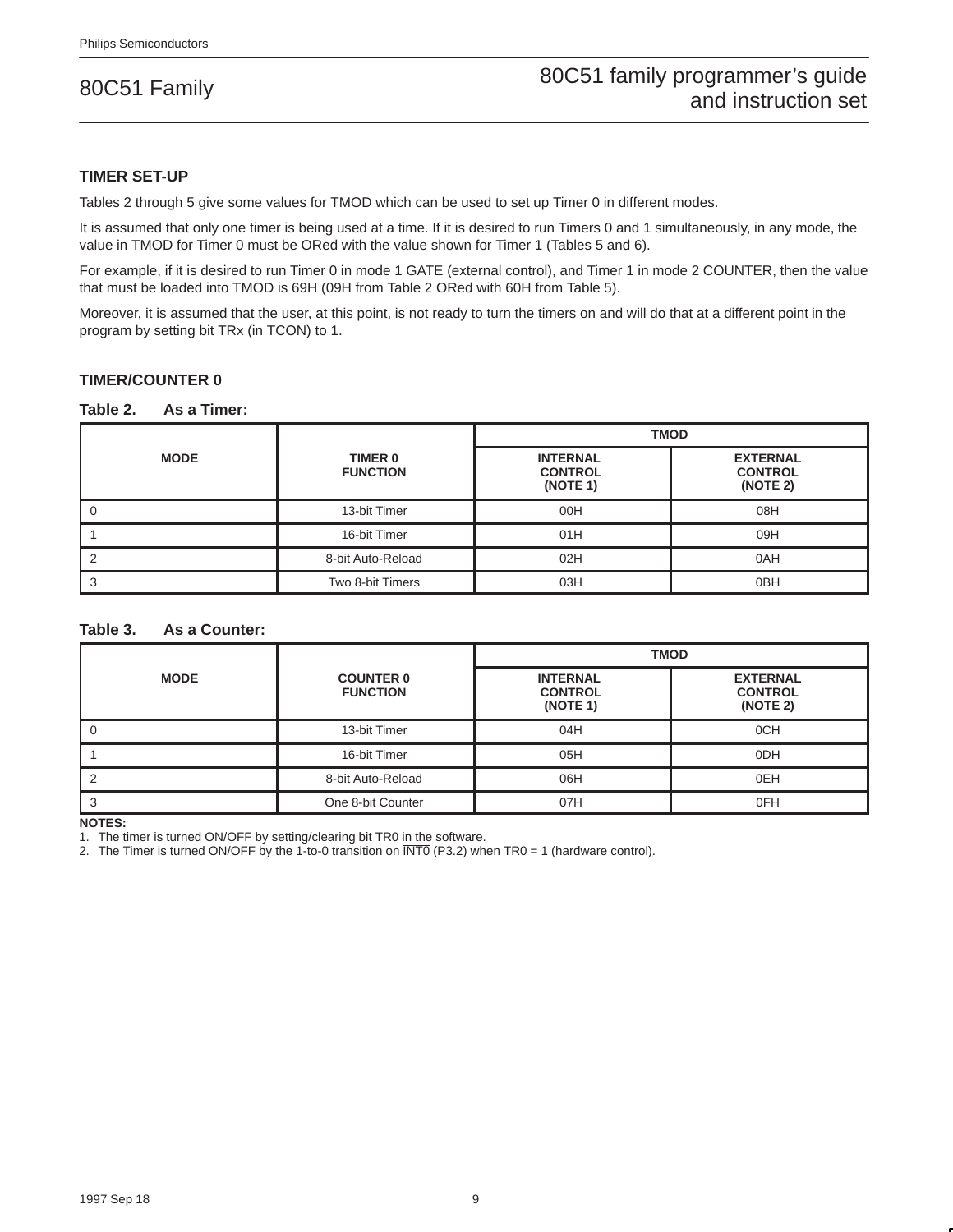## TIMER SET-UP

Tables 2 through 5 give some values for TMOD which can be used to set up Timer 0 in different modes.

It is assumed that only one timer is being used at a time. If it is desired to run Timers 0 and 1 simultaneously, in any mode, the value in TMOD for Timer 0 must be ORed with the value shown for Timer 1 (Tables 5 and 6).

For example, if it is desired to run Timer 0 in mode 1 GATE (external control), and Timer 1 in mode 2 COUNTER, then the value that must be loaded into TMOD is 69H (09H from Table 2 ORed with 60H from Table 5).

Moreover, it is assumed that the user, at this point, is not ready to turn the timers on and will do that at a different point in the program by setting bit TRx (in TCON) to 1.

## TIMER/COUNTER 0

**Table 2. As a Timer:**

| MODE | TIMER 0 FUNCTION | TMOD | |
|---|---|---|---|
| | | **INTERNAL CONTROL (NOTE 1)** | **EXTERNAL CONTROL (NOTE 2)** |
| 0 | 13-bit Timer | 00H | 08H |
| 1 | 16-bit Timer | 01H | 09H |
| 2 | 8-bit Auto-Reload | 02H | 0AH |
| 3 | Two 8-bit Timers | 03H | 0BH |

**Table 3. As a Counter:**

| MODE | COUNTER 0 FUNCTION | TMOD | |
|---|---|---|---|
| | | **INTERNAL CONTROL (NOTE 1)** | **EXTERNAL CONTROL (NOTE 2)** |
| 0 | 13-bit Timer | 04H | 0CH |
| 1 | 16-bit Timer | 05H | 0DH |
| 2 | 8-bit Auto-Reload | 06H | 0EH |
| 3 | One 8-bit Counter | 07H | 0FH |

**NOTES:**
1. The timer is turned ON/OFF by setting/clearing bit TR0 in the software.
2. The Timer is turned ON/OFF by the 1-to-0 transition on $\overline{INT0}$ (P3.2) when TR0 = 1 (hardware control).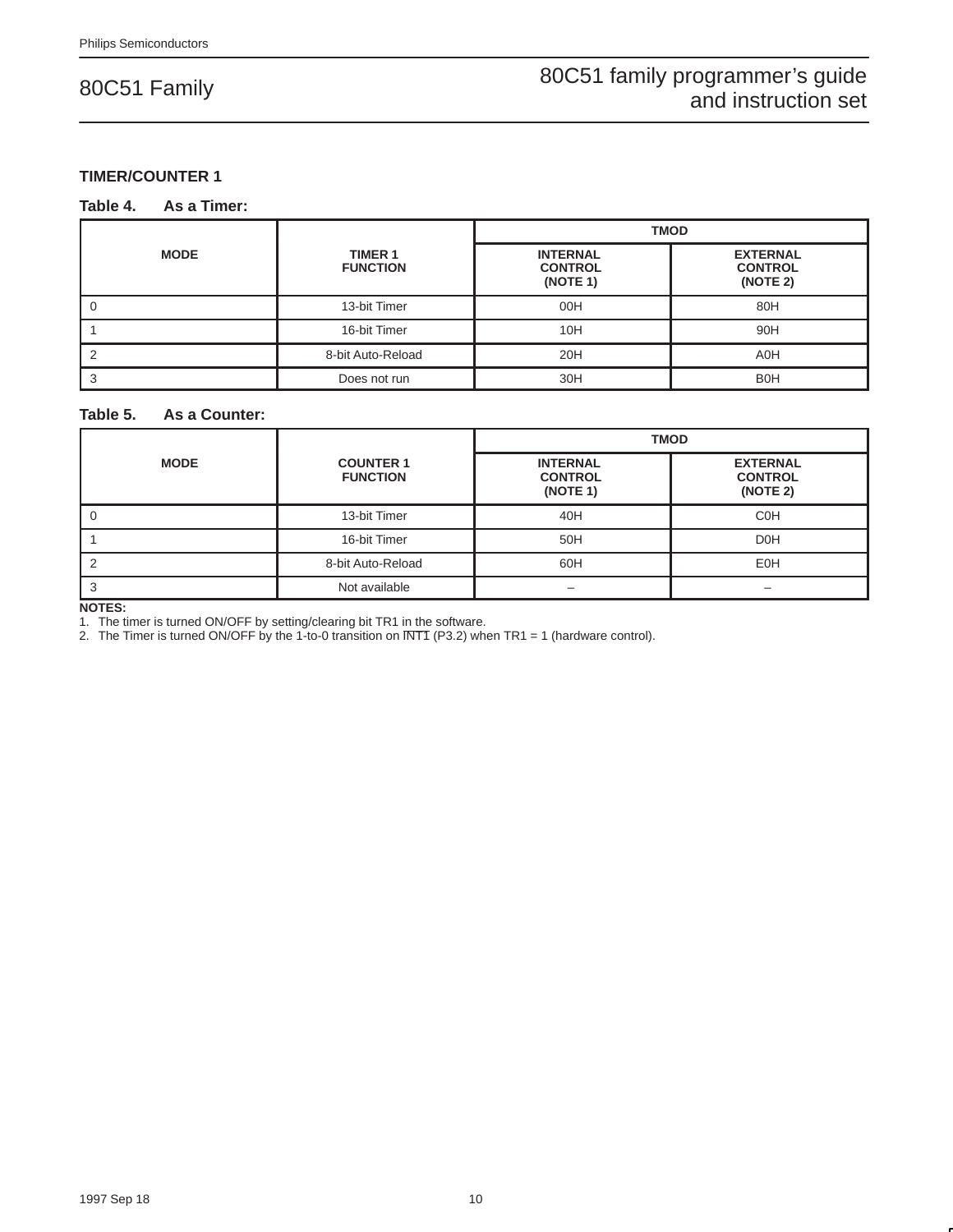### TIMER/COUNTER 1

**Table 4. As a Timer:**

| MODE | TIMER 1 FUNCTION | TMOD | |
|---|---|---|---|
| | | INTERNAL CONTROL (NOTE 1) | EXTERNAL CONTROL (NOTE 2) |
| 0 | 13-bit Timer | 00H | 80H |
| 1 | 16-bit Timer | 10H | 90H |
| 2 | 8-bit Auto-Reload | 20H | A0H |
| 3 | Does not run | 30H | B0H |

**Table 5. As a Counter:**

| MODE | COUNTER 1 FUNCTION | TMOD | |
|---|---|---|---|
| | | INTERNAL CONTROL (NOTE 1) | EXTERNAL CONTROL (NOTE 2) |
| 0 | 13-bit Timer | 40H | C0H |
| 1 | 16-bit Timer | 50H | D0H |
| 2 | 8-bit Auto-Reload | 60H | E0H |
| 3 | Not available | – | – |

**NOTES:**

1. The timer is turned ON/OFF by setting/clearing bit TR1 in the software.
2. The Timer is turned ON/OFF by the 1-to-0 transition on $\overline{INT1}$ (P3.2) when TR1 = 1 (hardware control).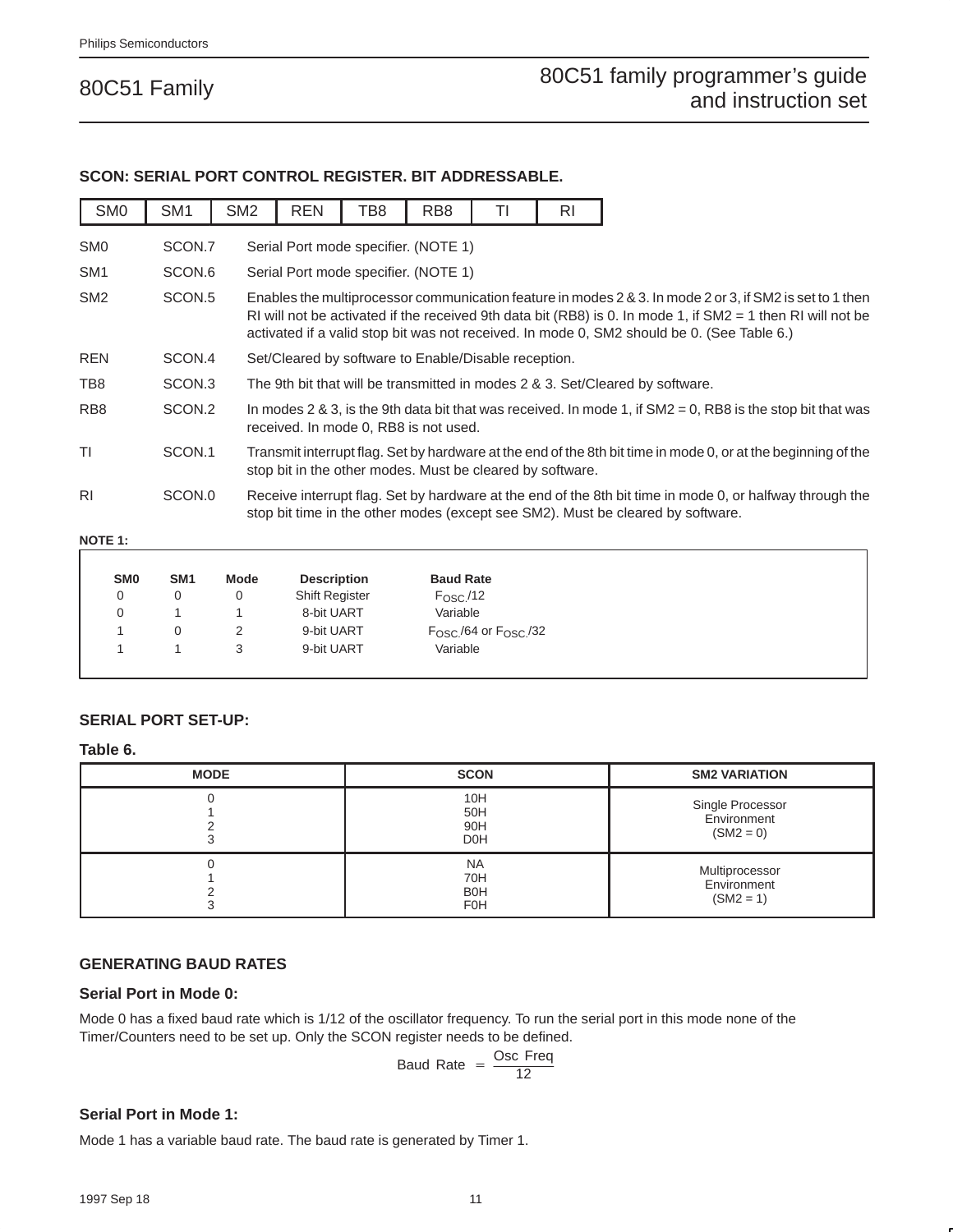## SCON: SERIAL PORT CONTROL REGISTER. BIT ADDRESSABLE.

| SM0 | SM1 | SM2 | REN | TB8 | RB8 | TI | RI |
|---|---|---|---|---|---|---|---|

| | | |
|---|---|---|
| SM0 | SCON.7 | Serial Port mode specifier. (NOTE 1) |
| SM1 | SCON.6 | Serial Port mode specifier. (NOTE 1) |
| SM2 | SCON.5 | Enables the multiprocessor communication feature in modes 2 & 3. In mode 2 or 3, if SM2 is set to 1 then RI will not be activated if the received 9th data bit (RB8) is 0. In mode 1, if SM2 = 1 then RI will not be activated if a valid stop bit was not received. In mode 0, SM2 should be 0. (See Table 6.) |
| REN | SCON.4 | Set/Cleared by software to Enable/Disable reception. |
| TB8 | SCON.3 | The 9th bit that will be transmitted in modes 2 & 3. Set/Cleared by software. |
| RB8 | SCON.2 | In modes 2 & 3, is the 9th data bit that was received. In mode 1, if SM2 = 0, RB8 is the stop bit that was received. In mode 0, RB8 is not used. |
| TI | SCON.1 | Transmit interrupt flag. Set by hardware at the end of the 8th bit time in mode 0, or at the beginning of the stop bit in the other modes. Must be cleared by software. |
| RI | SCON.0 | Receive interrupt flag. Set by hardware at the end of the 8th bit time in mode 0, or halfway through the stop bit time in the other modes (except see SM2). Must be cleared by software. |

**NOTE 1:**

| SM0 | SM1 | Mode | Description | Baud Rate |
|---|---|---|---|---|
| 0 | 0 | 0 | Shift Register | $F_{OSC.}/12$ |
| 0 | 1 | 1 | 8-bit UART | Variable |
| 1 | 0 | 2 | 9-bit UART | $F_{OSC.}/64$ or $F_{OSC.}/32$ |
| 1 | 1 | 3 | 9-bit UART | Variable |

## SERIAL PORT SET-UP:

### Table 6.

| MODE | SCON | SM2 VARIATION |
|---|---|---|
| 0<br>1<br>2<br>3 | 10H<br>50H<br>90H<br>D0H | Single Processor Environment (SM2 = 0) |
| 0<br>1<br>2<br>3 | NA<br>70H<br>B0H<br>F0H | Multiprocessor Environment (SM2 = 1) |

## GENERATING BAUD RATES

### Serial Port in Mode 0:

Mode 0 has a fixed baud rate which is 1/12 of the oscillator frequency. To run the serial port in this mode none of the Timer/Counters need to be set up. Only the SCON register needs to be defined.

$$\text{Baud Rate} = \frac{\text{Osc Freq}}{12}$$

### Serial Port in Mode 1:

Mode 1 has a variable baud rate. The baud rate is generated by Timer 1.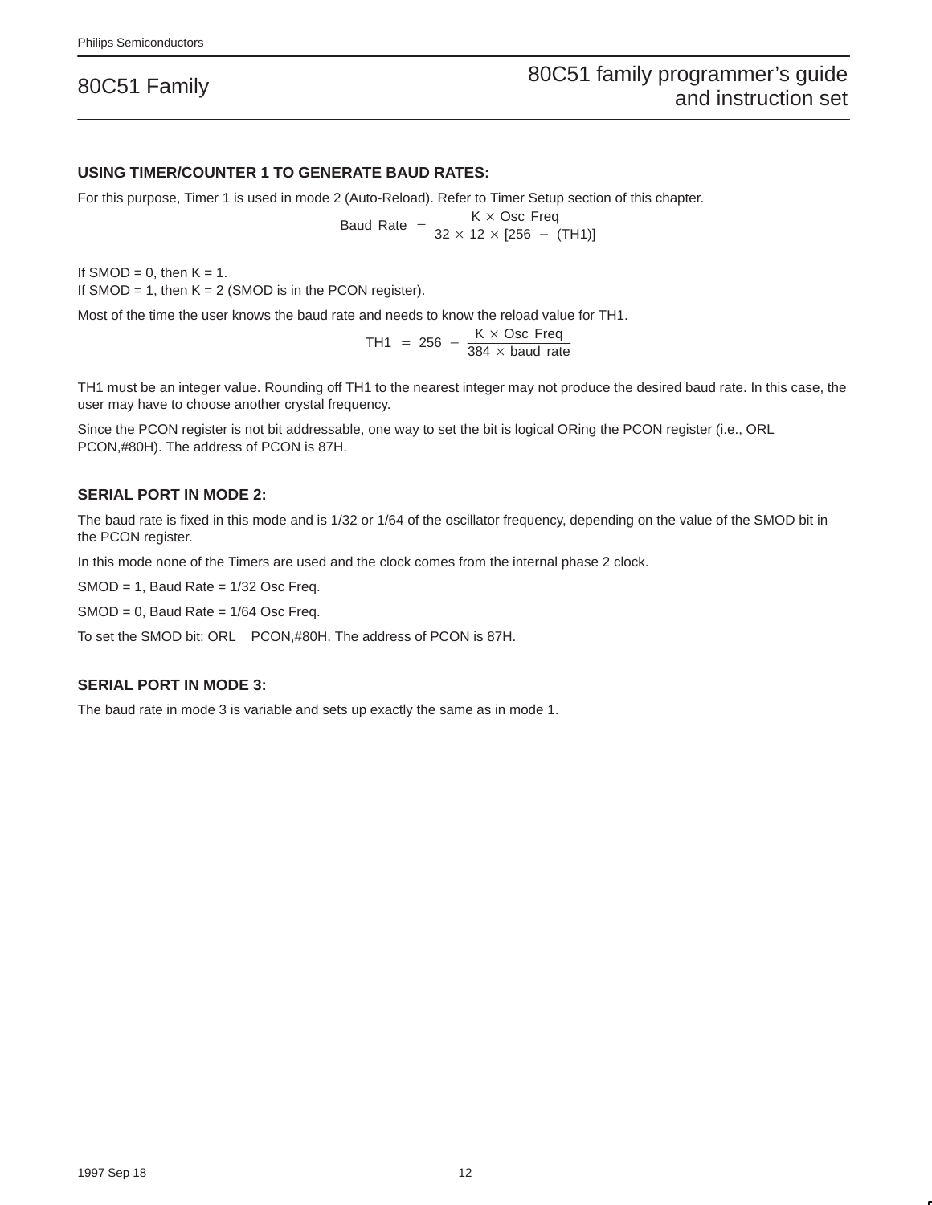### USING TIMER/COUNTER 1 TO GENERATE BAUD RATES:

For this purpose, Timer 1 is used in mode 2 (Auto-Reload). Refer to Timer Setup section of this chapter.

$$\text{Baud Rate} = \frac{K \times \text{Osc Freq}}{32 \times 12 \times [256 - (\text{TH1})]}$$

If SMOD = 0, then K = 1.
If SMOD = 1, then K = 2 (SMOD is in the PCON register).

Most of the time the user knows the baud rate and needs to know the reload value for TH1.

$$\text{TH1} = 256 - \frac{K \times \text{Osc Freq}}{384 \times \text{baud rate}}$$

TH1 must be an integer value. Rounding off TH1 to the nearest integer may not produce the desired baud rate. In this case, the user may have to choose another crystal frequency.

Since the PCON register is not bit addressable, one way to set the bit is logical ORing the PCON register (i.e., ORL PCON,#80H). The address of PCON is 87H.

### SERIAL PORT IN MODE 2:

The baud rate is fixed in this mode and is 1/32 or 1/64 of the oscillator frequency, depending on the value of the SMOD bit in the PCON register.

In this mode none of the Timers are used and the clock comes from the internal phase 2 clock.

SMOD = 1, Baud Rate = 1/32 Osc Freq.

SMOD = 0, Baud Rate = 1/64 Osc Freq.

To set the SMOD bit: ORL PCON,#80H. The address of PCON is 87H.

### SERIAL PORT IN MODE 3:

The baud rate in mode 3 is variable and sets up exactly the same as in mode 1.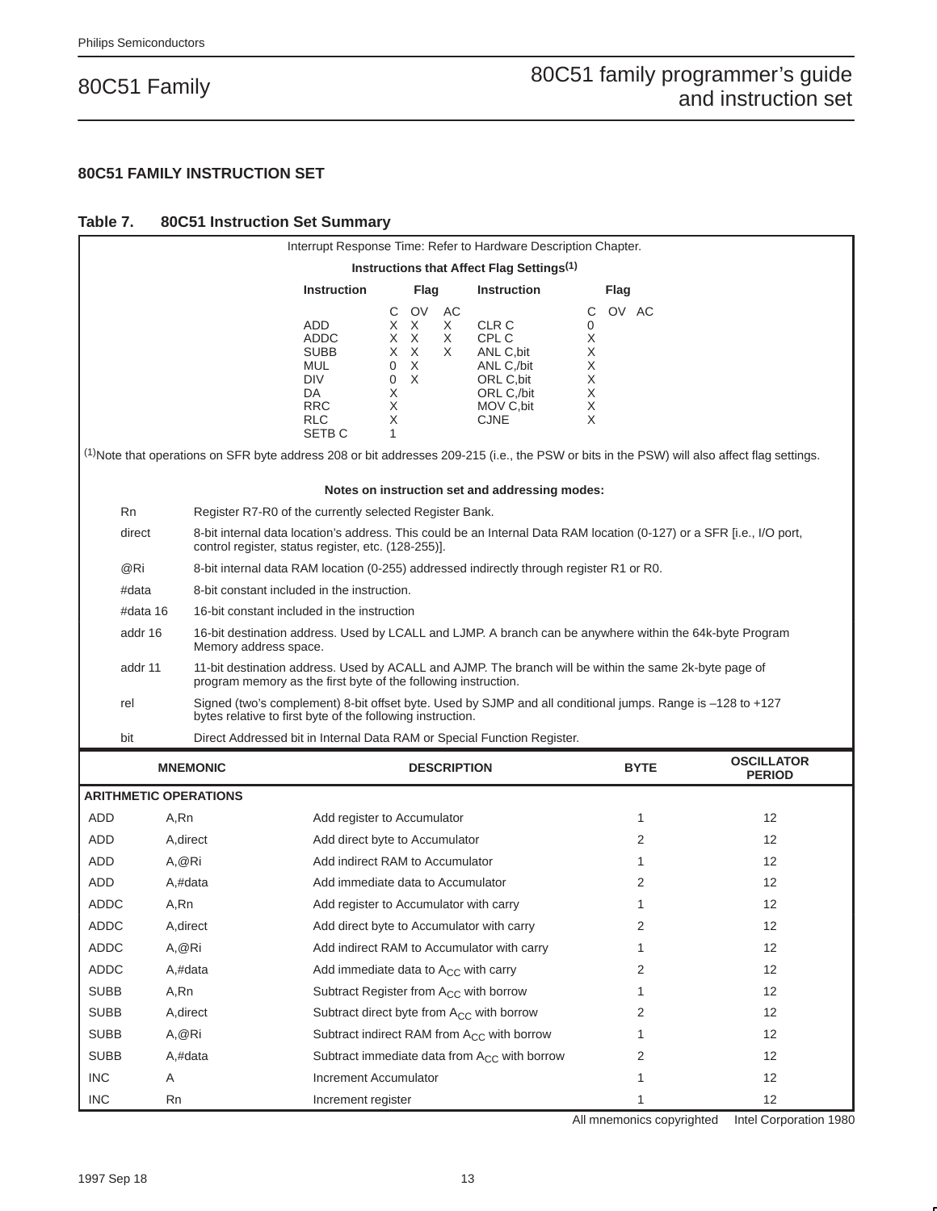## 80C51 FAMILY INSTRUCTION SET

### Table 7. 80C51 Instruction Set Summary

Interrupt Response Time: Refer to Hardware Description Chapter.

**Instructions that Affect Flag Settings**[1]

| Instruction | C | OV | AC | Instruction | C | OV | AC |
|---|---|---|---|---|---|---|---|
| ADD | X | X | X | CLR C | 0 | | |
| ADDC | X | X | X | CPL C | X | | |
| SUBB | X | X | X | ANL C,bit | X | | |
| MUL | 0 | X | | ANL C,/bit | X | | |
| DIV | 0 | X | | ORL C,bit | X | | |
| DA | X | | | ORL C,/bit | X | | |
| RRC | X | | | MOV C,bit | X | | |
| RLC | X | | | CJNE | X | | |
| SETB C | 1 | | | | | | |

[1]Note that operations on SFR byte address 208 or bit addresses 209-215 (i.e., the PSW or bits in the PSW) will also affect flag settings.

**Notes on instruction set and addressing modes:**

| | |
|---|---|
| Rn | Register R7-R0 of the currently selected Register Bank. |
| direct | 8-bit internal data location's address. This could be an Internal Data RAM location (0-127) or a SFR [i.e., I/O port, control register, status register, etc. (128-255)]. |
| @Ri | 8-bit internal data RAM location (0-255) addressed indirectly through register R1 or R0. |
| #data | 8-bit constant included in the instruction. |
| #data 16 | 16-bit constant included in the instruction |
| addr 16 | 16-bit destination address. Used by LCALL and LJMP. A branch can be anywhere within the 64k-byte Program Memory address space. |
| addr 11 | 11-bit destination address. Used by ACALL and AJMP. The branch will be within the same 2k-byte page of program memory as the first byte of the following instruction. |
| rel | Signed (two's complement) 8-bit offset byte. Used by SJMP and all conditional jumps. Range is –128 to +127 bytes relative to first byte of the following instruction. |
| bit | Direct Addressed bit in Internal Data RAM or Special Function Register. |

| MNEMONIC | | DESCRIPTION | BYTE | OSCILLATOR PERIOD |
|---|---|---|---|---|
| **ARITHMETIC OPERATIONS** | | | | |
| ADD | A,Rn | Add register to Accumulator | 1 | 12 |
| ADD | A,direct | Add direct byte to Accumulator | 2 | 12 |
| ADD | A,@Ri | Add indirect RAM to Accumulator | 1 | 12 |
| ADD | A,#data | Add immediate data to Accumulator | 2 | 12 |
| ADDC | A,Rn | Add register to Accumulator with carry | 1 | 12 |
| ADDC | A,direct | Add direct byte to Accumulator with carry | 2 | 12 |
| ADDC | A,@Ri | Add indirect RAM to Accumulator with carry | 1 | 12 |
| ADDC | A,#data | Add immediate data to $A_{CC}$ with carry | 2 | 12 |
| SUBB | A,Rn | Subtract Register from $A_{CC}$ with borrow | 1 | 12 |
| SUBB | A,direct | Subtract direct byte from $A_{CC}$ with borrow | 2 | 12 |
| SUBB | A,@Ri | Subtract indirect RAM from $A_{CC}$ with borrow | 1 | 12 |
| SUBB | A,#data | Subtract immediate data from $A_{CC}$ with borrow | 2 | 12 |
| INC | A | Increment Accumulator | 1 | 12 |
| INC | Rn | Increment register | 1 | 12 |

All mnemonics copyrighted Intel Corporation 1980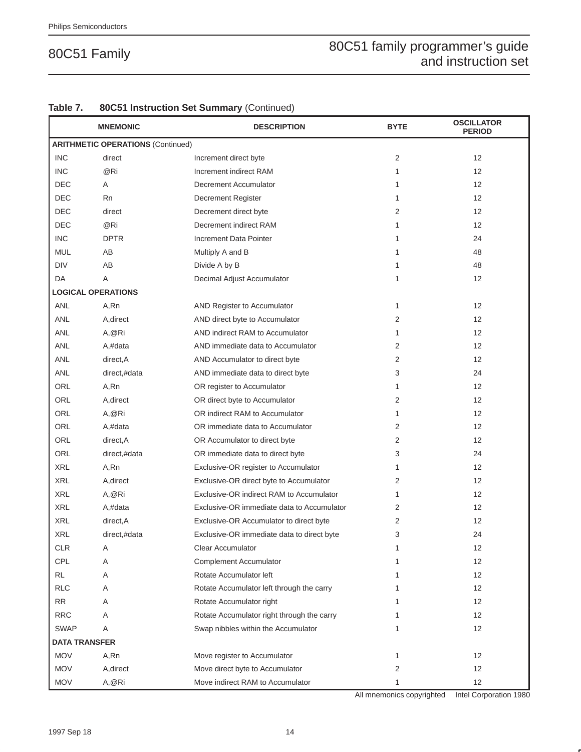**Table 7. 80C51 Instruction Set Summary** (Continued)

| MNEMONIC | | DESCRIPTION | BYTE | OSCILLATOR PERIOD |
|---|---|---|---|---|
| **ARITHMETIC OPERATIONS** (Continued) | | | | |
| INC | direct | Increment direct byte | 2 | 12 |
| INC | @Ri | Increment indirect RAM | 1 | 12 |
| DEC | A | Decrement Accumulator | 1 | 12 |
| DEC | Rn | Decrement Register | 1 | 12 |
| DEC | direct | Decrement direct byte | 2 | 12 |
| DEC | @Ri | Decrement indirect RAM | 1 | 12 |
| INC | DPTR | Increment Data Pointer | 1 | 24 |
| MUL | AB | Multiply A and B | 1 | 48 |
| DIV | AB | Divide A by B | 1 | 48 |
| DA | A | Decimal Adjust Accumulator | 1 | 12 |
| **LOGICAL OPERATIONS** | | | | |
| ANL | A,Rn | AND Register to Accumulator | 1 | 12 |
| ANL | A,direct | AND direct byte to Accumulator | 2 | 12 |
| ANL | A,@Ri | AND indirect RAM to Accumulator | 1 | 12 |
| ANL | A,#data | AND immediate data to Accumulator | 2 | 12 |
| ANL | direct,A | AND Accumulator to direct byte | 2 | 12 |
| ANL | direct,#data | AND immediate data to direct byte | 3 | 24 |
| ORL | A,Rn | OR register to Accumulator | 1 | 12 |
| ORL | A,direct | OR direct byte to Accumulator | 2 | 12 |
| ORL | A,@Ri | OR indirect RAM to Accumulator | 1 | 12 |
| ORL | A,#data | OR immediate data to Accumulator | 2 | 12 |
| ORL | direct,A | OR Accumulator to direct byte | 2 | 12 |
| ORL | direct,#data | OR immediate data to direct byte | 3 | 24 |
| XRL | A,Rn | Exclusive-OR register to Accumulator | 1 | 12 |
| XRL | A,direct | Exclusive-OR direct byte to Accumulator | 2 | 12 |
| XRL | A,@Ri | Exclusive-OR indirect RAM to Accumulator | 1 | 12 |
| XRL | A,#data | Exclusive-OR immediate data to Accumulator | 2 | 12 |
| XRL | direct,A | Exclusive-OR Accumulator to direct byte | 2 | 12 |
| XRL | direct,#data | Exclusive-OR immediate data to direct byte | 3 | 24 |
| CLR | A | Clear Accumulator | 1 | 12 |
| CPL | A | Complement Accumulator | 1 | 12 |
| RL | A | Rotate Accumulator left | 1 | 12 |
| RLC | A | Rotate Accumulator left through the carry | 1 | 12 |
| RR | A | Rotate Accumulator right | 1 | 12 |
| RRC | A | Rotate Accumulator right through the carry | 1 | 12 |
| SWAP | A | Swap nibbles within the Accumulator | 1 | 12 |
| **DATA TRANSFER** | | | | |
| MOV | A,Rn | Move register to Accumulator | 1 | 12 |
| MOV | A,direct | Move direct byte to Accumulator | 2 | 12 |
| MOV | A,@Ri | Move indirect RAM to Accumulator | 1 | 12 |

All mnemonics copyrighted © Intel Corporation 1980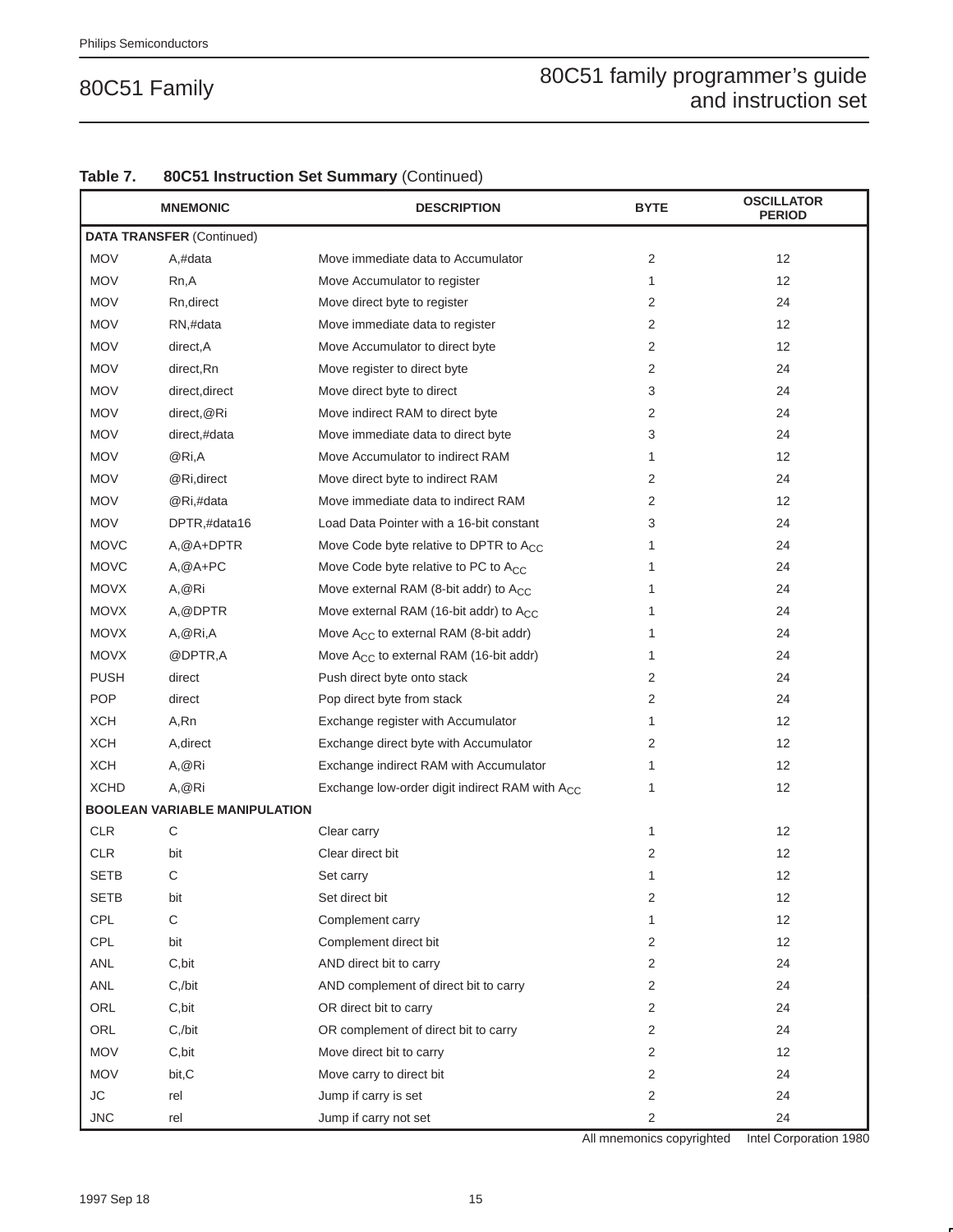**Table 7. 80C51 Instruction Set Summary** (Continued)

| MNEMONIC | | DESCRIPTION | BYTE | OSCILLATOR PERIOD |
|---|---|---|---|---|
| **DATA TRANSFER** (Continued) | | | | |
| MOV | A,#data | Move immediate data to Accumulator | 2 | 12 |
| MOV | Rn,A | Move Accumulator to register | 1 | 12 |
| MOV | Rn,direct | Move direct byte to register | 2 | 24 |
| MOV | RN,#data | Move immediate data to register | 2 | 12 |
| MOV | direct,A | Move Accumulator to direct byte | 2 | 12 |
| MOV | direct,Rn | Move register to direct byte | 2 | 24 |
| MOV | direct,direct | Move direct byte to direct | 3 | 24 |
| MOV | direct,@Ri | Move indirect RAM to direct byte | 2 | 24 |
| MOV | direct,#data | Move immediate data to direct byte | 3 | 24 |
| MOV | @Ri,A | Move Accumulator to indirect RAM | 1 | 12 |
| MOV | @Ri,direct | Move direct byte to indirect RAM | 2 | 24 |
| MOV | @Ri,#data | Move immediate data to indirect RAM | 2 | 12 |
| MOV | DPTR,#data16 | Load Data Pointer with a 16-bit constant | 3 | 24 |
| MOVC | A,@A+DPTR | Move Code byte relative to DPTR to $A_{CC}$ | 1 | 24 |
| MOVC | A,@A+PC | Move Code byte relative to PC to $A_{CC}$ | 1 | 24 |
| MOVX | A,@Ri | Move external RAM (8-bit addr) to $A_{CC}$ | 1 | 24 |
| MOVX | A,@DPTR | Move external RAM (16-bit addr) to $A_{CC}$ | 1 | 24 |
| MOVX | A,@Ri,A | Move $A_{CC}$ to external RAM (8-bit addr) | 1 | 24 |
| MOVX | @DPTR,A | Move $A_{CC}$ to external RAM (16-bit addr) | 1 | 24 |
| PUSH | direct | Push direct byte onto stack | 2 | 24 |
| POP | direct | Pop direct byte from stack | 2 | 24 |
| XCH | A,Rn | Exchange register with Accumulator | 1 | 12 |
| XCH | A,direct | Exchange direct byte with Accumulator | 2 | 12 |
| XCH | A,@Ri | Exchange indirect RAM with Accumulator | 1 | 12 |
| XCHD | A,@Ri | Exchange low-order digit indirect RAM with $A_{CC}$ | 1 | 12 |
| **BOOLEAN VARIABLE MANIPULATION** | | | | |
| CLR | C | Clear carry | 1 | 12 |
| CLR | bit | Clear direct bit | 2 | 12 |
| SETB | C | Set carry | 1 | 12 |
| SETB | bit | Set direct bit | 2 | 12 |
| CPL | C | Complement carry | 1 | 12 |
| CPL | bit | Complement direct bit | 2 | 12 |
| ANL | C,bit | AND direct bit to carry | 2 | 24 |
| ANL | C,/bit | AND complement of direct bit to carry | 2 | 24 |
| ORL | C,bit | OR direct bit to carry | 2 | 24 |
| ORL | C,/bit | OR complement of direct bit to carry | 2 | 24 |
| MOV | C,bit | Move direct bit to carry | 2 | 12 |
| MOV | bit,C | Move carry to direct bit | 2 | 24 |
| JC | rel | Jump if carry is set | 2 | 24 |
| JNC | rel | Jump if carry not set | 2 | 24 |

All mnemonics copyrighted Intel Corporation 1980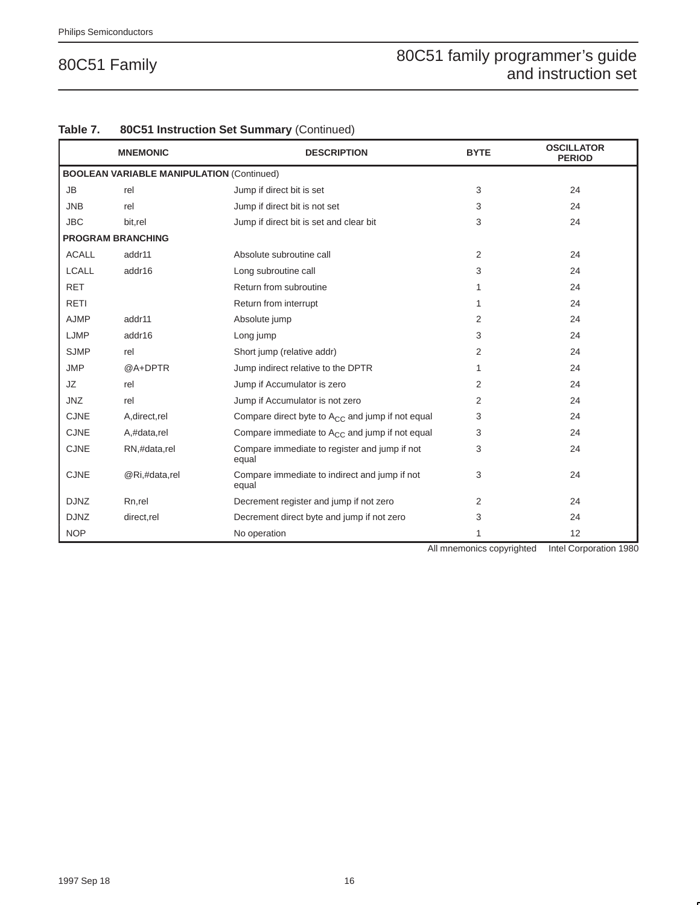**Table 7. 80C51 Instruction Set Summary** (Continued)

| MNEMONIC | | DESCRIPTION | BYTE | OSCILLATOR PERIOD |
|---|---|---|---|---|
| **BOOLEAN VARIABLE MANIPULATION** (Continued) | | | | |
| JB | rel | Jump if direct bit is set | 3 | 24 |
| JNB | rel | Jump if direct bit is not set | 3 | 24 |
| JBC | bit,rel | Jump if direct bit is set and clear bit | 3 | 24 |
| **PROGRAM BRANCHING** | | | | |
| ACALL | addr11 | Absolute subroutine call | 2 | 24 |
| LCALL | addr16 | Long subroutine call | 3 | 24 |
| RET | | Return from subroutine | 1 | 24 |
| RETI | | Return from interrupt | 1 | 24 |
| AJMP | addr11 | Absolute jump | 2 | 24 |
| LJMP | addr16 | Long jump | 3 | 24 |
| SJMP | rel | Short jump (relative addr) | 2 | 24 |
| JMP | @A+DPTR | Jump indirect relative to the DPTR | 1 | 24 |
| JZ | rel | Jump if Accumulator is zero | 2 | 24 |
| JNZ | rel | Jump if Accumulator is not zero | 2 | 24 |
| CJNE | A,direct,rel | Compare direct byte to $A_{CC}$ and jump if not equal | 3 | 24 |
| CJNE | A,#data,rel | Compare immediate to $A_{CC}$ and jump if not equal | 3 | 24 |
| CJNE | RN,#data,rel | Compare immediate to register and jump if not equal | 3 | 24 |
| CJNE | @Ri,#data,rel | Compare immediate to indirect and jump if not equal | 3 | 24 |
| DJNZ | Rn,rel | Decrement register and jump if not zero | 2 | 24 |
| DJNZ | direct,rel | Decrement direct byte and jump if not zero | 3 | 24 |
| NOP | | No operation | 1 | 12 |

All mnemonics copyrighted © Intel Corporation 1980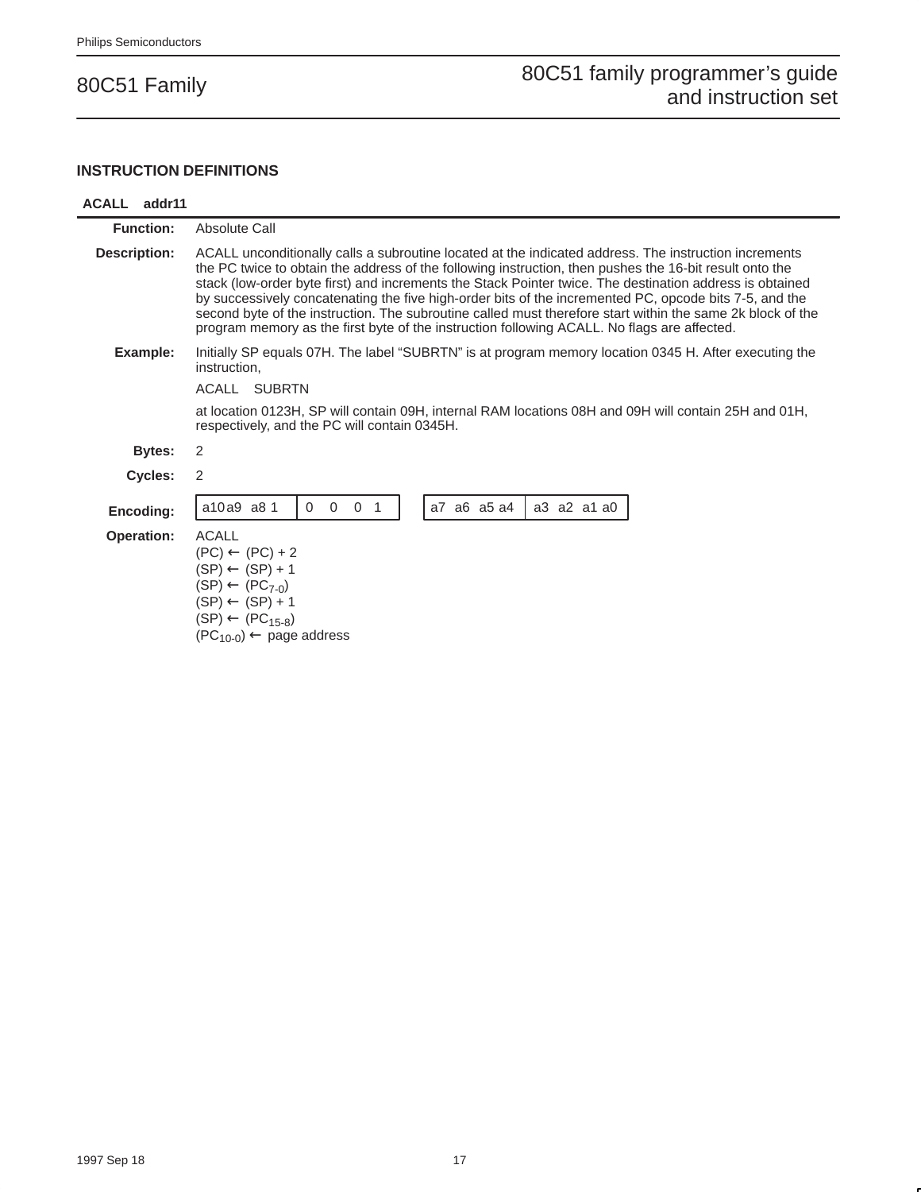## INSTRUCTION DEFINITIONS

### ACALL addr11

**Function:** Absolute Call

**Description:** ACALL unconditionally calls a subroutine located at the indicated address. The instruction increments the PC twice to obtain the address of the following instruction, then pushes the 16-bit result onto the stack (low-order byte first) and increments the Stack Pointer twice. The destination address is obtained by successively concatenating the five high-order bits of the incremented PC, opcode bits 7-5, and the second byte of the instruction. The subroutine called must therefore start within the same 2k block of the program memory as the first byte of the instruction following ACALL. No flags are affected.

**Example:** Initially SP equals 07H. The label "SUBRTN" is at program memory location 0345 H. After executing the instruction,

ACALL SUBRTN

at location 0123H, SP will contain 09H, internal RAM locations 08H and 09H will contain 25H and 01H, respectively, and the PC will contain 0345H.

**Bytes:** 2

**Cycles:** 2

**Encoding:**

| a10 a9 a8 1 | 0 0 0 1 | | a7 a6 a5 a4 | a3 a2 a1 a0 |
|---|---|---|---|---|

**Operation:** ACALL
$(PC) \leftarrow (PC) + 2$
$(SP) \leftarrow (SP) + 1$
$((SP)) \leftarrow (PC_{7-0})$
$(SP) \leftarrow (SP) + 1$
$((SP)) \leftarrow (PC_{15-8})$
$(PC_{10-0}) \leftarrow$ page address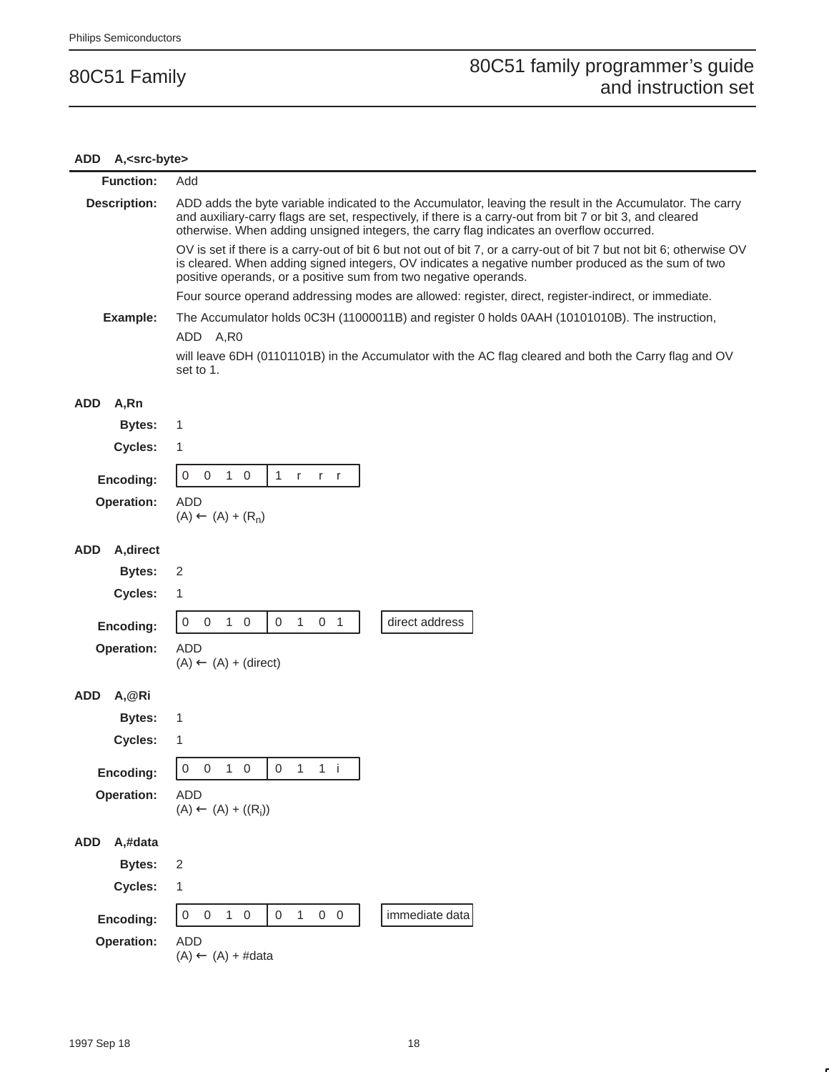## ADD A,<src-byte>

**Function:** Add

**Description:** ADD adds the byte variable indicated to the Accumulator, leaving the result in the Accumulator. The carry and auxiliary-carry flags are set, respectively, if there is a carry-out from bit 7 or bit 3, and cleared otherwise. When adding unsigned integers, the carry flag indicates an overflow occurred.

OV is set if there is a carry-out of bit 6 but not out of bit 7, or a carry-out of bit 7 but not bit 6; otherwise OV is cleared. When adding signed integers, OV indicates a negative number produced as the sum of two positive operands, or a positive sum from two negative operands.

Four source operand addressing modes are allowed: register, direct, register-indirect, or immediate.

**Example:** The Accumulator holds 0C3H (11000011B) and register 0 holds 0AAH (10101010B). The instruction,

ADD A,R0

will leave 6DH (01101101B) in the Accumulator with the AC flag cleared and both the Carry flag and OV set to 1.

### ADD A,Rn

**Bytes:** 1

**Cycles:** 1

**Encoding:**

| 0 0 1 0 | 1 r r r |
|---|---|

**Operation:** ADD
$(A) \leftarrow (A) + (R_n)$

### ADD A,direct

**Bytes:** 2

**Cycles:** 1

**Encoding:**

| 0 0 1 0 | 0 1 0 1 | direct address |
|---|---|---|

**Operation:** ADD
$(A) \leftarrow (A) + (direct)$

### ADD A,@Ri

**Bytes:** 1

**Cycles:** 1

**Encoding:**

| 0 0 1 0 | 0 1 1 i |
|---|---|

**Operation:** ADD
$(A) \leftarrow (A) + ((R_i))$

### ADD A,#data

**Bytes:** 2

**Cycles:** 1

**Encoding:**

| 0 0 1 0 | 0 1 0 0 | immediate data |
|---|---|---|

**Operation:** ADD
$(A) \leftarrow (A) + \#data$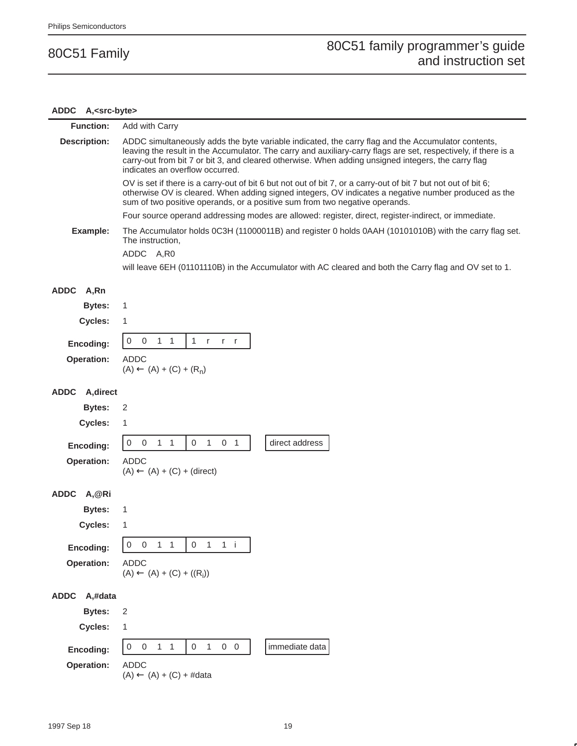## ADDC A,<src-byte>

**Function:** Add with Carry

**Description:** ADDC simultaneously adds the byte variable indicated, the carry flag and the Accumulator contents, leaving the result in the Accumulator. The carry and auxiliary-carry flags are set, respectively, if there is a carry-out from bit 7 or bit 3, and cleared otherwise. When adding unsigned integers, the carry flag indicates an overflow occurred.

OV is set if there is a carry-out of bit 6 but not out of bit 7, or a carry-out of bit 7 but not out of bit 6; otherwise OV is cleared. When adding signed integers, OV indicates a negative number produced as the sum of two positive operands, or a positive sum from two negative operands.

Four source operand addressing modes are allowed: register, direct, register-indirect, or immediate.

**Example:** The Accumulator holds 0C3H (11000011B) and register 0 holds 0AAH (10101010B) with the carry flag set. The instruction,

```
ADDC    A,R0
```

will leave 6EH (01101110B) in the Accumulator with AC cleared and both the Carry flag and OV set to 1.

### ADDC A,Rn

**Bytes:** 1

**Cycles:** 1

**Encoding:**

| 0 0 1 1 | 1 r r r |
|---|---|

**Operation:** ADDC
$(A) \leftarrow (A) + (C) + (R_n)$

### ADDC A,direct

**Bytes:** 2

**Cycles:** 1

**Encoding:**

| 0 0 1 1 | 0 1 0 1 | | direct address |
|---|---|---|---|

**Operation:** ADDC
$(A) \leftarrow (A) + (C) + (\text{direct})$

### ADDC A,@Ri

**Bytes:** 1

**Cycles:** 1

**Encoding:**

| 0 0 1 1 | 0 1 1 i |
|---|---|

**Operation:** ADDC
$(A) \leftarrow (A) + (C) + ((R_i))$

### ADDC A,#data

**Bytes:** 2

**Cycles:** 1

**Encoding:**

| 0 0 1 1 | 0 1 0 0 | | immediate data |
|---|---|---|---|

**Operation:** ADDC
$(A) \leftarrow (A) + (C) + \#data$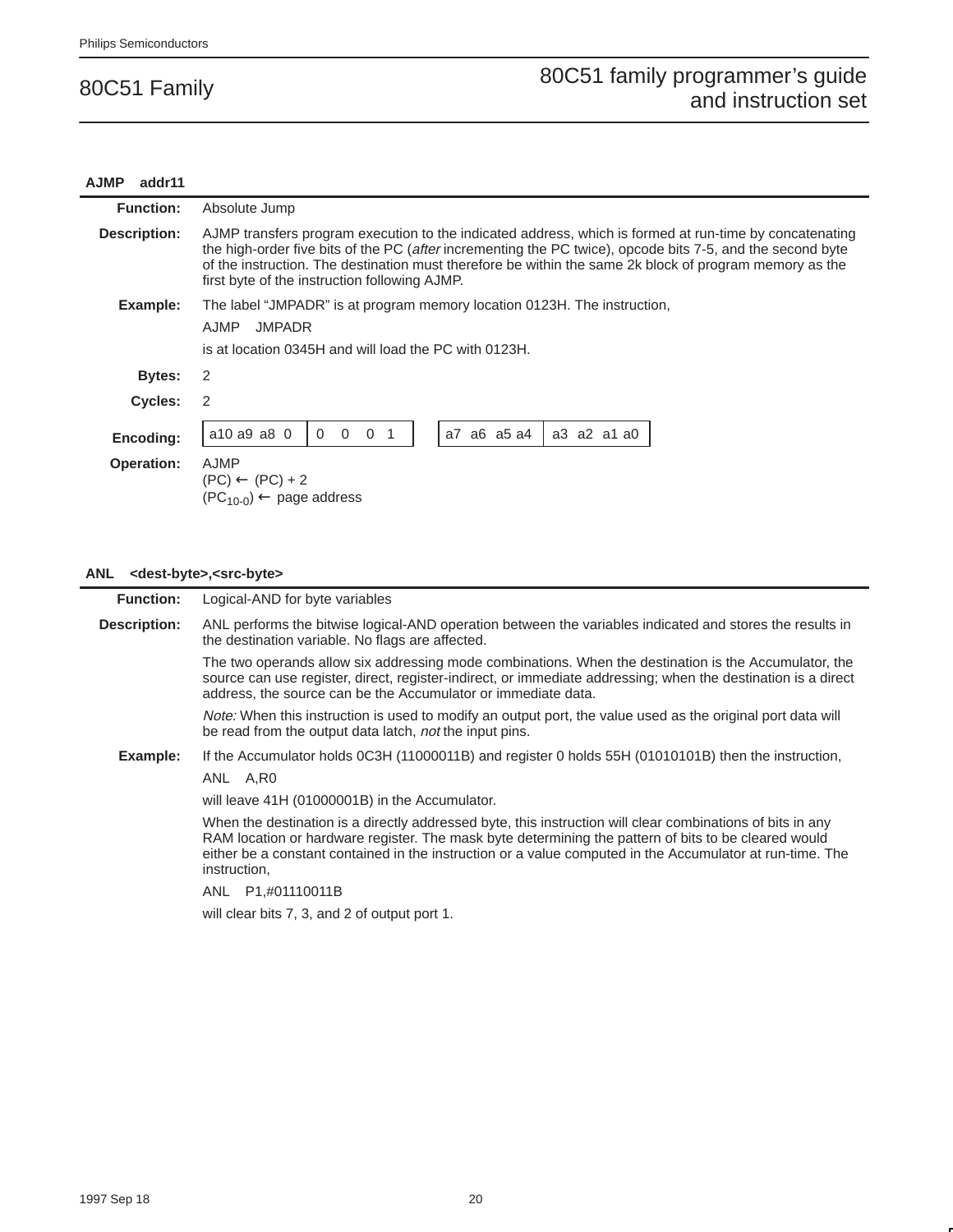### AJMP addr11

**Function:** Absolute Jump

**Description:** AJMP transfers program execution to the indicated address, which is formed at run-time by concatenating the high-order five bits of the PC (*after* incrementing the PC twice), opcode bits 7-5, and the second byte of the instruction. The destination must therefore be within the same 2k block of program memory as the first byte of the instruction following AJMP.

**Example:** The label "JMPADR" is at program memory location 0123H. The instruction,

```
AJMP    JMPADR
```

is at location 0345H and will load the PC with 0123H.

**Bytes:** 2

**Cycles:** 2

**Encoding:**

| a10 a9 a8 0 | 0 0 0 1 | | a7 a6 a5 a4 | a3 a2 a1 a0 |
|---|---|---|---|---|

**Operation:** AJMP
(PC) ← (PC) + 2
($PC_{10-0}$) ← page address

### ANL <dest-byte>,<src-byte>

**Function:** Logical-AND for byte variables

**Description:** ANL performs the bitwise logical-AND operation between the variables indicated and stores the results in the destination variable. No flags are affected.

The two operands allow six addressing mode combinations. When the destination is the Accumulator, the source can use register, direct, register-indirect, or immediate addressing; when the destination is a direct address, the source can be the Accumulator or immediate data.

*Note:* When this instruction is used to modify an output port, the value used as the original port data will be read from the output data latch, *not* the input pins.

**Example:** If the Accumulator holds 0C3H (11000011B) and register 0 holds 55H (01010101B) then the instruction,

```
ANL    A,R0
```

will leave 41H (01000001B) in the Accumulator.

When the destination is a directly addressed byte, this instruction will clear combinations of bits in any RAM location or hardware register. The mask byte determining the pattern of bits to be cleared would either be a constant contained in the instruction or a value computed in the Accumulator at run-time. The instruction,

```
ANL    P1,#01110011B
```

will clear bits 7, 3, and 2 of output port 1.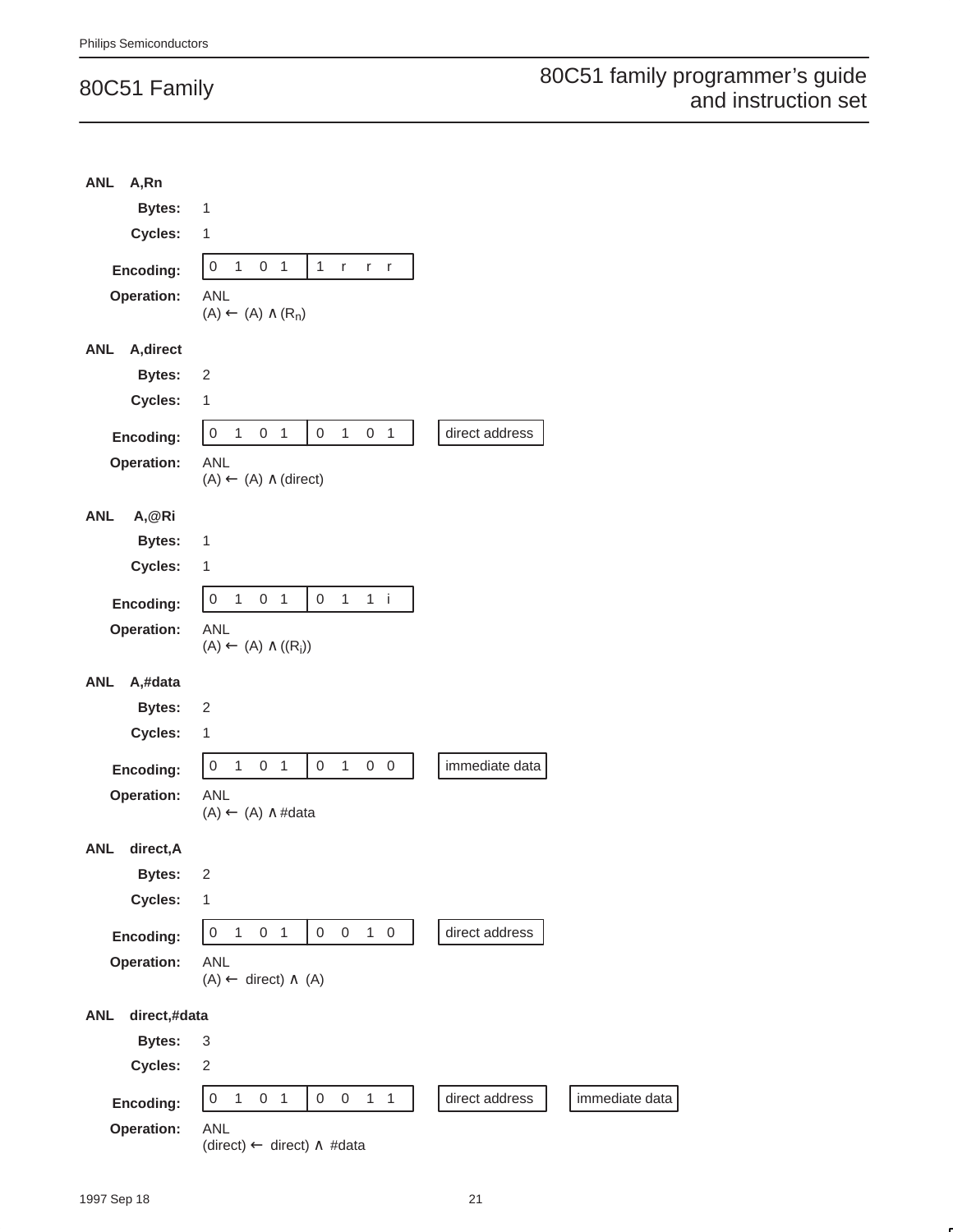**ANL A,Rn**

**Bytes:** 1

**Cycles:** 1

**Encoding:**

| 0 1 0 1 | 1 r r r |
|---|---|

**Operation:** ANL
(A) ← (A) ∧ ($R_n$)

**ANL A,direct**

**Bytes:** 2

**Cycles:** 1

**Encoding:**

| 0 1 0 1 | 0 1 0 1 | direct address |
|---|---|---|

**Operation:** ANL
(A) ← (A) ∧ (direct)

**ANL A,@Ri**

**Bytes:** 1

**Cycles:** 1

**Encoding:**

| 0 1 0 1 | 0 1 1 i |
|---|---|

**Operation:** ANL
(A) ← (A) ∧ (($R_i$))

**ANL A,#data**

**Bytes:** 2

**Cycles:** 1

**Encoding:**

| 0 1 0 1 | 0 1 0 0 | immediate data |
|---|---|---|

**Operation:** ANL
(A) ← (A) ∧ #data

**ANL direct,A**

**Bytes:** 2

**Cycles:** 1

**Encoding:**

| 0 1 0 1 | 0 0 1 0 | direct address |
|---|---|---|

**Operation:** ANL
(A) ← direct) ∧ (A)

**ANL direct,#data**

**Bytes:** 3

**Cycles:** 2

**Encoding:**

| 0 1 0 1 | 0 0 1 1 | direct address | immediate data |
|---|---|---|---|

**Operation:** ANL
(direct) ← direct) ∧ #data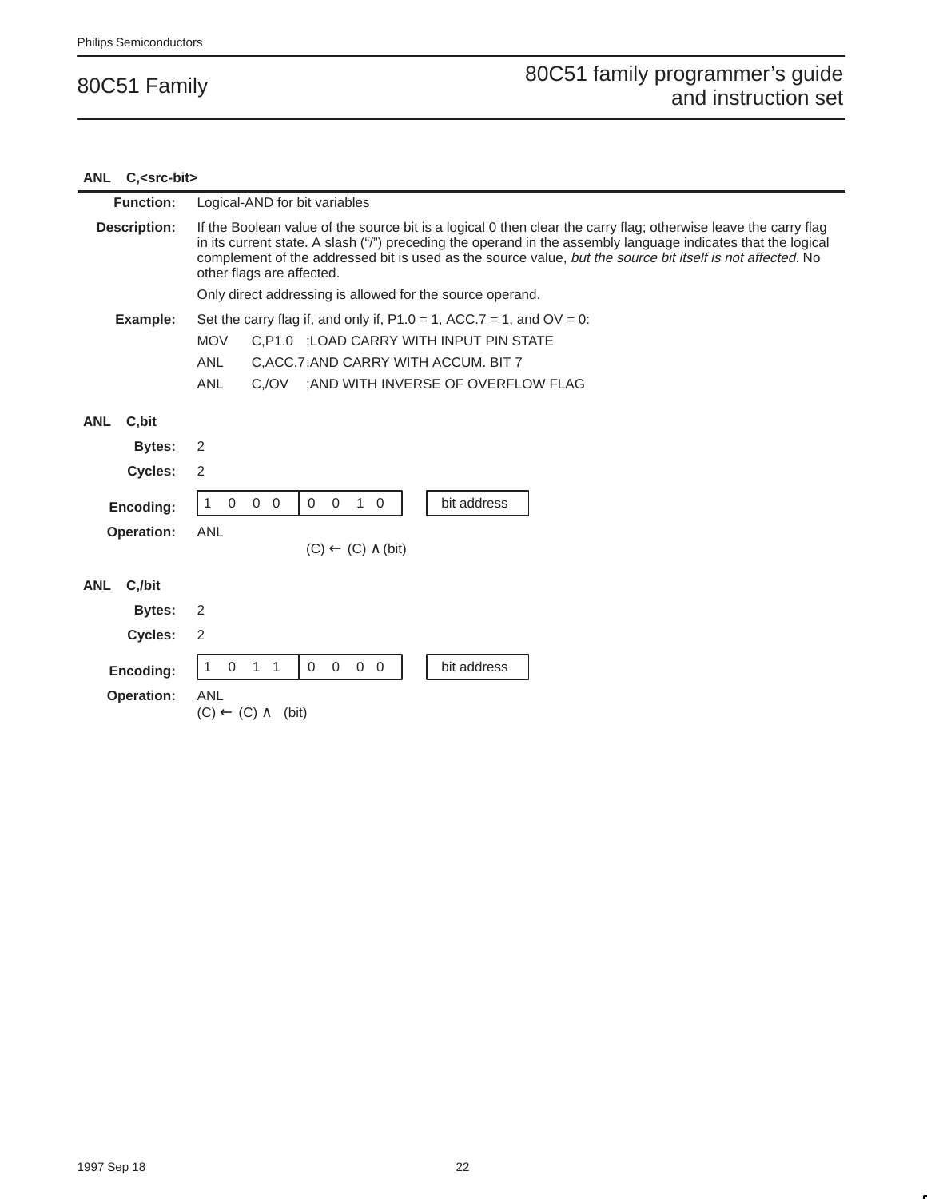## ANL C,<src-bit>

**Function:** Logical-AND for bit variables

**Description:** If the Boolean value of the source bit is a logical 0 then clear the carry flag; otherwise leave the carry flag in its current state. A slash ("/") preceding the operand in the assembly language indicates that the logical complement of the addressed bit is used as the source value, *but the source bit itself is not affected.* No other flags are affected.

Only direct addressing is allowed for the source operand.

**Example:** Set the carry flag if, and only if, P1.0 = 1, ACC.7 = 1, and OV = 0:

```
MOV    C,P1.0    ;LOAD CARRY WITH INPUT PIN STATE
ANL    C,ACC.7   ;AND CARRY WITH ACCUM. BIT 7
ANL    C,/OV     ;AND WITH INVERSE OF OVERFLOW FLAG
```

### ANL C,bit

**Bytes:** 2

**Cycles:** 2

**Encoding:**

| 1 0 0 0 | 0 0 1 0 | | bit address |
|---|---|---|---|

**Operation:** ANL
$(C) \leftarrow (C) \wedge (bit)$

### ANL C,/bit

**Bytes:** 2

**Cycles:** 2

**Encoding:**

| 1 0 1 1 | 0 0 0 0 | | bit address |
|---|---|---|---|

**Operation:** ANL
$(C) \leftarrow (C) \wedge \overline{(bit)}$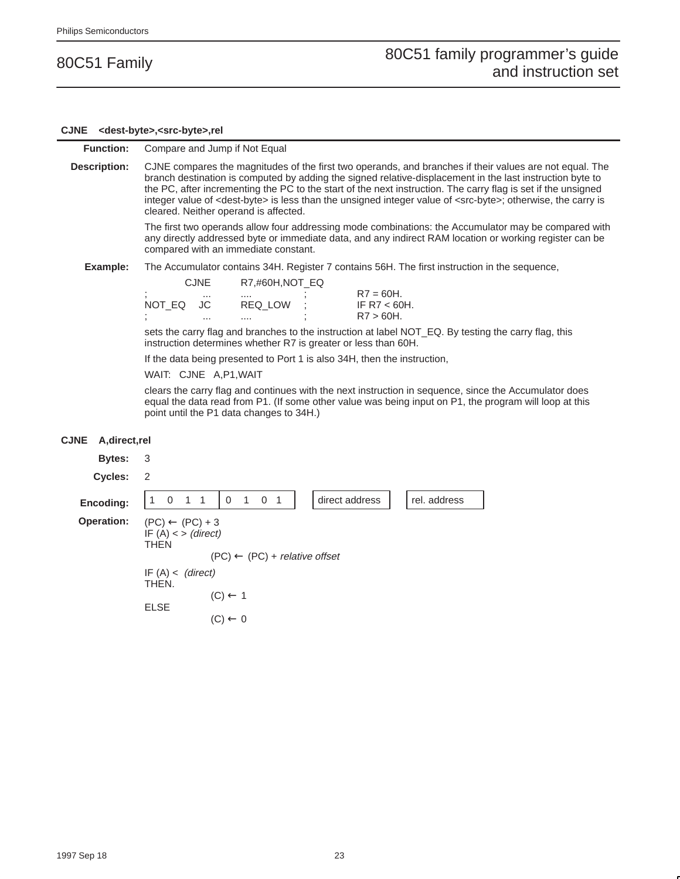### CJNE <dest-byte>,<src-byte>,rel

**Function:** Compare and Jump if Not Equal

**Description:** CJNE compares the magnitudes of the first two operands, and branches if their values are not equal. The branch destination is computed by adding the signed relative-displacement in the last instruction byte to the PC, after incrementing the PC to the start of the next instruction. The carry flag is set if the unsigned integer value of <dest-byte> is less than the unsigned integer value of <src-byte>; otherwise, the carry is cleared. Neither operand is affected.

The first two operands allow four addressing mode combinations: the Accumulator may be compared with any directly addressed byte or immediate data, and any indirect RAM location or working register can be compared with an immediate constant.

**Example:** The Accumulator contains 34H. Register 7 contains 56H. The first instruction in the sequence,

```
              CJNE     R7,#60H,NOT_EQ
;             ...      ....          ;        R7 = 60H.
NOT_EQ        JC       REQ_LOW       ;        IF R7 < 60H.
;             ...      ....          ;        R7 > 60H.
```

sets the carry flag and branches to the instruction at label NOT_EQ. By testing the carry flag, this instruction determines whether R7 is greater or less than 60H.

If the data being presented to Port 1 is also 34H, then the instruction,

```
WAIT:   CJNE   A,P1,WAIT
```

clears the carry flag and continues with the next instruction in sequence, since the Accumulator does equal the data read from P1. (If some other value was being input on P1, the program will loop at this point until the P1 data changes to 34H.)

### CJNE A,direct,rel

**Bytes:** 3

**Cycles:** 2

**Encoding:**

| 1 0 1 1 | 0 1 0 1 | direct address | rel. address |
|---|---|---|---|

**Operation:**

```
(PC) ← (PC) + 3
IF (A) < > (direct)
THEN
        (PC) ← (PC) + relative offset
IF (A) < (direct)
THEN
        (C) ← 1
ELSE
        (C) ← 0
```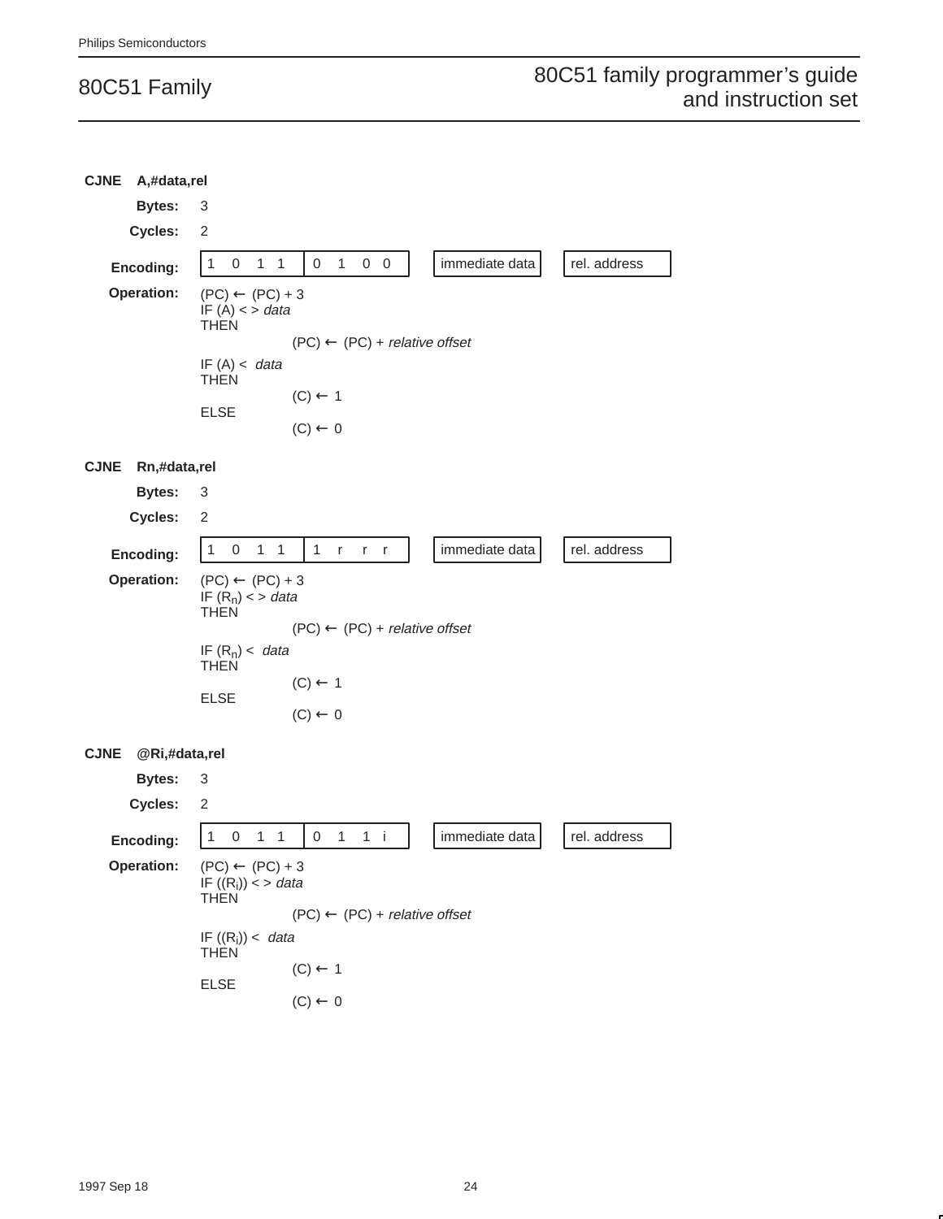### CJNE A,#data,rel

**Bytes:** 3

**Cycles:** 2

**Encoding:**

| 1 0 1 1 | 0 1 0 0 | immediate data | rel. address |
|---|---|---|---|

**Operation:**

(PC) ← (PC) + 3
IF (A) < > *data*
THEN
  (PC) ← (PC) + *relative offset*
IF (A) < *data*
THEN
  (C) ← 1
ELSE
  (C) ← 0

### CJNE Rn,#data,rel

**Bytes:** 3

**Cycles:** 2

**Encoding:**

| 1 0 1 1 | 1 r r r | immediate data | rel. address |
|---|---|---|---|

**Operation:**

(PC) ← (PC) + 3
IF ($R_n$) < > *data*
THEN
  (PC) ← (PC) + *relative offset*
IF ($R_n$) < *data*
THEN
  (C) ← 1
ELSE
  (C) ← 0

### CJNE @Ri,#data,rel

**Bytes:** 3

**Cycles:** 2

**Encoding:**

| 1 0 1 1 | 0 1 1 i | immediate data | rel. address |
|---|---|---|---|

**Operation:**

(PC) ← (PC) + 3
IF (($R_i$)) < > *data*
THEN
  (PC) ← (PC) + *relative offset*
IF (($R_i$)) < *data*
THEN
  (C) ← 1
ELSE
  (C) ← 0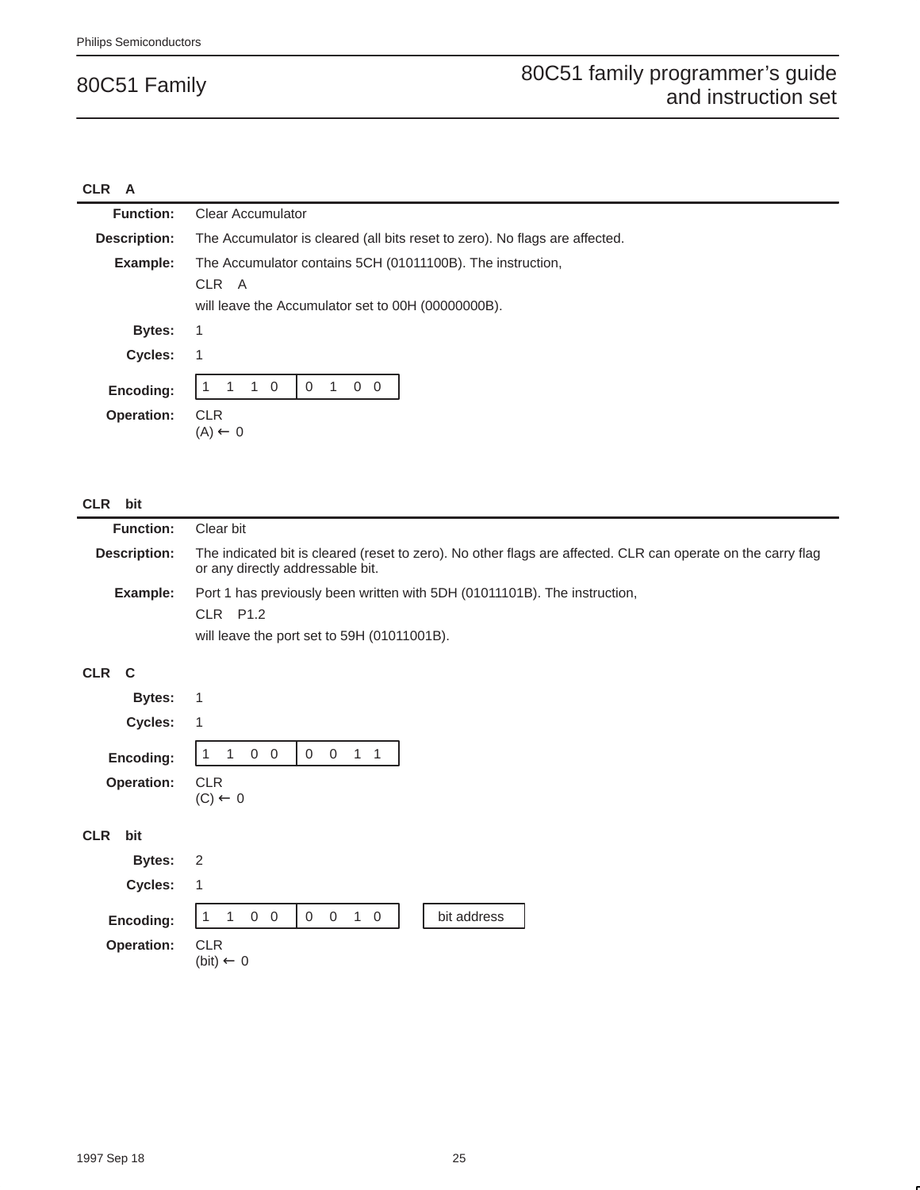### CLR A

**Function:** Clear Accumulator

**Description:** The Accumulator is cleared (all bits reset to zero). No flags are affected.

**Example:** The Accumulator contains 5CH (01011100B). The instruction,

CLR A

will leave the Accumulator set to 00H (00000000B).

**Bytes:** 1

**Cycles:** 1

**Encoding:**

| 1 1 1 0 | 0 1 0 0 |
|---|---|

**Operation:** CLR
(A) ← 0

### CLR bit

**Function:** Clear bit

**Description:** The indicated bit is cleared (reset to zero). No other flags are affected. CLR can operate on the carry flag or any directly addressable bit.

**Example:** Port 1 has previously been written with 5DH (01011101B). The instruction,

CLR P1.2

will leave the port set to 59H (01011001B).

**CLR C**

**Bytes:** 1

**Cycles:** 1

**Encoding:**

| 1 1 0 0 | 0 0 1 1 |
|---|---|

**Operation:** CLR
(C) ← 0

**CLR bit**

**Bytes:** 2

**Cycles:** 1

**Encoding:**

| 1 1 0 0 | 0 0 1 0 | bit address |
|---|---|---|

**Operation:** CLR
(bit) ← 0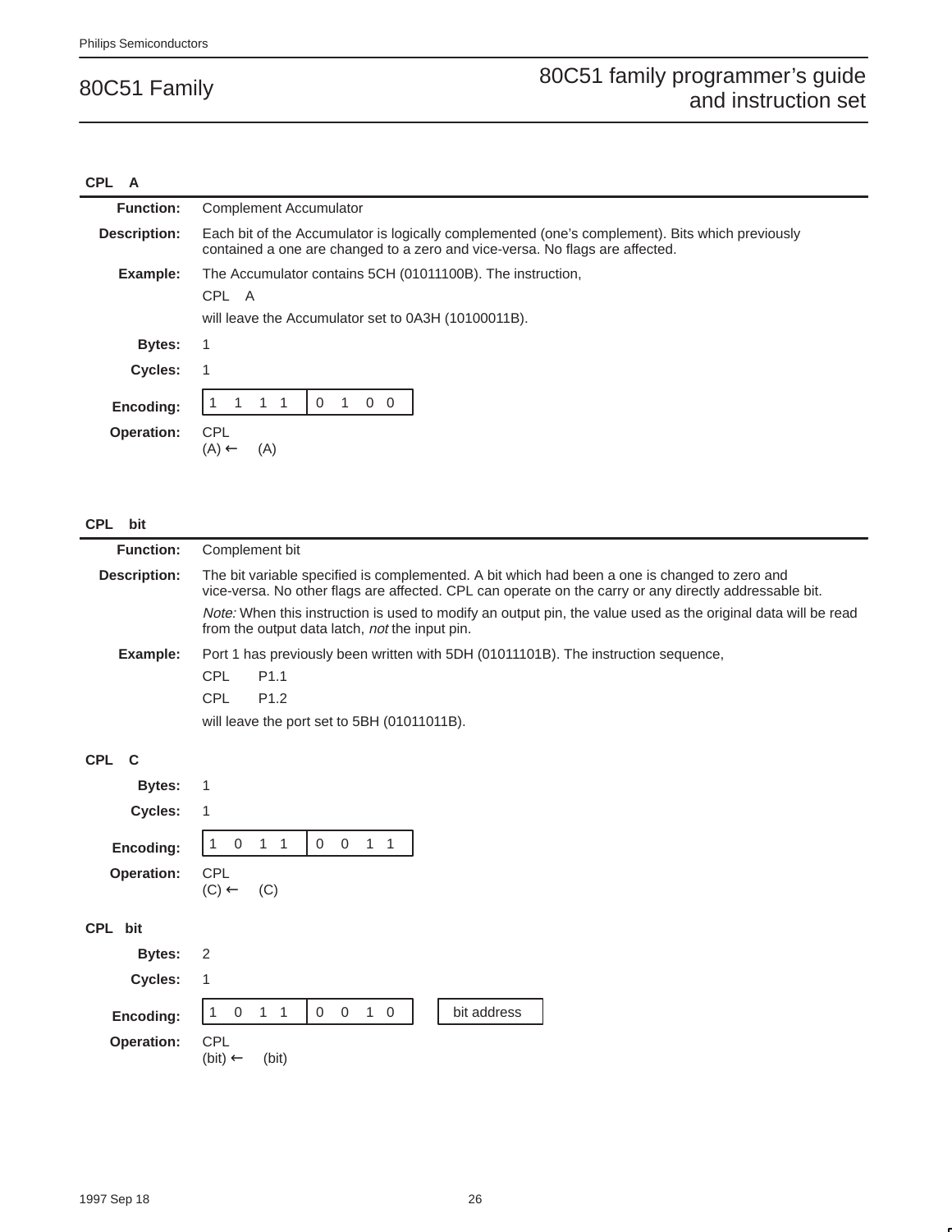## CPL A

**Function:** Complement Accumulator

**Description:** Each bit of the Accumulator is logically complemented (one's complement). Bits which previously contained a one are changed to a zero and vice-versa. No flags are affected.

**Example:** The Accumulator contains 5CH (01011100B). The instruction,

CPL A

will leave the Accumulator set to 0A3H (10100011B).

**Bytes:** 1

**Cycles:** 1

**Encoding:**

| 1 1 1 1 | 0 1 0 0 |
|---|---|

**Operation:** CPL
(A) ← (A)

## CPL bit

**Function:** Complement bit

**Description:** The bit variable specified is complemented. A bit which had been a one is changed to zero and vice-versa. No other flags are affected. CPL can operate on the carry or any directly addressable bit.

*Note:* When this instruction is used to modify an output pin, the value used as the original data will be read from the output data latch, *not* the input pin.

**Example:** Port 1 has previously been written with 5DH (01011101B). The instruction sequence,

CPL P1.1
CPL P1.2

will leave the port set to 5BH (01011011B).

### CPL C

**Bytes:** 1

**Cycles:** 1

**Encoding:**

| 1 0 1 1 | 0 0 1 1 |
|---|---|

**Operation:** CPL
(C) ← (C)

### CPL bit

**Bytes:** 2

**Cycles:** 1

**Encoding:**

| 1 0 1 1 | 0 0 1 0 | bit address |
|---|---|---|

**Operation:** CPL
(bit) ← (bit)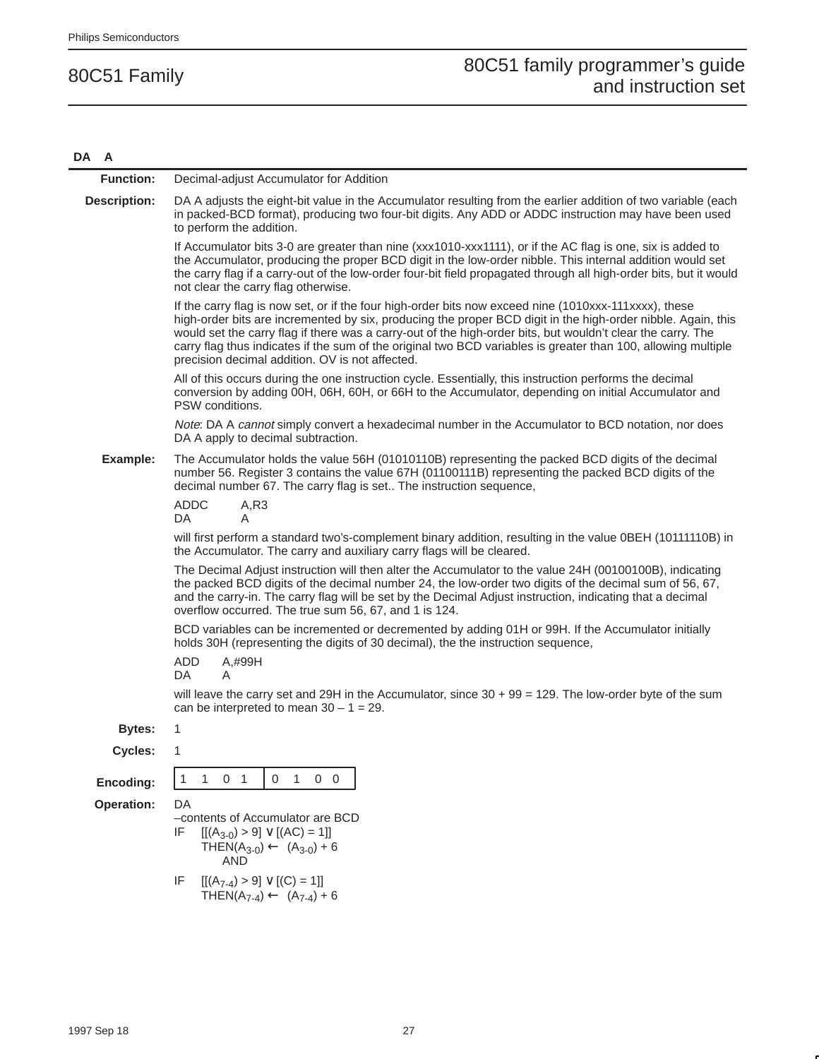## DA A

**Function:** Decimal-adjust Accumulator for Addition

**Description:** DA A adjusts the eight-bit value in the Accumulator resulting from the earlier addition of two variable (each in packed-BCD format), producing two four-bit digits. Any ADD or ADDC instruction may have been used to perform the addition.

If Accumulator bits 3-0 are greater than nine (xxx1010-xxx1111), or if the AC flag is one, six is added to the Accumulator, producing the proper BCD digit in the low-order nibble. This internal addition would set the carry flag if a carry-out of the low-order four-bit field propagated through all high-order bits, but it would not clear the carry flag otherwise.

If the carry flag is now set, or if the four high-order bits now exceed nine (1010xxx-111xxxx), these high-order bits are incremented by six, producing the proper BCD digit in the high-order nibble. Again, this would set the carry flag if there was a carry-out of the high-order bits, but wouldn't clear the carry. The carry flag thus indicates if the sum of the original two BCD variables is greater than 100, allowing multiple precision decimal addition. OV is not affected.

All of this occurs during the one instruction cycle. Essentially, this instruction performs the decimal conversion by adding 00H, 06H, 60H, or 66H to the Accumulator, depending on initial Accumulator and PSW conditions.

*Note*: DA A *cannot* simply convert a hexadecimal number in the Accumulator to BCD notation, nor does DA A apply to decimal subtraction.

**Example:** The Accumulator holds the value 56H (01010110B) representing the packed BCD digits of the decimal number 56. Register 3 contains the value 67H (01100111B) representing the packed BCD digits of the decimal number 67. The carry flag is set.. The instruction sequence,

```
ADDC    A,R3
DA      A
```

will first perform a standard two's-complement binary addition, resulting in the value 0BEH (10111110B) in the Accumulator. The carry and auxiliary carry flags will be cleared.

The Decimal Adjust instruction will then alter the Accumulator to the value 24H (00100100B), indicating the packed BCD digits of the decimal number 24, the low-order two digits of the decimal sum of 56, 67, and the carry-in. The carry flag will be set by the Decimal Adjust instruction, indicating that a decimal overflow occurred. The true sum 56, 67, and 1 is 124.

BCD variables can be incremented or decremented by adding 01H or 99H. If the Accumulator initially holds 30H (representing the digits of 30 decimal), the the instruction sequence,

```
ADD     A,#99H
DA      A
```

will leave the carry set and 29H in the Accumulator, since 30 + 99 = 129. The low-order byte of the sum can be interpreted to mean 30 – 1 = 29.

**Bytes:** 1

**Cycles:** 1

**Encoding:**

| 1 1 0 1 | 0 1 0 0 |
|---|---|

**Operation:** DA

–contents of Accumulator are BCD

IF $[[(A_{3\text{-}0}) > 9] \vee [(AC) = 1]]$
  THEN $(A_{3\text{-}0}) \leftarrow (A_{3\text{-}0}) + 6$
    AND

IF $[[(A_{7\text{-}4}) > 9] \vee [(C) = 1]]$
  THEN $(A_{7\text{-}4}) \leftarrow (A_{7\text{-}4}) + 6$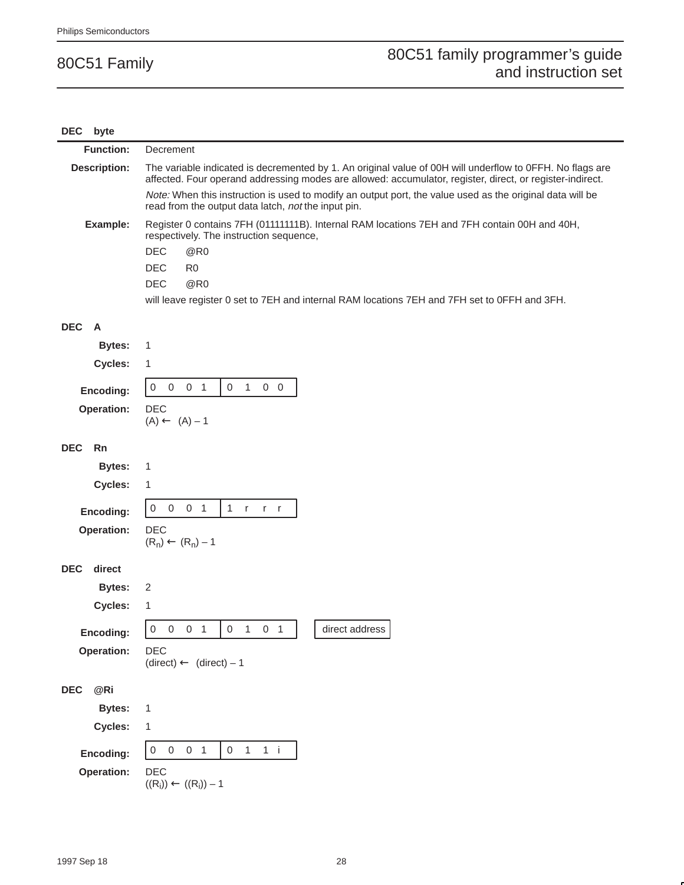## DEC byte

**Function:** Decrement

**Description:** The variable indicated is decremented by 1. An original value of 00H will underflow to 0FFH. No flags are affected. Four operand addressing modes are allowed: accumulator, register, direct, or register-indirect.

*Note:* When this instruction is used to modify an output port, the value used as the original data will be read from the output data latch, *not* the input pin.

**Example:** Register 0 contains 7FH (01111111B). Internal RAM locations 7EH and 7FH contain 00H and 40H, respectively. The instruction sequence,

```
DEC    @R0
DEC    R0
DEC    @R0
```

will leave register 0 set to 7EH and internal RAM locations 7EH and 7FH set to 0FFH and 3FH.

### DEC A

**Bytes:** 1

**Cycles:** 1

**Encoding:**

| 0 0 0 1 | 0 1 0 0 |
|---|---|

**Operation:** DEC
(A) ← (A) – 1

### DEC Rn

**Bytes:** 1

**Cycles:** 1

**Encoding:**

| 0 0 0 1 | 1 r r r |
|---|---|

**Operation:** DEC
$(R_n) \leftarrow (R_n) - 1$

### DEC direct

**Bytes:** 2

**Cycles:** 1

**Encoding:**

| 0 0 0 1 | 0 1 0 1 | direct address |
|---|---|---|

**Operation:** DEC
(direct) ← (direct) – 1

### DEC @Ri

**Bytes:** 1

**Cycles:** 1

**Encoding:**

| 0 0 0 1 | 0 1 1 i |
|---|---|

**Operation:** DEC
$((R_i)) \leftarrow ((R_i)) - 1$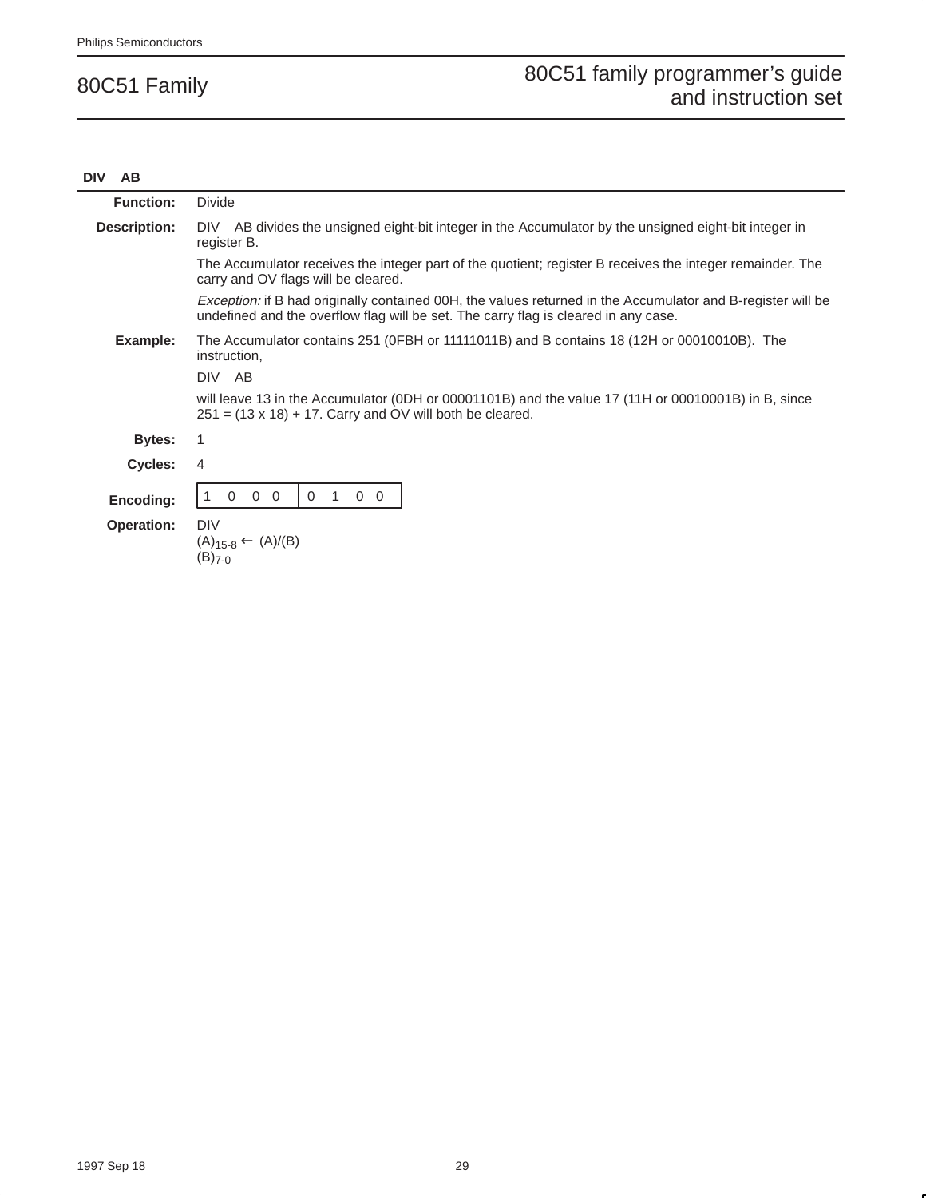### DIV AB

**Function:** Divide

**Description:** DIV AB divides the unsigned eight-bit integer in the Accumulator by the unsigned eight-bit integer in register B.

The Accumulator receives the integer part of the quotient; register B receives the integer remainder. The carry and OV flags will be cleared.

*Exception:* if B had originally contained 00H, the values returned in the Accumulator and B-register will be undefined and the overflow flag will be set. The carry flag is cleared in any case.

**Example:** The Accumulator contains 251 (0FBH or 11111011B) and B contains 18 (12H or 00010010B). The instruction,

DIV AB

will leave 13 in the Accumulator (0DH or 00001101B) and the value 17 (11H or 00010001B) in B, since 251 = (13 x 18) + 17. Carry and OV will both be cleared.

**Bytes:** 1

**Cycles:** 4

**Encoding:**

| 1 0 0 0 | 0 1 0 0 |
|---|---|

**Operation:** DIV

$(A)_{15-8} \leftarrow (A)/(B)$

$(B)_{7-0}$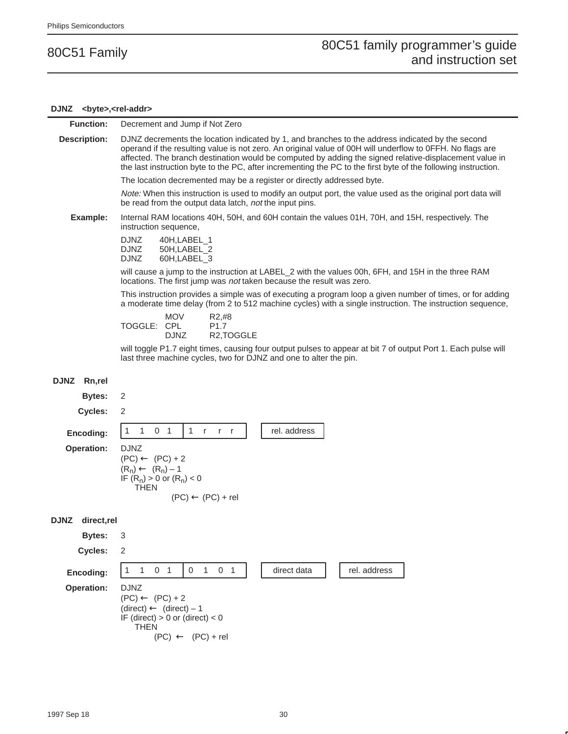## DJNZ <byte>,<rel-addr>

**Function:** Decrement and Jump if Not Zero

**Description:** DJNZ decrements the location indicated by 1, and branches to the address indicated by the second operand if the resulting value is not zero. An original value of 00H will underflow to 0FFH. No flags are affected. The branch destination would be computed by adding the signed relative-displacement value in the last instruction byte to the PC, after incrementing the PC to the first byte of the following instruction.

The location decremented may be a register or directly addressed byte.

*Note:* When this instruction is used to modify an output port, the value used as the original port data will be read from the output data latch, *not* the input pins.

**Example:** Internal RAM locations 40H, 50H, and 60H contain the values 01H, 70H, and 15H, respectively. The instruction sequence,

```
DJNZ    40H,LABEL_1
DJNZ    50H,LABEL_2
DJNZ    60H,LABEL_3
```

will cause a jump to the instruction at LABEL_2 with the values 00h, 6FH, and 15H in the three RAM locations. The first jump was *not* taken because the result was zero.

This instruction provides a simple was of executing a program loop a given number of times, or for adding a moderate time delay (from 2 to 512 machine cycles) with a single instruction. The instruction sequence,

```
         MOV     R2,#8
TOGGLE:  CPL     P1.7
         DJNZ    R2,TOGGLE
```

will toggle P1.7 eight times, causing four output pulses to appear at bit 7 of output Port 1. Each pulse will last three machine cycles, two for DJNZ and one to alter the pin.

### DJNZ Rn,rel

**Bytes:** 2

**Cycles:** 2

**Encoding:**

| 1 1 0 1 | 1 r r r | | rel. address |
|---|---|---|---|

**Operation:** DJNZ
(PC) ← (PC) + 2
($R_n$) ← ($R_n$) – 1
IF ($R_n$) > 0 or ($R_n$) < 0
THEN
(PC) ← (PC) + rel

### DJNZ direct,rel

**Bytes:** 3

**Cycles:** 2

**Encoding:**

| 1 1 0 1 | 0 1 0 1 | | direct data | | rel. address |
|---|---|---|---|---|---|

**Operation:** DJNZ
(PC) ← (PC) + 2
(direct) ← (direct) – 1
IF (direct) > 0 or (direct) < 0
THEN
(PC) ← (PC) + rel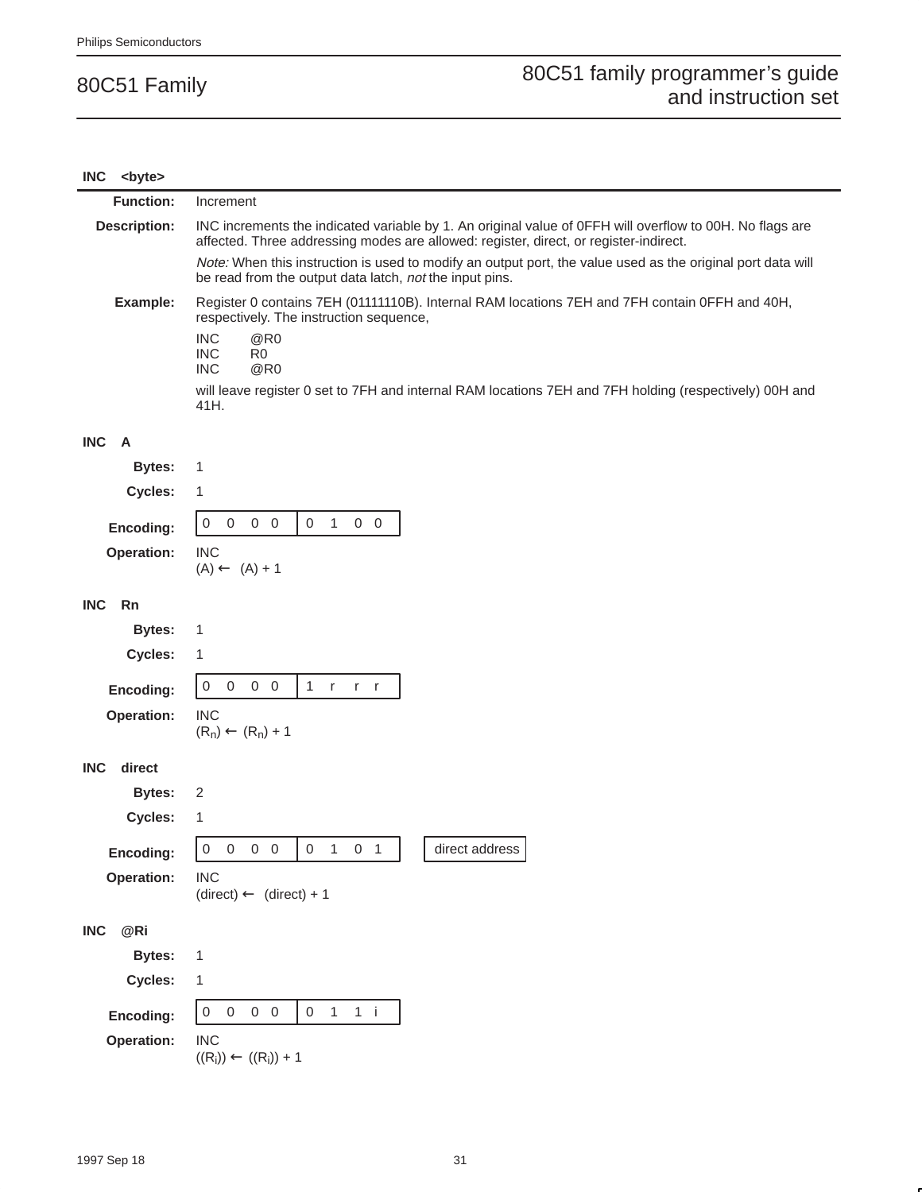**INC <byte>**

**Function:** Increment

**Description:** INC increments the indicated variable by 1. An original value of 0FFH will overflow to 00H. No flags are affected. Three addressing modes are allowed: register, direct, or register-indirect.

*Note:* When this instruction is used to modify an output port, the value used as the original port data will be read from the output data latch, *not* the input pins.

**Example:** Register 0 contains 7EH (01111110B). Internal RAM locations 7EH and 7FH contain 0FFH and 40H, respectively. The instruction sequence,

```
INC    @R0
INC    R0
INC    @R0
```

will leave register 0 set to 7FH and internal RAM locations 7EH and 7FH holding (respectively) 00H and 41H.

**INC A**

**Bytes:** 1

**Cycles:** 1

**Encoding:**

| 0 0 0 0 | 0 1 0 0 |
|---|---|

**Operation:** INC
(A) ← (A) + 1

**INC Rn**

**Bytes:** 1

**Cycles:** 1

**Encoding:**

| 0 0 0 0 | 1 r r r |
|---|---|

**Operation:** INC
$(R_n) \leftarrow (R_n) + 1$

**INC direct**

**Bytes:** 2

**Cycles:** 1

**Encoding:**

| 0 0 0 0 | 0 1 0 1 | direct address |
|---|---|---|

**Operation:** INC
(direct) ← (direct) + 1

**INC @Ri**

**Bytes:** 1

**Cycles:** 1

**Encoding:**

| 0 0 0 0 | 0 1 1 i |
|---|---|

**Operation:** INC
$((R_i)) \leftarrow ((R_i)) + 1$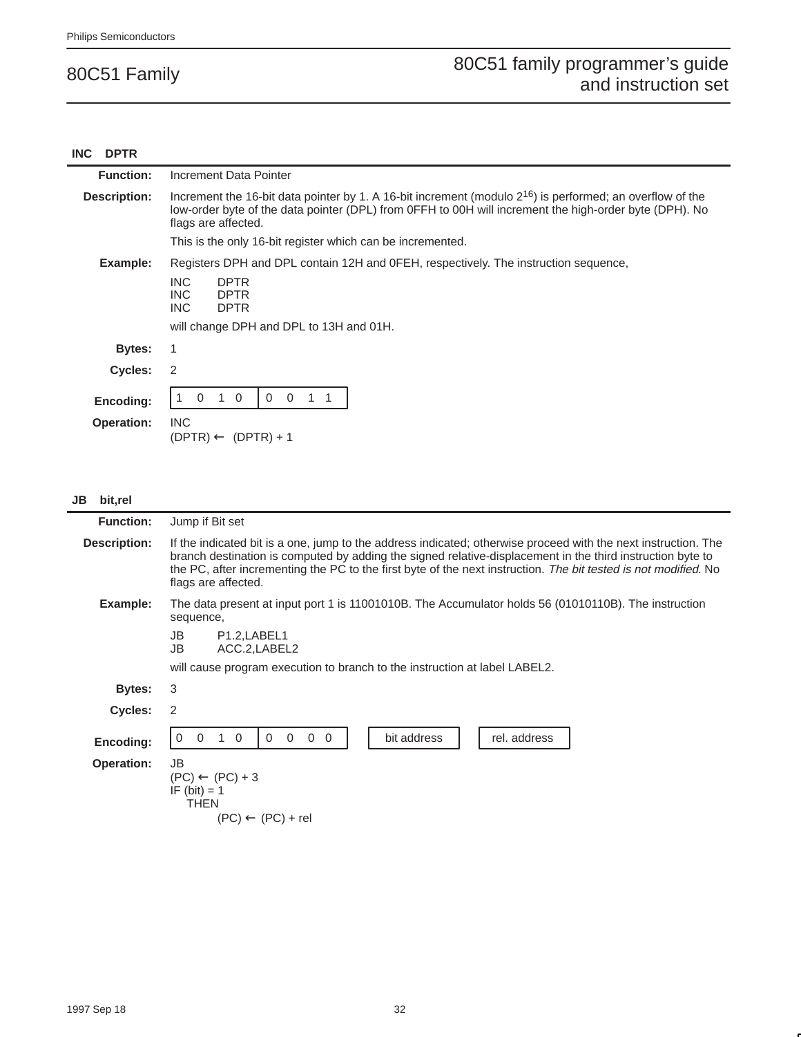## INC DPTR

**Function:** Increment Data Pointer

**Description:** Increment the 16-bit data pointer by 1. A 16-bit increment (modulo $2^{16}$) is performed; an overflow of the low-order byte of the data pointer (DPL) from 0FFH to 00H will increment the high-order byte (DPH). No flags are affected.

This is the only 16-bit register which can be incremented.

**Example:** Registers DPH and DPL contain 12H and 0FEH, respectively. The instruction sequence,

```
INC     DPTR
INC     DPTR
INC     DPTR
```

will change DPH and DPL to 13H and 01H.

**Bytes:** 1

**Cycles:** 2

**Encoding:**

| 1 0 1 0 | 0 0 1 1 |
|---|---|

**Operation:** INC
(DPTR) ← (DPTR) + 1

## JB bit,rel

**Function:** Jump if Bit set

**Description:** If the indicated bit is a one, jump to the address indicated; otherwise proceed with the next instruction. The branch destination is computed by adding the signed relative-displacement in the third instruction byte to the PC, after incrementing the PC to the first byte of the next instruction. *The bit tested is not modified.* No flags are affected.

**Example:** The data present at input port 1 is 11001010B. The Accumulator holds 56 (01010110B). The instruction sequence,

```
JB      P1.2,LABEL1
JB      ACC.2,LABEL2
```

will cause program execution to branch to the instruction at label LABEL2.

**Bytes:** 3

**Cycles:** 2

**Encoding:**

| 0 0 1 0 | 0 0 0 0 | bit address | rel. address |
|---|---|---|---|

**Operation:** JB
(PC) ← (PC) + 3
IF (bit) = 1
  THEN
    (PC) ← (PC) + rel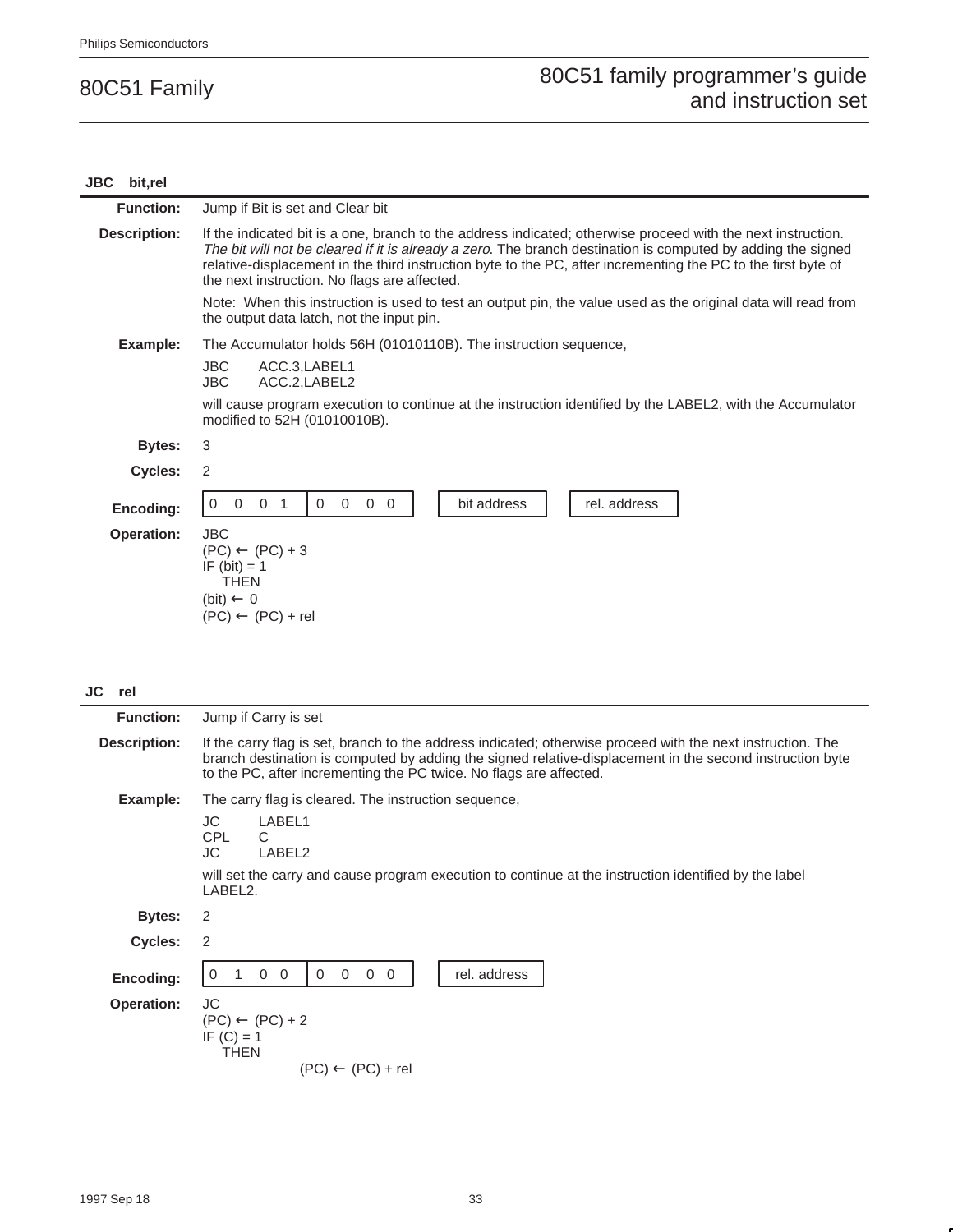## JBC bit,rel

**Function:** Jump if Bit is set and Clear bit

**Description:** If the indicated bit is a one, branch to the address indicated; otherwise proceed with the next instruction. *The bit will not be cleared if it is already a zero*. The branch destination is computed by adding the signed relative-displacement in the third instruction byte to the PC, after incrementing the PC to the first byte of the next instruction. No flags are affected.

Note: When this instruction is used to test an output pin, the value used as the original data will read from the output data latch, not the input pin.

**Example:** The Accumulator holds 56H (01010110B). The instruction sequence,

```
JBC     ACC.3,LABEL1
JBC     ACC.2,LABEL2
```

will cause program execution to continue at the instruction identified by the LABEL2, with the Accumulator modified to 52H (01010010B).

**Bytes:** 3

**Cycles:** 2

**Encoding:**

| 0 0 0 1 | 0 0 0 0 | bit address | rel. address |
|---|---|---|---|

**Operation:**

```
JBC
(PC) ← (PC) + 3
IF (bit) = 1
   THEN
(bit) ← 0
(PC) ← (PC) + rel
```

## JC rel

**Function:** Jump if Carry is set

**Description:** If the carry flag is set, branch to the address indicated; otherwise proceed with the next instruction. The branch destination is computed by adding the signed relative-displacement in the second instruction byte to the PC, after incrementing the PC twice. No flags are affected.

**Example:** The carry flag is cleared. The instruction sequence,

```
JC      LABEL1
CPL     C
JC      LABEL2
```

will set the carry and cause program execution to continue at the instruction identified by the label LABEL2.

**Bytes:** 2

**Cycles:** 2

**Encoding:**

| 0 1 0 0 | 0 0 0 0 | rel. address |
|---|---|---|

**Operation:**

```
JC
(PC) ← (PC) + 2
IF (C) = 1
   THEN
              (PC) ← (PC) + rel
```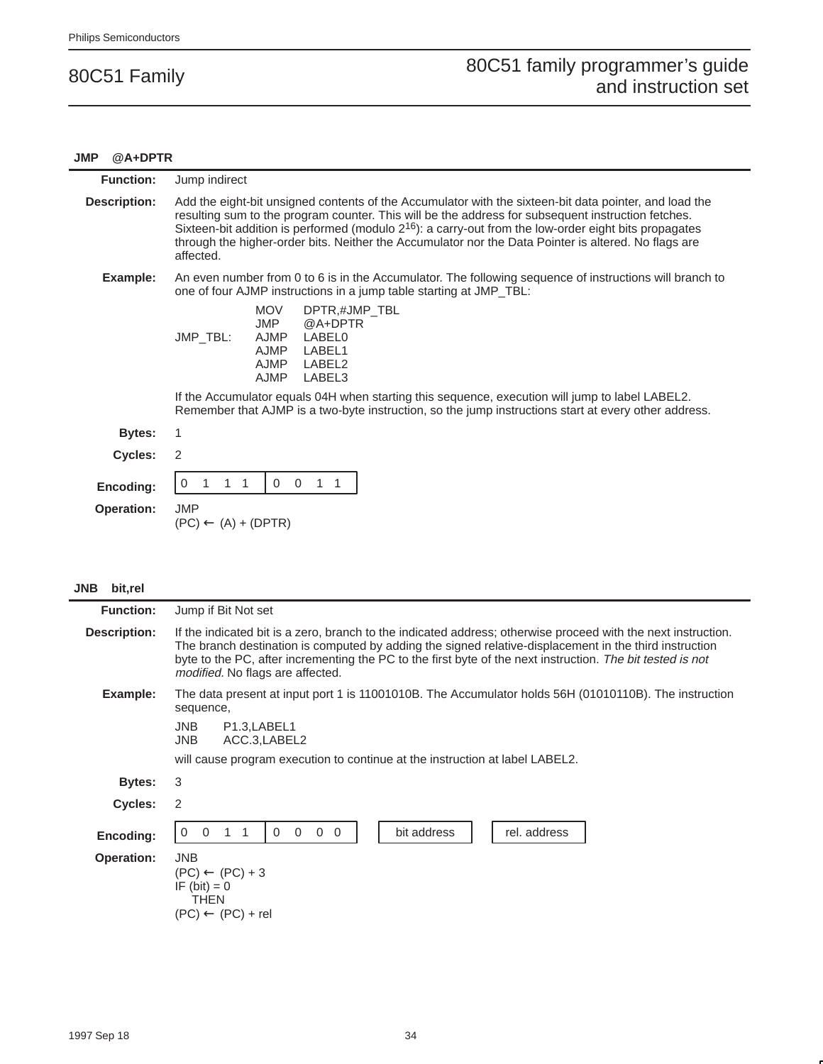## JMP @A+DPTR

**Function:** Jump indirect

**Description:** Add the eight-bit unsigned contents of the Accumulator with the sixteen-bit data pointer, and load the resulting sum to the program counter. This will be the address for subsequent instruction fetches. Sixteen-bit addition is performed (modulo $2^{16}$): a carry-out from the low-order eight bits propagates through the higher-order bits. Neither the Accumulator nor the Data Pointer is altered. No flags are affected.

**Example:** An even number from 0 to 6 is in the Accumulator. The following sequence of instructions will branch to one of four AJMP instructions in a jump table starting at JMP_TBL:

```
          MOV    DPTR,#JMP_TBL
          JMP    @A+DPTR
JMP_TBL:  AJMP   LABEL0
          AJMP   LABEL1
          AJMP   LABEL2
          AJMP   LABEL3
```

If the Accumulator equals 04H when starting this sequence, execution will jump to label LABEL2. Remember that AJMP is a two-byte instruction, so the jump instructions start at every other address.

**Bytes:** 1

**Cycles:** 2

**Encoding:**

| 0 1 1 1 | 0 0 1 1 |
|---|---|

**Operation:** JMP
(PC) ← (A) + (DPTR)

## JNB bit,rel

**Function:** Jump if Bit Not set

**Description:** If the indicated bit is a zero, branch to the indicated address; otherwise proceed with the next instruction. The branch destination is computed by adding the signed relative-displacement in the third instruction byte to the PC, after incrementing the PC to the first byte of the next instruction. *The bit tested is not modified.* No flags are affected.

**Example:** The data present at input port 1 is 11001010B. The Accumulator holds 56H (01010110B). The instruction sequence,

```
JNB    P1.3,LABEL1
JNB    ACC.3,LABEL2
```

will cause program execution to continue at the instruction at label LABEL2.

**Bytes:** 3

**Cycles:** 2

**Encoding:**

| 0 0 1 1 | 0 0 0 0 | bit address | rel. address |
|---|---|---|---|

**Operation:** JNB
(PC) ← (PC) + 3
IF (bit) = 0
  THEN
(PC) ← (PC) + rel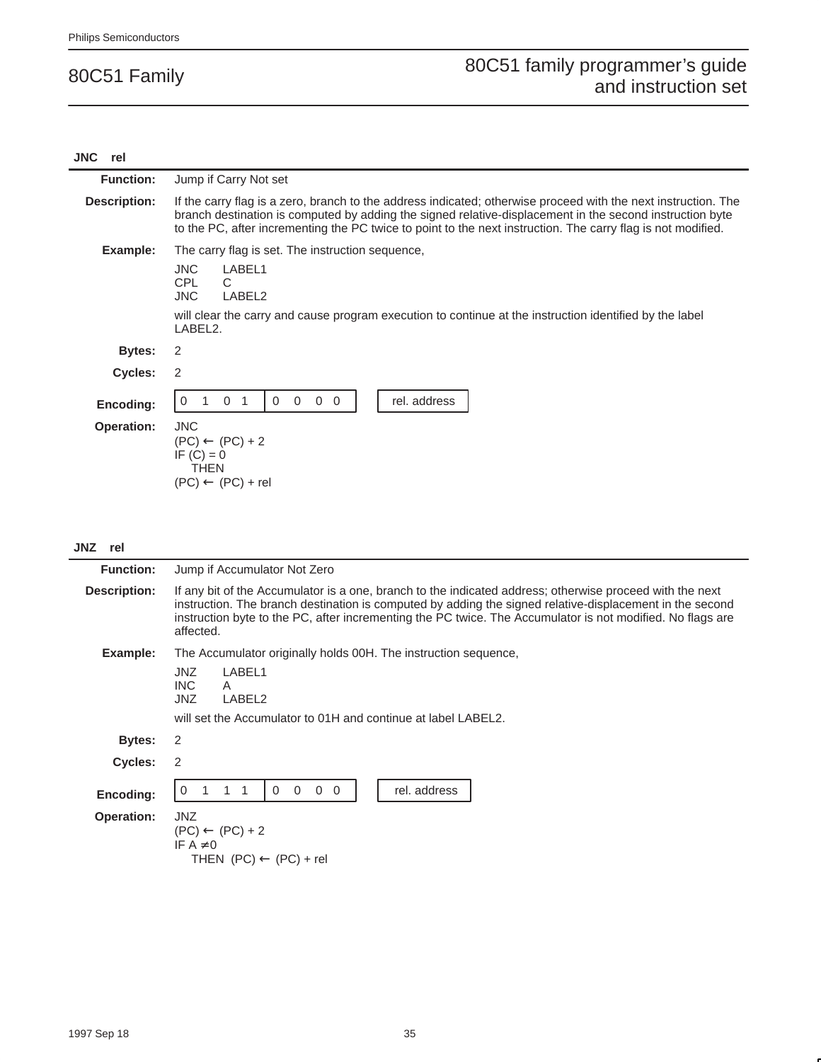### JNC rel

**Function:** Jump if Carry Not set

**Description:** If the carry flag is a zero, branch to the address indicated; otherwise proceed with the next instruction. The branch destination is computed by adding the signed relative-displacement in the second instruction byte to the PC, after incrementing the PC twice to point to the next instruction. The carry flag is not modified.

**Example:** The carry flag is set. The instruction sequence,

```
JNC     LABEL1
CPL     C
JNC     LABEL2
```

will clear the carry and cause program execution to continue at the instruction identified by the label LABEL2.

**Bytes:** 2

**Cycles:** 2

**Encoding:**

| 0 1 0 1 | 0 0 0 0 | | rel. address |
|---|---|---|---|

**Operation:**

```
JNC
(PC) ← (PC) + 2
IF (C) = 0
    THEN
(PC) ← (PC) + rel
```

### JNZ rel

**Function:** Jump if Accumulator Not Zero

**Description:** If any bit of the Accumulator is a one, branch to the indicated address; otherwise proceed with the next instruction. The branch destination is computed by adding the signed relative-displacement in the second instruction byte to the PC, after incrementing the PC twice. The Accumulator is not modified. No flags are affected.

**Example:** The Accumulator originally holds 00H. The instruction sequence,

```
JNZ     LABEL1
INC     A
JNZ     LABEL2
```

will set the Accumulator to 01H and continue at label LABEL2.

**Bytes:** 2

**Cycles:** 2

**Encoding:**

| 0 1 1 1 | 0 0 0 0 | | rel. address |
|---|---|---|---|

**Operation:**

```
JNZ
(PC) ← (PC) + 2
IF A ≠ 0
    THEN  (PC) ← (PC) + rel
```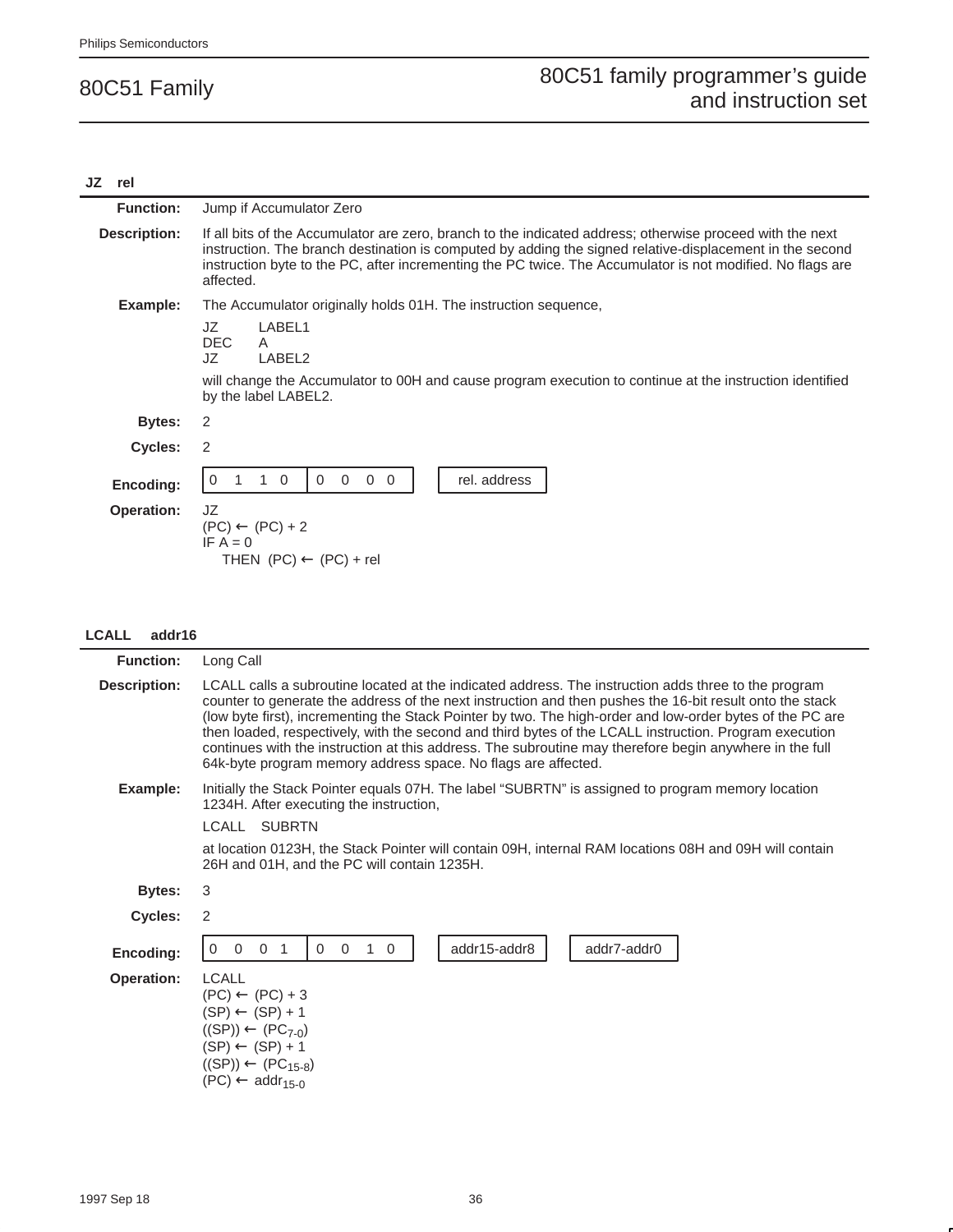### JZ rel

**Function:** Jump if Accumulator Zero

**Description:** If all bits of the Accumulator are zero, branch to the indicated address; otherwise proceed with the next instruction. The branch destination is computed by adding the signed relative-displacement in the second instruction byte to the PC, after incrementing the PC twice. The Accumulator is not modified. No flags are affected.

**Example:** The Accumulator originally holds 01H. The instruction sequence,

```
JZ      LABEL1
DEC     A
JZ      LABEL2
```

will change the Accumulator to 00H and cause program execution to continue at the instruction identified by the label LABEL2.

**Bytes:** 2

**Cycles:** 2

**Encoding:**

| 0 1 1 0 | 0 0 0 0 | | rel. address |
|---|---|---|---|

**Operation:**

JZ
(PC) ← (PC) + 2
IF A = 0
  THEN (PC) ← (PC) + rel

### LCALL addr16

**Function:** Long Call

**Description:** LCALL calls a subroutine located at the indicated address. The instruction adds three to the program counter to generate the address of the next instruction and then pushes the 16-bit result onto the stack (low byte first), incrementing the Stack Pointer by two. The high-order and low-order bytes of the PC are then loaded, respectively, with the second and third bytes of the LCALL instruction. Program execution continues with the instruction at this address. The subroutine may therefore begin anywhere in the full 64k-byte program memory address space. No flags are affected.

**Example:** Initially the Stack Pointer equals 07H. The label "SUBRTN" is assigned to program memory location 1234H. After executing the instruction,

```
LCALL   SUBRTN
```

at location 0123H, the Stack Pointer will contain 09H, internal RAM locations 08H and 09H will contain 26H and 01H, and the PC will contain 1235H.

**Bytes:** 3

**Cycles:** 2

**Encoding:**

| 0 0 0 1 | 0 0 1 0 | | addr15-addr8 | | addr7-addr0 |
|---|---|---|---|---|---|

**Operation:**

LCALL
(PC) ← (PC) + 3
(SP) ← (SP) + 1
((SP)) ← ($PC_{7-0}$)
(SP) ← (SP) + 1
((SP)) ← ($PC_{15-8}$)
(PC) ← $addr_{15-0}$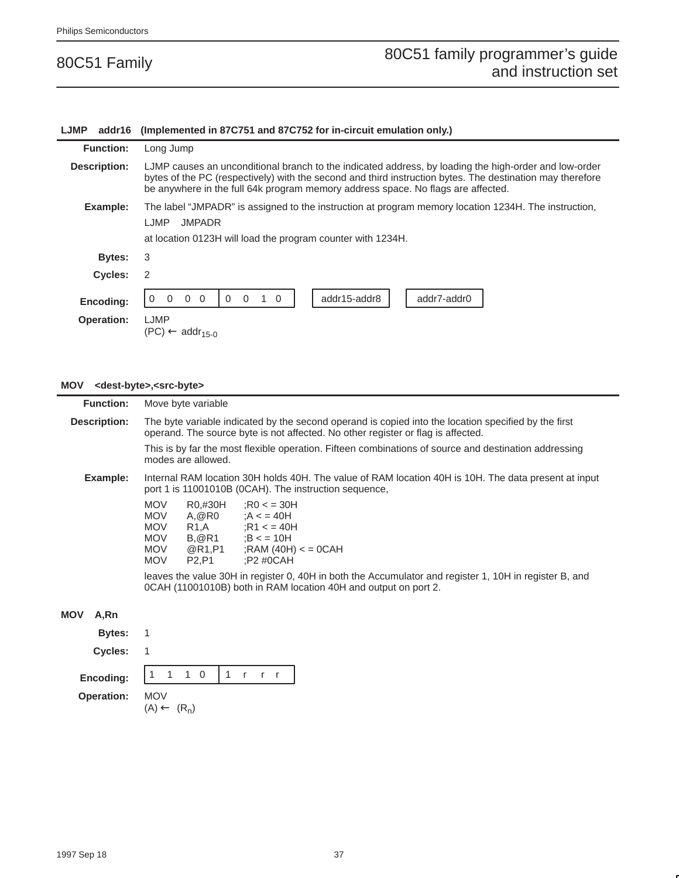### LJMP addr16 (Implemented in 87C751 and 87C752 for in-circuit emulation only.)

**Function:** Long Jump

**Description:** LJMP causes an unconditional branch to the indicated address, by loading the high-order and low-order bytes of the PC (respectively) with the second and third instruction bytes. The destination may therefore be anywhere in the full 64k program memory address space. No flags are affected.

**Example:** The label “JMPADR” is assigned to the instruction at program memory location 1234H. The instruction,

```
LJMP    JMPADR
```

at location 0123H will load the program counter with 1234H.

**Bytes:** 3

**Cycles:** 2

**Encoding:**

| 0 0 0 0 | 0 0 1 0 | addr15-addr8 | addr7-addr0 |
|---|---|---|---|

**Operation:** LJMP
$(PC) \leftarrow addr_{15-0}$

### MOV <dest-byte>,<src-byte>

**Function:** Move byte variable

**Description:** The byte variable indicated by the second operand is copied into the location specified by the first operand. The source byte is not affected. No other register or flag is affected.

This is by far the most flexible operation. Fifteen combinations of source and destination addressing modes are allowed.

**Example:** Internal RAM location 30H holds 40H. The value of RAM location 40H is 10H. The data present at input port 1 is 11001010B (0CAH). The instruction sequence,

```
MOV     R0,#30H     ;R0 < = 30H
MOV     A,@R0       ;A < = 40H
MOV     R1,A        ;R1 < = 40H
MOV     B,@R1       ;B < = 10H
MOV     @R1,P1      ;RAM (40H) < = 0CAH
MOV     P2,P1       ;P2 #0CAH
```

leaves the value 30H in register 0, 40H in both the Accumulator and register 1, 10H in register B, and 0CAH (11001010B) both in RAM location 40H and output on port 2.

### MOV A,Rn

**Bytes:** 1

**Cycles:** 1

**Encoding:**

| 1 1 1 0 | 1 r r r |
|---|---|

**Operation:** MOV
$(A) \leftarrow (R_n)$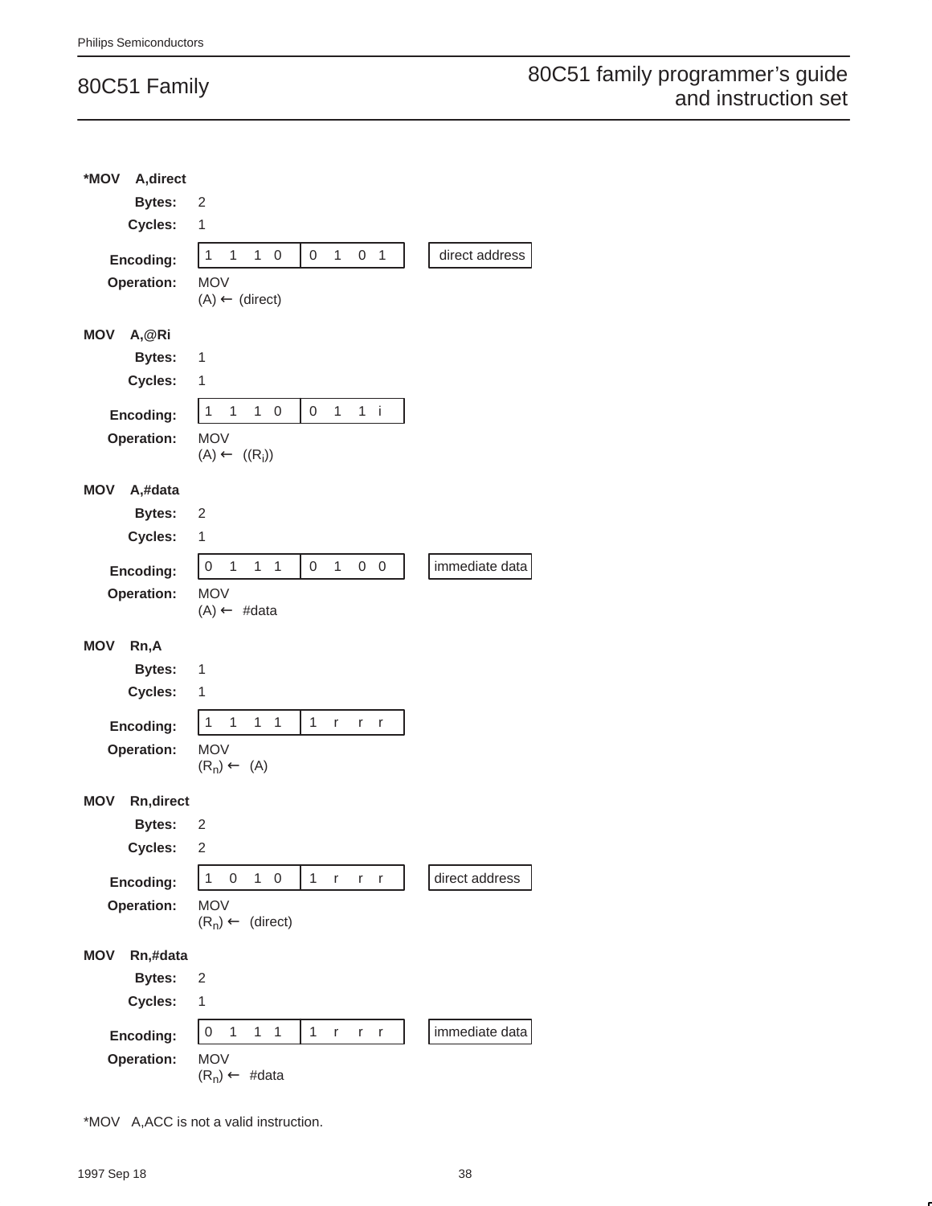**\*MOV A,direct**

**Bytes:** 2

**Cycles:** 1

**Encoding:**

| 1 1 1 0 | 0 1 0 1 | | direct address |
|---|---|---|---|

**Operation:** MOV
(A) ← (direct)

**MOV A,@Ri**

**Bytes:** 1

**Cycles:** 1

**Encoding:**

| 1 1 1 0 | 0 1 1 i |
|---|---|

**Operation:** MOV
(A) ← $((R_i))$

**MOV A,#data**

**Bytes:** 2

**Cycles:** 1

**Encoding:**

| 0 1 1 1 | 0 1 0 0 | | immediate data |
|---|---|---|---|

**Operation:** MOV
(A) ← #data

**MOV Rn,A**

**Bytes:** 1

**Cycles:** 1

**Encoding:**

| 1 1 1 1 | 1 r r r |
|---|---|

**Operation:** MOV
$(R_n)$ ← (A)

**MOV Rn,direct**

**Bytes:** 2

**Cycles:** 2

**Encoding:**

| 1 0 1 0 | 1 r r r | | direct address |
|---|---|---|---|

**Operation:** MOV
$(R_n)$ ← (direct)

**MOV Rn,#data**

**Bytes:** 2

**Cycles:** 1

**Encoding:**

| 0 1 1 1 | 1 r r r | | immediate data |
|---|---|---|---|

**Operation:** MOV
$(R_n)$ ← #data

*MOV A,ACC is not a valid instruction.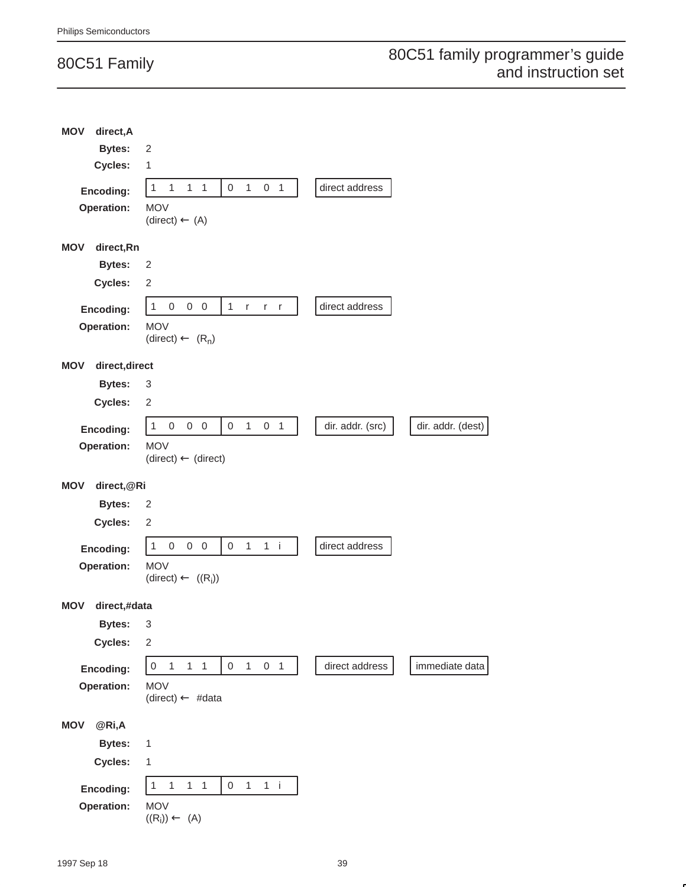**MOV direct,A**

**Bytes:** 2

**Cycles:** 1

**Encoding:**

| 1 1 1 1 | 0 1 0 1 | direct address |
|---|---|---|

**Operation:** MOV
(direct) ← (A)

**MOV direct,Rn**

**Bytes:** 2

**Cycles:** 2

**Encoding:**

| 1 0 0 0 | 1 r r r | direct address |
|---|---|---|

**Operation:** MOV
(direct) ← $(R_n)$

**MOV direct,direct**

**Bytes:** 3

**Cycles:** 2

**Encoding:**

| 1 0 0 0 | 0 1 0 1 | dir. addr. (src) | dir. addr. (dest) |
|---|---|---|---|

**Operation:** MOV
(direct) ← (direct)

**MOV direct,@Ri**

**Bytes:** 2

**Cycles:** 2

**Encoding:**

| 1 0 0 0 | 0 1 1 i | direct address |
|---|---|---|

**Operation:** MOV
(direct) ← $((R_i))$

**MOV direct,#data**

**Bytes:** 3

**Cycles:** 2

**Encoding:**

| 0 1 1 1 | 0 1 0 1 | direct address | immediate data |
|---|---|---|---|

**Operation:** MOV
(direct) ← #data

**MOV @Ri,A**

**Bytes:** 1

**Cycles:** 1

**Encoding:**

| 1 1 1 1 | 0 1 1 i |
|---|---|

**Operation:** MOV
$((R_i))$ ← (A)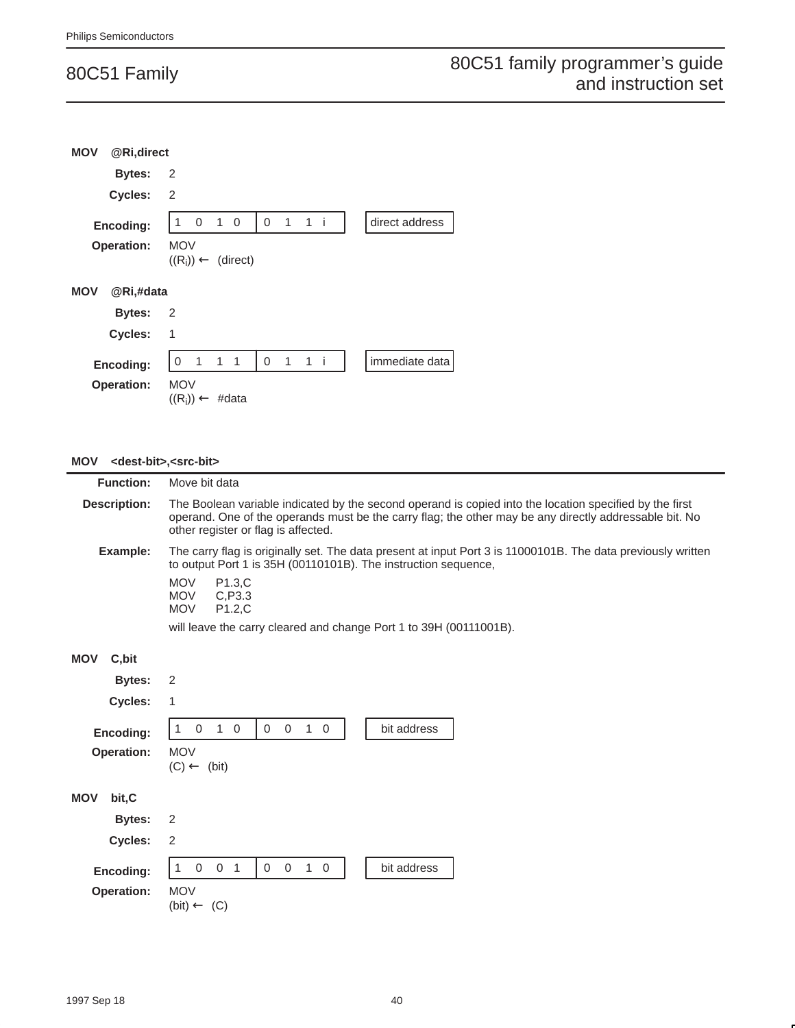**MOV @Ri,direct**

**Bytes:** 2

**Cycles:** 2

**Encoding:**

| 1 0 1 0 | 0 1 1 i | direct address |
|---|---|---|

**Operation:** MOV
$((R_i)) \leftarrow$ (direct)

**MOV @Ri,#data**

**Bytes:** 2

**Cycles:** 1

**Encoding:**

| 0 1 1 1 | 0 1 1 i | immediate data |
|---|---|---|

**Operation:** MOV
$((R_i)) \leftarrow$ #data

## MOV <dest-bit>,<src-bit>

**Function:** Move bit data

**Description:** The Boolean variable indicated by the second operand is copied into the location specified by the first operand. One of the operands must be the carry flag; the other may be any directly addressable bit. No other register or flag is affected.

**Example:** The carry flag is originally set. The data present at input Port 3 is 11000101B. The data previously written to output Port 1 is 35H (00110101B). The instruction sequence,

```
MOV    P1.3,C
MOV    C,P3.3
MOV    P1.2,C
```

will leave the carry cleared and change Port 1 to 39H (00111001B).

**MOV C,bit**

**Bytes:** 2

**Cycles:** 1

**Encoding:**

| 1 0 1 0 | 0 0 1 0 | bit address |
|---|---|---|

**Operation:** MOV
$(C) \leftarrow$ (bit)

**MOV bit,C**

**Bytes:** 2

**Cycles:** 2

**Encoding:**

| 1 0 0 1 | 0 0 1 0 | bit address |
|---|---|---|

**Operation:** MOV
$(bit) \leftarrow$ (C)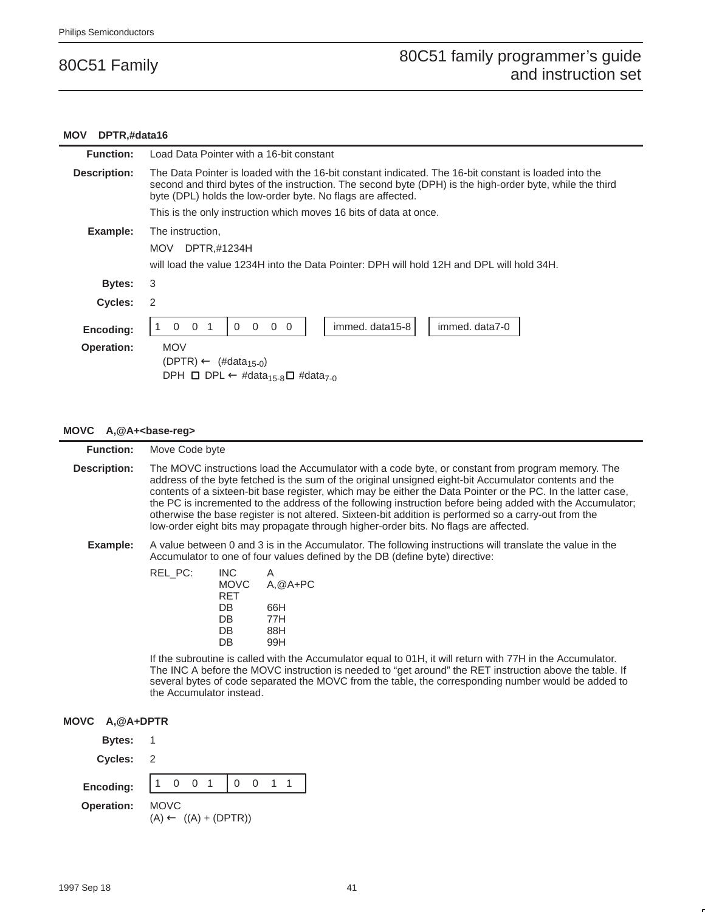### MOV DPTR,#data16

**Function:** Load Data Pointer with a 16-bit constant

**Description:** The Data Pointer is loaded with the 16-bit constant indicated. The 16-bit constant is loaded into the second and third bytes of the instruction. The second byte (DPH) is the high-order byte, while the third byte (DPL) holds the low-order byte. No flags are affected.

This is the only instruction which moves 16 bits of data at once.

**Example:** The instruction,

```
MOV   DPTR,#1234H
```

will load the value 1234H into the Data Pointer: DPH will hold 12H and DPL will hold 34H.

**Bytes:** 3

**Cycles:** 2

**Encoding:**

| 1 0 0 1 | 0 0 0 0 | immed. data15-8 | immed. data7-0 |
|---|---|---|---|

**Operation:**
MOV
(DPTR) ← (#$data_{15-0}$)
DPH □ DPL ← #$data_{15-8}$ □ #$data_{7-0}$

### MOVC A,@A+<base-reg>

**Function:** Move Code byte

**Description:** The MOVC instructions load the Accumulator with a code byte, or constant from program memory. The address of the byte fetched is the sum of the original unsigned eight-bit Accumulator contents and the contents of a sixteen-bit base register, which may be either the Data Pointer or the PC. In the latter case, the PC is incremented to the address of the following instruction before being added with the Accumulator; otherwise the base register is not altered. Sixteen-bit addition is performed so a carry-out from the low-order eight bits may propagate through higher-order bits. No flags are affected.

**Example:** A value between 0 and 3 is in the Accumulator. The following instructions will translate the value in the Accumulator to one of four values defined by the DB (define byte) directive:

```
REL_PC:   INC    A
          MOVC   A,@A+PC
          RET
          DB     66H
          DB     77H
          DB     88H
          DB     99H
```

If the subroutine is called with the Accumulator equal to 01H, it will return with 77H in the Accumulator. The INC A before the MOVC instruction is needed to "get around" the RET instruction above the table. If several bytes of code separated the MOVC from the table, the corresponding number would be added to the Accumulator instead.

### MOVC A,@A+DPTR

**Bytes:** 1

**Cycles:** 2

**Encoding:**

| 1 0 0 1 | 0 0 1 1 |
|---|---|

**Operation:**
MOVC
(A) ← ((A) + (DPTR))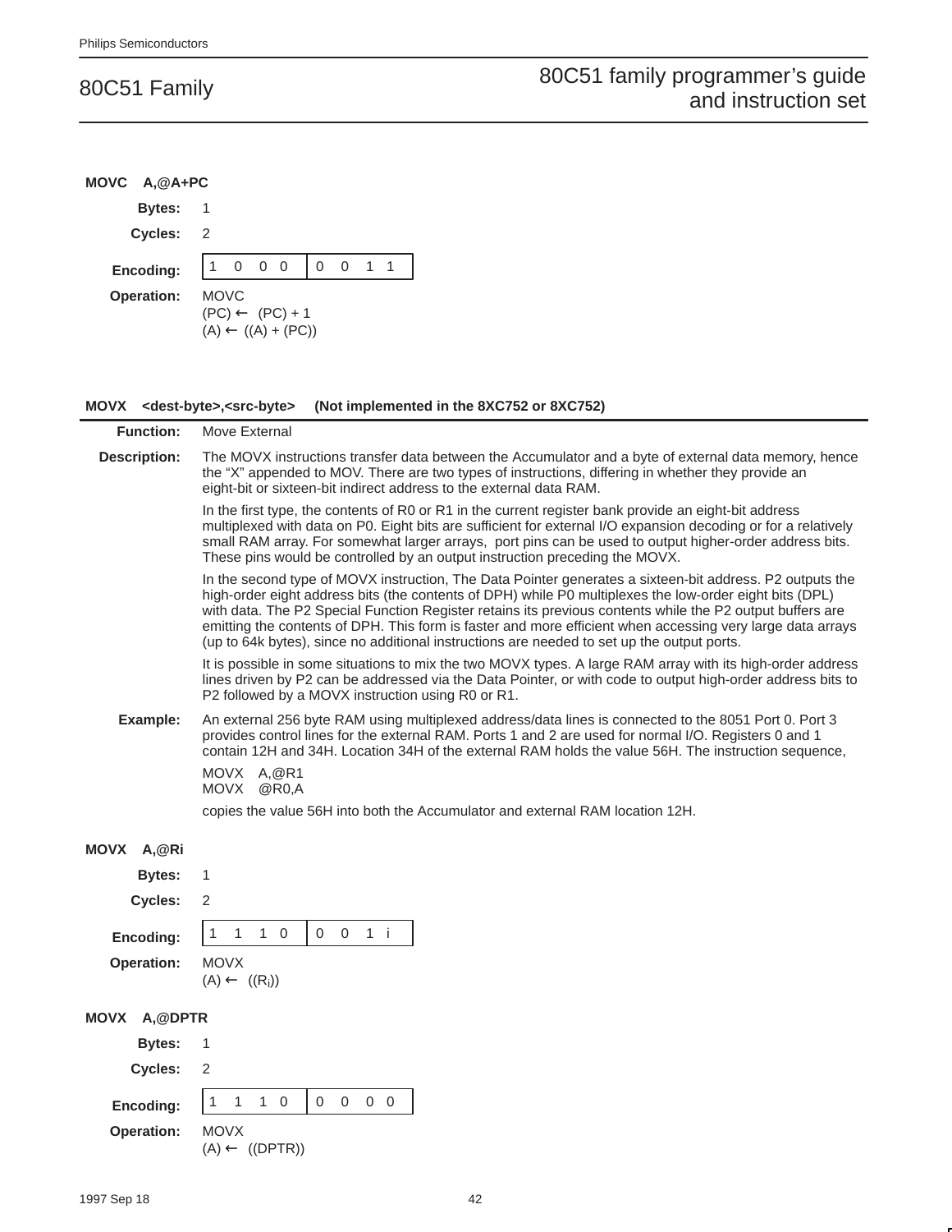**MOVC A,@A+PC**

**Bytes:** 1

**Cycles:** 2

**Encoding:**

| 1 0 0 0 | 0 0 1 1 |
|---|---|

**Operation:** MOVC
(PC) ← (PC) + 1
(A) ← ((A) + (PC))

---

**MOVX <dest-byte>,<src-byte> (Not implemented in the 8XC752 or 8XC752)**

**Function:** Move External

**Description:** The MOVX instructions transfer data between the Accumulator and a byte of external data memory, hence the "X" appended to MOV. There are two types of instructions, differing in whether they provide an eight-bit or sixteen-bit indirect address to the external data RAM.

In the first type, the contents of R0 or R1 in the current register bank provide an eight-bit address multiplexed with data on P0. Eight bits are sufficient for external I/O expansion decoding or for a relatively small RAM array. For somewhat larger arrays, port pins can be used to output higher-order address bits. These pins would be controlled by an output instruction preceding the MOVX.

In the second type of MOVX instruction, The Data Pointer generates a sixteen-bit address. P2 outputs the high-order eight address bits (the contents of DPH) while P0 multiplexes the low-order eight bits (DPL) with data. The P2 Special Function Register retains its previous contents while the P2 output buffers are emitting the contents of DPH. This form is faster and more efficient when accessing very large data arrays (up to 64k bytes), since no additional instructions are needed to set up the output ports.

It is possible in some situations to mix the two MOVX types. A large RAM array with its high-order address lines driven by P2 can be addressed via the Data Pointer, or with code to output high-order address bits to P2 followed by a MOVX instruction using R0 or R1.

**Example:** An external 256 byte RAM using multiplexed address/data lines is connected to the 8051 Port 0. Port 3 provides control lines for the external RAM. Ports 1 and 2 are used for normal I/O. Registers 0 and 1 contain 12H and 34H. Location 34H of the external RAM holds the value 56H. The instruction sequence,

```
MOVX   A,@R1
MOVX   @R0,A
```

copies the value 56H into both the Accumulator and external RAM location 12H.

**MOVX A,@Ri**

**Bytes:** 1

**Cycles:** 2

**Encoding:**

| 1 1 1 0 | 0 0 1 i |
|---|---|

**Operation:** MOVX
(A) ← ($(R_i)$)

**MOVX A,@DPTR**

**Bytes:** 1

**Cycles:** 2

**Encoding:**

| 1 1 1 0 | 0 0 0 0 |
|---|---|

**Operation:** MOVX
(A) ← ((DPTR))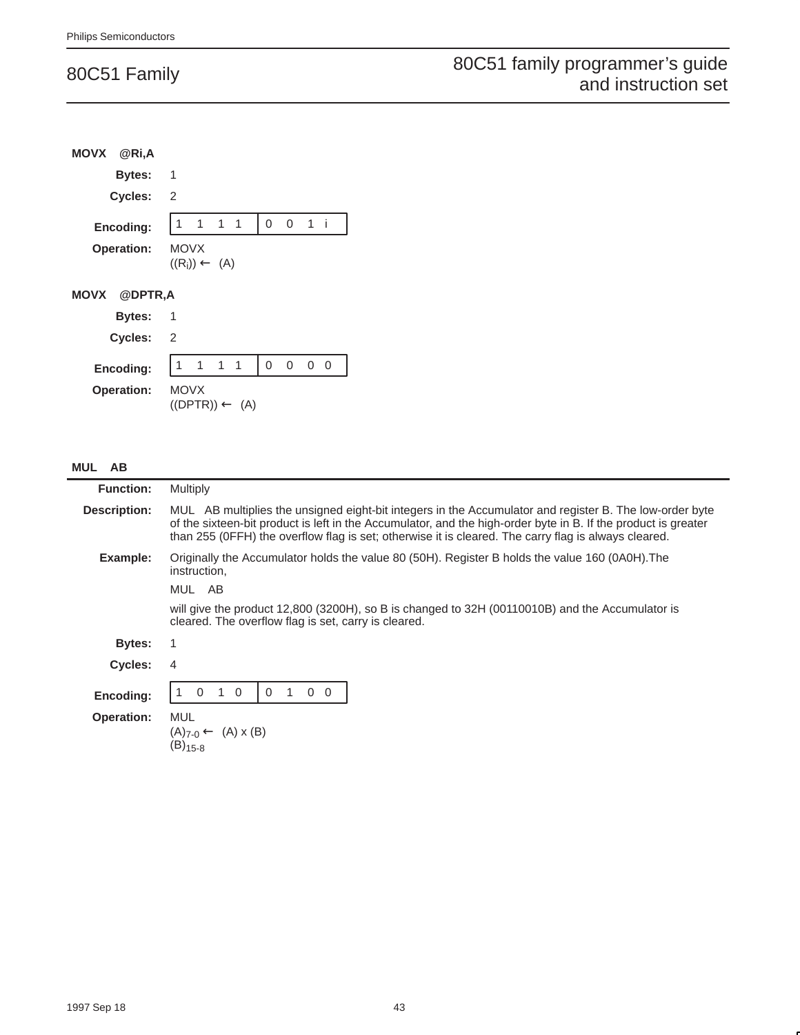### MOVX @Ri,A

**Bytes:** 1

**Cycles:** 2

**Encoding:**

| 1 1 1 1 | 0 0 1 i |
|---|---|

**Operation:** MOVX
$((R_i)) \leftarrow (A)$

### MOVX @DPTR,A

**Bytes:** 1

**Cycles:** 2

**Encoding:**

| 1 1 1 1 | 0 0 0 0 |
|---|---|

**Operation:** MOVX
$((DPTR)) \leftarrow (A)$

## MUL AB

**Function:** Multiply

**Description:** MUL AB multiplies the unsigned eight-bit integers in the Accumulator and register B. The low-order byte of the sixteen-bit product is left in the Accumulator, and the high-order byte in B. If the product is greater than 255 (0FFH) the overflow flag is set; otherwise it is cleared. The carry flag is always cleared.

**Example:** Originally the Accumulator holds the value 80 (50H). Register B holds the value 160 (0A0H).The instruction,

MUL AB

will give the product 12,800 (3200H), so B is changed to 32H (00110010B) and the Accumulator is cleared. The overflow flag is set, carry is cleared.

**Bytes:** 1

**Cycles:** 4

**Encoding:**

| 1 0 1 0 | 0 1 0 0 |
|---|---|

**Operation:** MUL
$(A)_{7-0} \leftarrow (A) \times (B)$
$(B)_{15-8}$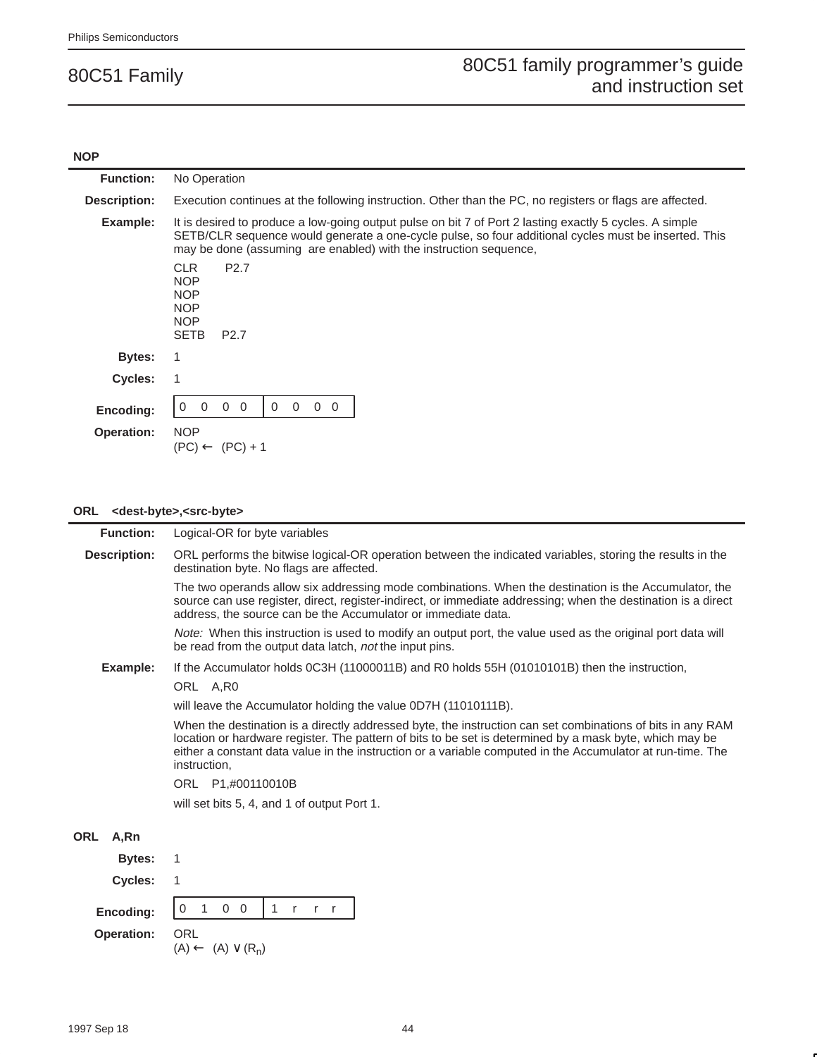### NOP

**Function:** No Operation

**Description:** Execution continues at the following instruction. Other than the PC, no registers or flags are affected.

**Example:** It is desired to produce a low-going output pulse on bit 7 of Port 2 lasting exactly 5 cycles. A simple SETB/CLR sequence would generate a one-cycle pulse, so four additional cycles must be inserted. This may be done (assuming are enabled) with the instruction sequence,

```
CLR     P2.7
NOP
NOP
NOP
NOP
SETB    P2.7
```

**Bytes:** 1

**Cycles:** 1

**Encoding:**

| 0 0 0 0 | 0 0 0 0 |
|---|---|

**Operation:** NOP
(PC) ← (PC) + 1

### ORL <dest-byte>,<src-byte>

**Function:** Logical-OR for byte variables

**Description:** ORL performs the bitwise logical-OR operation between the indicated variables, storing the results in the destination byte. No flags are affected.

The two operands allow six addressing mode combinations. When the destination is the Accumulator, the source can use register, direct, register-indirect, or immediate addressing; when the destination is a direct address, the source can be the Accumulator or immediate data.

*Note:* When this instruction is used to modify an output port, the value used as the original port data will be read from the output data latch, *not* the input pins.

**Example:** If the Accumulator holds 0C3H (11000011B) and R0 holds 55H (01010101B) then the instruction,

```
ORL    A,R0
```

will leave the Accumulator holding the value 0D7H (11010111B).

When the destination is a directly addressed byte, the instruction can set combinations of bits in any RAM location or hardware register. The pattern of bits to be set is determined by a mask byte, which may be either a constant data value in the instruction or a variable computed in the Accumulator at run-time. The instruction,

```
ORL    P1,#00110010B
```

will set bits 5, 4, and 1 of output Port 1.

### ORL A,Rn

**Bytes:** 1

**Cycles:** 1

**Encoding:**

| 0 1 0 0 | 1 r r r |
|---|---|

**Operation:** ORL
(A) ← (A) ∨ ($R_n$)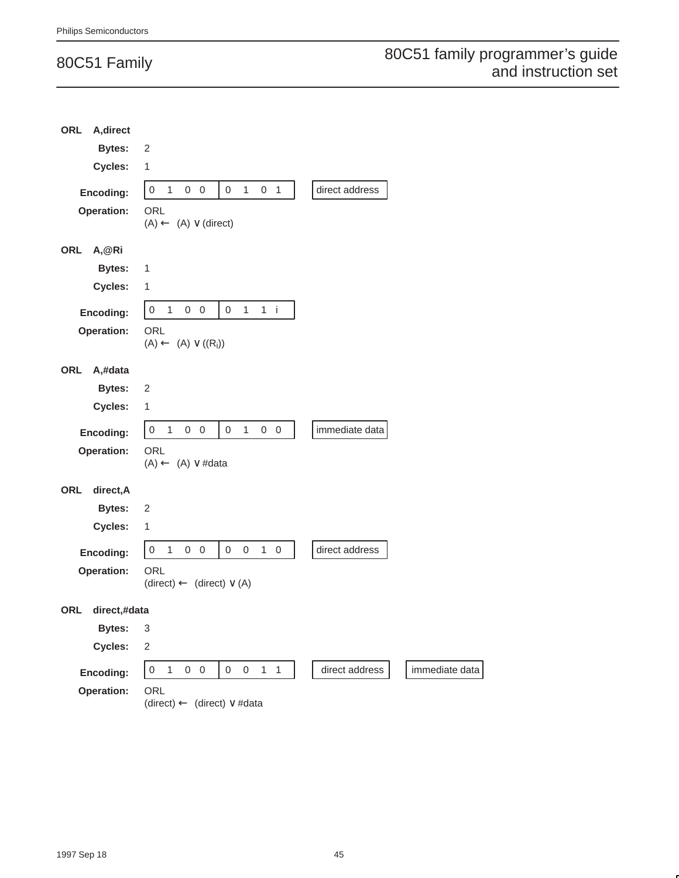**ORL A,direct**

**Bytes:** 2

**Cycles:** 1

**Encoding:**

| 0 1 0 0 | 0 1 0 1 | | direct address |
|---|---|---|---|

**Operation:** ORL
(A) ← (A) ∨ (direct)

**ORL A,@Ri**

**Bytes:** 1

**Cycles:** 1

**Encoding:**

| 0 1 0 0 | 0 1 1 i |
|---|---|

**Operation:** ORL
(A) ← (A) ∨ (($R_i$))

**ORL A,#data**

**Bytes:** 2

**Cycles:** 1

**Encoding:**

| 0 1 0 0 | 0 1 0 0 | | immediate data |
|---|---|---|---|

**Operation:** ORL
(A) ← (A) ∨ #data

**ORL direct,A**

**Bytes:** 2

**Cycles:** 1

**Encoding:**

| 0 1 0 0 | 0 0 1 0 | | direct address |
|---|---|---|---|

**Operation:** ORL
(direct) ← (direct) ∨ (A)

**ORL direct,#data**

**Bytes:** 3

**Cycles:** 2

**Encoding:**

| 0 1 0 0 | 0 0 1 1 | | direct address | | immediate data |
|---|---|---|---|---|---|

**Operation:** ORL
(direct) ← (direct) ∨ #data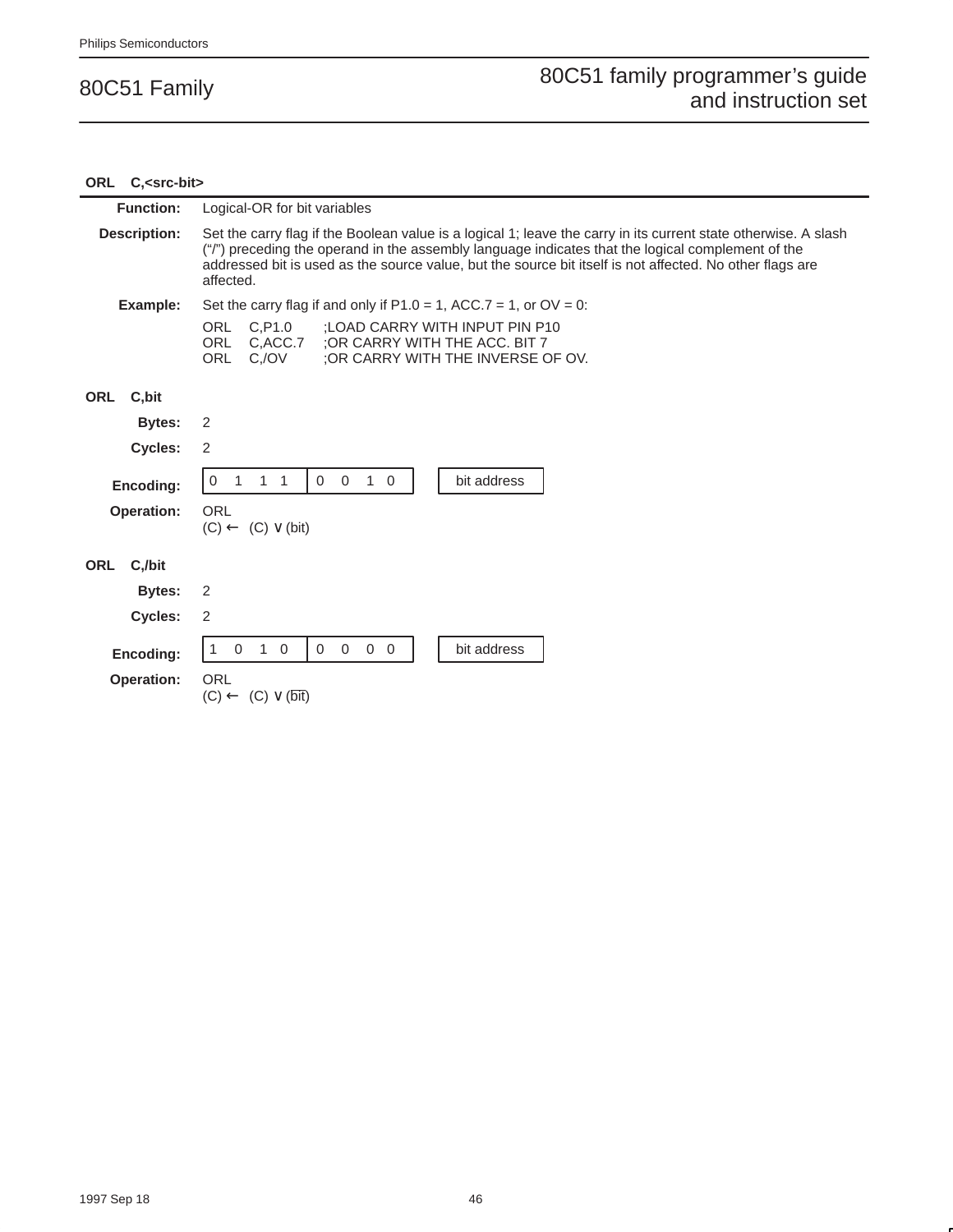## ORL C,<src-bit>

**Function:** Logical-OR for bit variables

**Description:** Set the carry flag if the Boolean value is a logical 1; leave the carry in its current state otherwise. A slash ("/") preceding the operand in the assembly language indicates that the logical complement of the addressed bit is used as the source value, but the source bit itself is not affected. No other flags are affected.

**Example:** Set the carry flag if and only if P1.0 = 1, ACC.7 = 1, or OV = 0:

```
ORL   C,P1.0      ;LOAD CARRY WITH INPUT PIN P10
ORL   C,ACC.7     ;OR CARRY WITH THE ACC. BIT 7
ORL   C,/OV       ;OR CARRY WITH THE INVERSE OF OV.
```

### ORL C,bit

**Bytes:** 2

**Cycles:** 2

**Encoding:**

| 0 1 1 1 | 0 0 1 0 | | bit address |
|---|---|---|---|

**Operation:** ORL
$(C) \leftarrow (C) \vee (bit)$

### ORL C,/bit

**Bytes:** 2

**Cycles:** 2

**Encoding:**

| 1 0 1 0 | 0 0 0 0 | | bit address |
|---|---|---|---|

**Operation:** ORL
$(C) \leftarrow (C) \vee (\overline{bit})$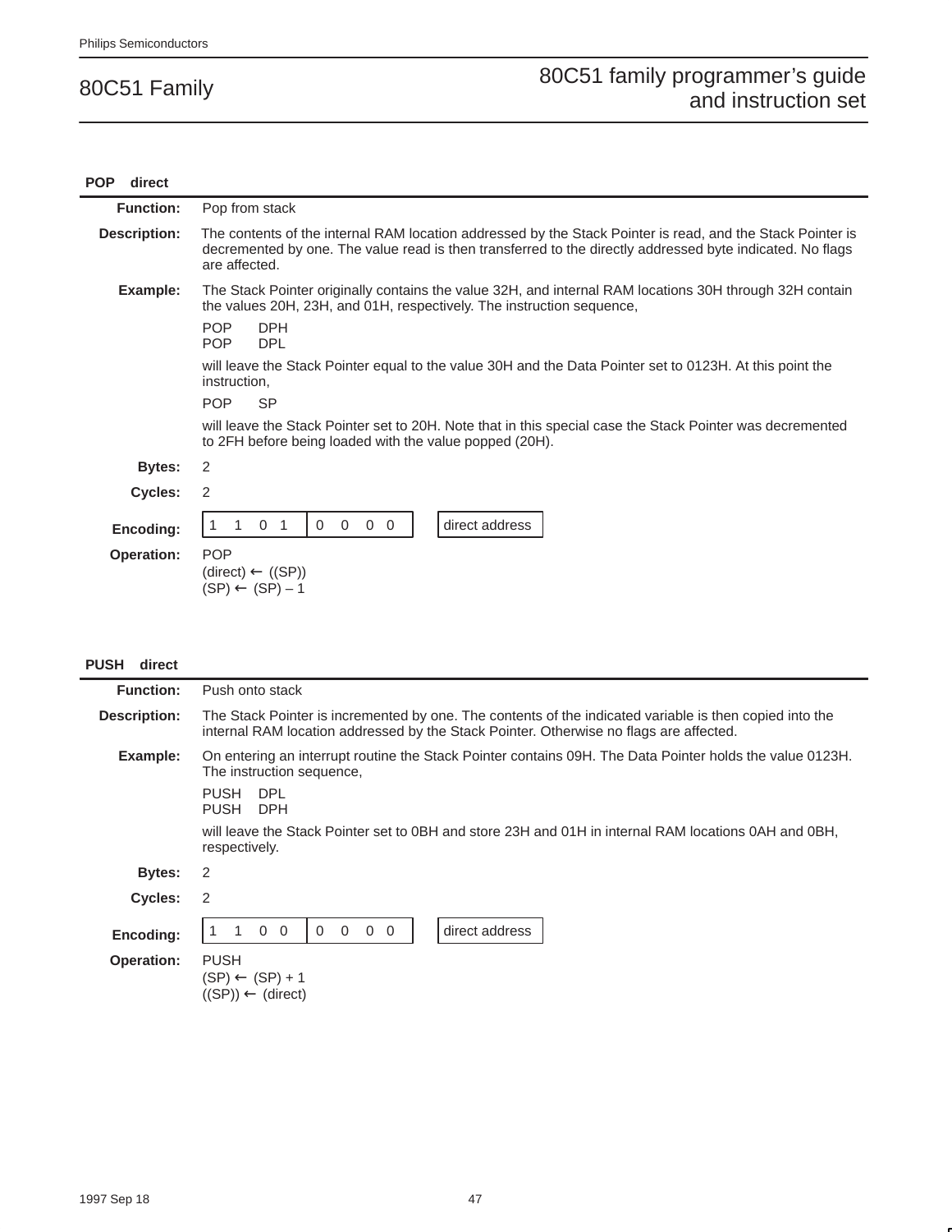### POP direct

**Function:** Pop from stack

**Description:** The contents of the internal RAM location addressed by the Stack Pointer is read, and the Stack Pointer is decremented by one. The value read is then transferred to the directly addressed byte indicated. No flags are affected.

**Example:** The Stack Pointer originally contains the value 32H, and internal RAM locations 30H through 32H contain the values 20H, 23H, and 01H, respectively. The instruction sequence,

```
POP    DPH
POP    DPL
```

will leave the Stack Pointer equal to the value 30H and the Data Pointer set to 0123H. At this point the instruction,

```
POP    SP
```

will leave the Stack Pointer set to 20H. Note that in this special case the Stack Pointer was decremented to 2FH before being loaded with the value popped (20H).

**Bytes:** 2

**Cycles:** 2

**Encoding:**

| 1 1 0 1 | 0 0 0 0 | | direct address |
|---|---|---|---|

**Operation:** POP
(direct) ← ((SP))
(SP) ← (SP) – 1

### PUSH direct

**Function:** Push onto stack

**Description:** The Stack Pointer is incremented by one. The contents of the indicated variable is then copied into the internal RAM location addressed by the Stack Pointer. Otherwise no flags are affected.

**Example:** On entering an interrupt routine the Stack Pointer contains 09H. The Data Pointer holds the value 0123H. The instruction sequence,

```
PUSH   DPL
PUSH   DPH
```

will leave the Stack Pointer set to 0BH and store 23H and 01H in internal RAM locations 0AH and 0BH, respectively.

**Bytes:** 2

**Cycles:** 2

**Encoding:**

| 1 1 0 0 | 0 0 0 0 | | direct address |
|---|---|---|---|

**Operation:** PUSH
(SP) ← (SP) + 1
((SP)) ← (direct)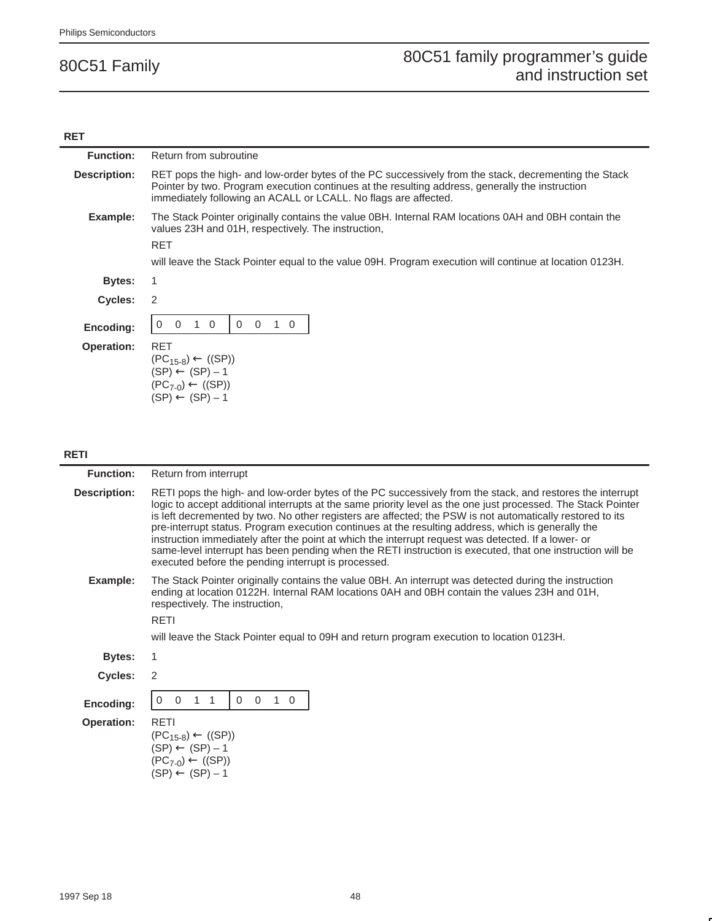## RET

**Function:** Return from subroutine

**Description:** RET pops the high- and low-order bytes of the PC successively from the stack, decrementing the Stack Pointer by two. Program execution continues at the resulting address, generally the instruction immediately following an ACALL or LCALL. No flags are affected.

**Example:** The Stack Pointer originally contains the value 0BH. Internal RAM locations 0AH and 0BH contain the values 23H and 01H, respectively. The instruction,

RET

will leave the Stack Pointer equal to the value 09H. Program execution will continue at location 0123H.

**Bytes:** 1

**Cycles:** 2

**Encoding:**

| 0 0 1 0 | 0 0 1 0 |
|---|---|

**Operation:** RET
$(PC_{15-8}) \leftarrow ((SP))$
$(SP) \leftarrow (SP) - 1$
$(PC_{7-0}) \leftarrow ((SP))$
$(SP) \leftarrow (SP) - 1$

## RETI

**Function:** Return from interrupt

**Description:** RETI pops the high- and low-order bytes of the PC successively from the stack, and restores the interrupt logic to accept additional interrupts at the same priority level as the one just processed. The Stack Pointer is left decremented by two. No other registers are affected; the PSW is not automatically restored to its pre-interrupt status. Program execution continues at the resulting address, which is generally the instruction immediately after the point at which the interrupt request was detected. If a lower- or same-level interrupt has been pending when the RETI instruction is executed, that one instruction will be executed before the pending interrupt is processed.

**Example:** The Stack Pointer originally contains the value 0BH. An interrupt was detected during the instruction ending at location 0122H. Internal RAM locations 0AH and 0BH contain the values 23H and 01H, respectively. The instruction,

RETI

will leave the Stack Pointer equal to 09H and return program execution to location 0123H.

**Bytes:** 1

**Cycles:** 2

**Encoding:**

| 0 0 1 1 | 0 0 1 0 |
|---|---|

**Operation:** RETI
$(PC_{15-8}) \leftarrow ((SP))$
$(SP) \leftarrow (SP) - 1$
$(PC_{7-0}) \leftarrow ((SP))$
$(SP) \leftarrow (SP) - 1$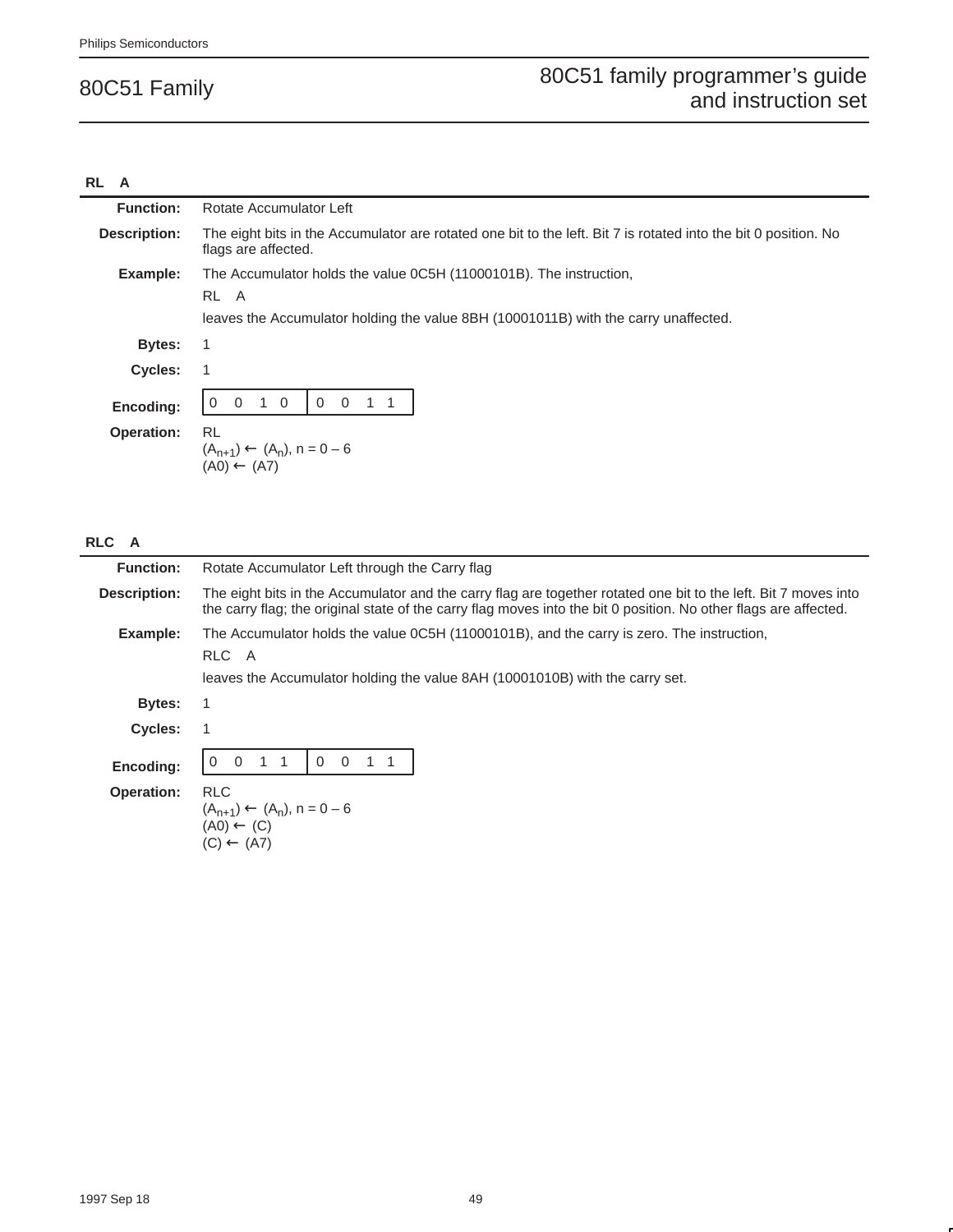### RL A

**Function:** Rotate Accumulator Left

**Description:** The eight bits in the Accumulator are rotated one bit to the left. Bit 7 is rotated into the bit 0 position. No flags are affected.

**Example:** The Accumulator holds the value 0C5H (11000101B). The instruction,

RL A

leaves the Accumulator holding the value 8BH (10001011B) with the carry unaffected.

**Bytes:** 1

**Cycles:** 1

**Encoding:**

| 0 0 1 0 | 0 0 1 1 |
|---|---|

**Operation:** RL
$(A_{n+1}) \leftarrow (A_n)$, n = 0 – 6
$(A0) \leftarrow (A7)$

### RLC A

**Function:** Rotate Accumulator Left through the Carry flag

**Description:** The eight bits in the Accumulator and the carry flag are together rotated one bit to the left. Bit 7 moves into the carry flag; the original state of the carry flag moves into the bit 0 position. No other flags are affected.

**Example:** The Accumulator holds the value 0C5H (11000101B), and the carry is zero. The instruction,

RLC A

leaves the Accumulator holding the value 8AH (10001010B) with the carry set.

**Bytes:** 1

**Cycles:** 1

**Encoding:**

| 0 0 1 1 | 0 0 1 1 |
|---|---|

**Operation:** RLC
$(A_{n+1}) \leftarrow (A_n)$, n = 0 – 6
$(A0) \leftarrow (C)$
$(C) \leftarrow (A7)$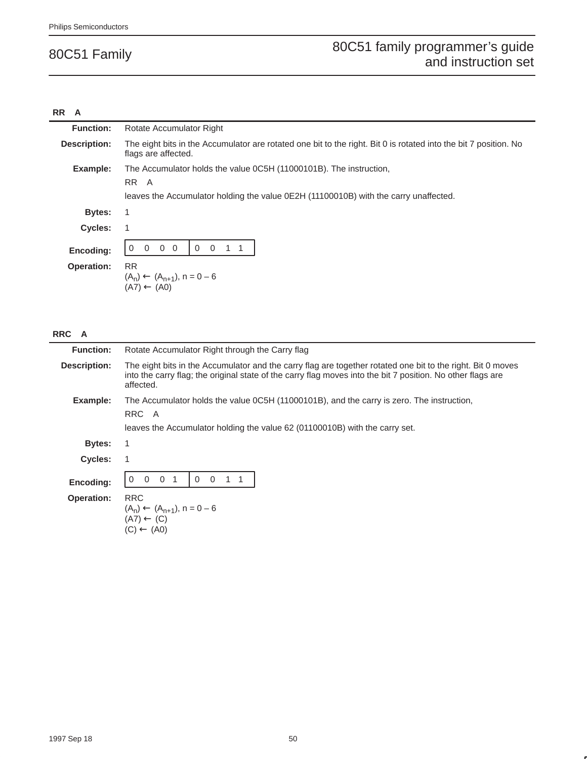### RR A

**Function:** Rotate Accumulator Right

**Description:** The eight bits in the Accumulator are rotated one bit to the right. Bit 0 is rotated into the bit 7 position. No flags are affected.

**Example:** The Accumulator holds the value 0C5H (11000101B). The instruction,

RR A

leaves the Accumulator holding the value 0E2H (11100010B) with the carry unaffected.

**Bytes:** 1

**Cycles:** 1

**Encoding:**

| 0 0 0 0 | 0 0 1 1 |
|---|---|

**Operation:** RR
$(A_n) \leftarrow (A_{n+1})$, n = 0 – 6
$(A7) \leftarrow (A0)$

### RRC A

**Function:** Rotate Accumulator Right through the Carry flag

**Description:** The eight bits in the Accumulator and the carry flag are together rotated one bit to the right. Bit 0 moves into the carry flag; the original state of the carry flag moves into the bit 7 position. No other flags are affected.

**Example:** The Accumulator holds the value 0C5H (11000101B), and the carry is zero. The instruction,

RRC A

leaves the Accumulator holding the value 62 (01100010B) with the carry set.

**Bytes:** 1

**Cycles:** 1

**Encoding:**

| 0 0 0 1 | 0 0 1 1 |
|---|---|

**Operation:** RRC
$(A_n) \leftarrow (A_{n+1})$, n = 0 – 6
$(A7) \leftarrow (C)$
$(C) \leftarrow (A0)$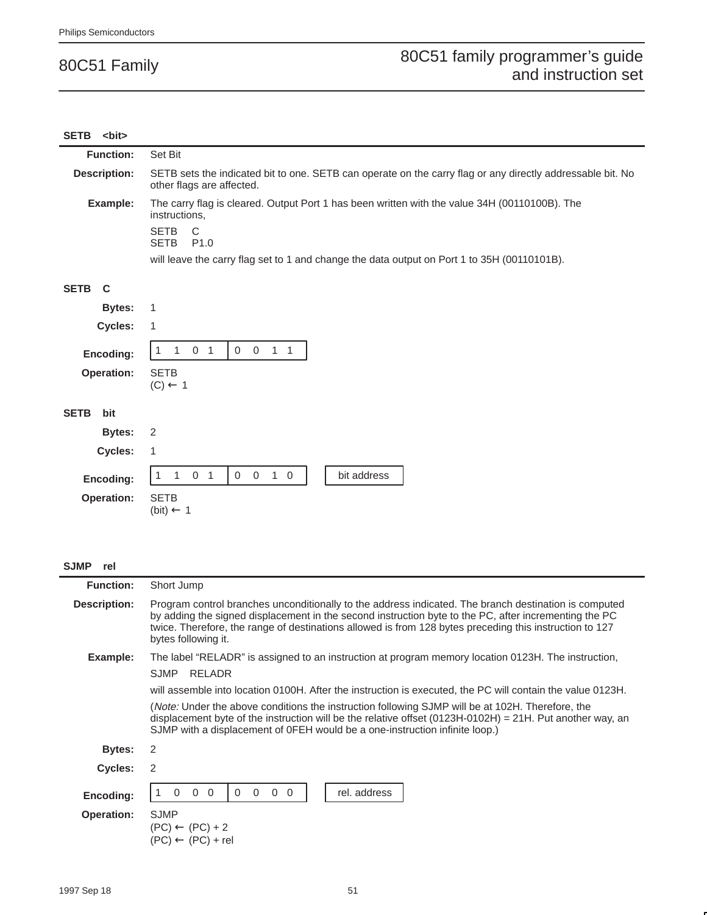## SETB <bit>

**Function:** Set Bit

**Description:** SETB sets the indicated bit to one. SETB can operate on the carry flag or any directly addressable bit. No other flags are affected.

**Example:** The carry flag is cleared. Output Port 1 has been written with the value 34H (00110100B). The instructions,

```
SETB    C
SETB    P1.0
```

will leave the carry flag set to 1 and change the data output on Port 1 to 35H (00110101B).

### SETB C

**Bytes:** 1

**Cycles:** 1

**Encoding:**

| 1 1 0 1 | 0 0 1 1 |
|---|---|

**Operation:** SETB
(C) ← 1

### SETB bit

**Bytes:** 2

**Cycles:** 1

**Encoding:**

| 1 1 0 1 | 0 0 1 0 | bit address |
|---|---|---|

**Operation:** SETB
(bit) ← 1

## SJMP rel

**Function:** Short Jump

**Description:** Program control branches unconditionally to the address indicated. The branch destination is computed by adding the signed displacement in the second instruction byte to the PC, after incrementing the PC twice. Therefore, the range of destinations allowed is from 128 bytes preceding this instruction to 127 bytes following it.

**Example:** The label “RELADR” is assigned to an instruction at program memory location 0123H. The instruction,

```
SJMP    RELADR
```

will assemble into location 0100H. After the instruction is executed, the PC will contain the value 0123H.

(*Note:* Under the above conditions the instruction following SJMP will be at 102H. Therefore, the displacement byte of the instruction will be the relative offset (0123H-0102H) = 21H. Put another way, an SJMP with a displacement of 0FEH would be a one-instruction infinite loop.)

**Bytes:** 2

**Cycles:** 2

**Encoding:**

| 1 0 0 0 | 0 0 0 0 | rel. address |
|---|---|---|

**Operation:** SJMP
(PC) ← (PC) + 2
(PC) ← (PC) + rel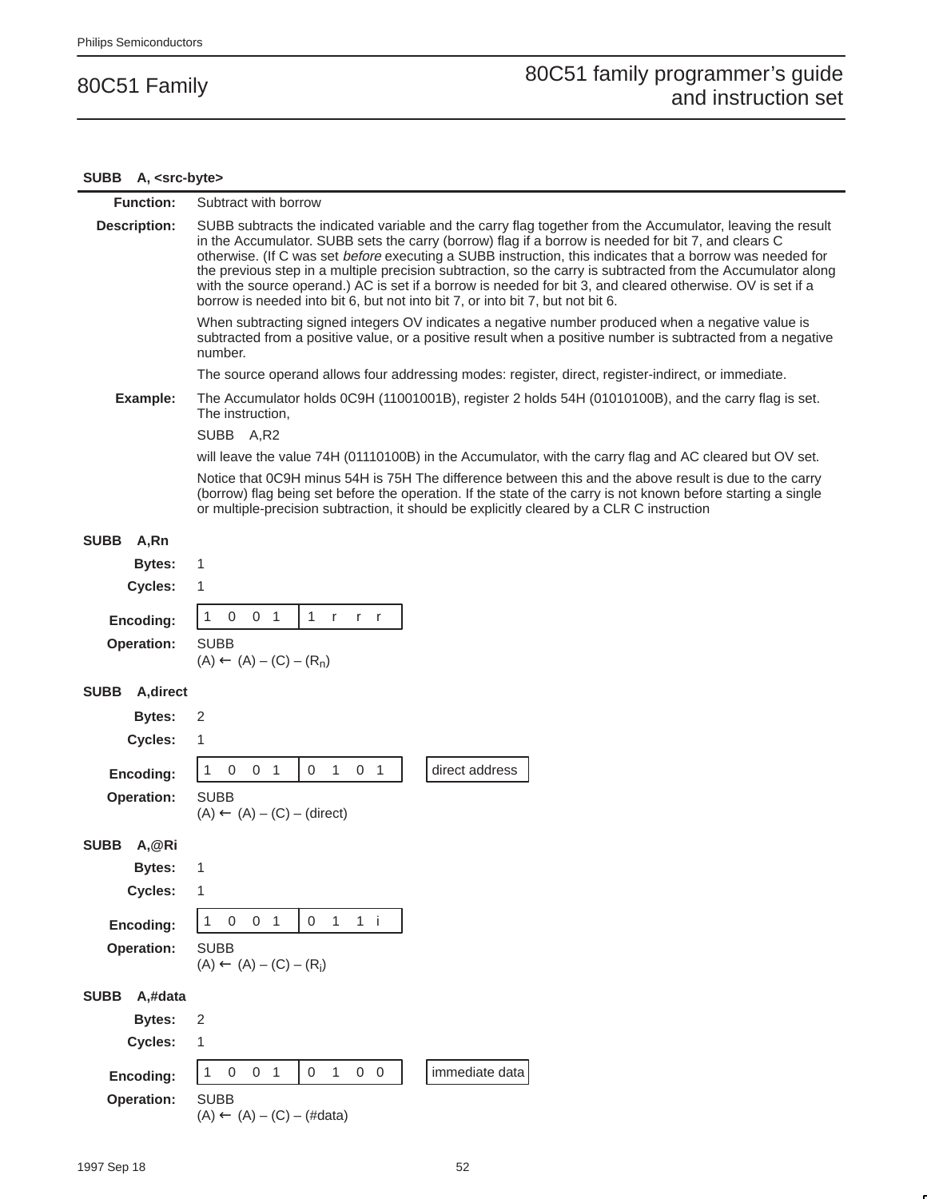## SUBB A, <src-byte>

**Function:** Subtract with borrow

**Description:** SUBB subtracts the indicated variable and the carry flag together from the Accumulator, leaving the result in the Accumulator. SUBB sets the carry (borrow) flag if a borrow is needed for bit 7, and clears C otherwise. (If C was set *before* executing a SUBB instruction, this indicates that a borrow was needed for the previous step in a multiple precision subtraction, so the carry is subtracted from the Accumulator along with the source operand.) AC is set if a borrow is needed for bit 3, and cleared otherwise. OV is set if a borrow is needed into bit 6, but not into bit 7, or into bit 7, but not bit 6.

When subtracting signed integers OV indicates a negative number produced when a negative value is subtracted from a positive value, or a positive result when a positive number is subtracted from a negative number.

The source operand allows four addressing modes: register, direct, register-indirect, or immediate.

**Example:** The Accumulator holds 0C9H (11001001B), register 2 holds 54H (01010100B), and the carry flag is set. The instruction,

SUBB A,R2

will leave the value 74H (01110100B) in the Accumulator, with the carry flag and AC cleared but OV set.

Notice that 0C9H minus 54H is 75H The difference between this and the above result is due to the carry (borrow) flag being set before the operation. If the state of the carry is not known before starting a single or multiple-precision subtraction, it should be explicitly cleared by a CLR C instruction

### SUBB A,Rn

**Bytes:** 1

**Cycles:** 1

**Encoding:**

| 1 0 0 1 | 1 r r r |
|---|---|

**Operation:** SUBB
$(A) \leftarrow (A) - (C) - (R_n)$

### SUBB A,direct

**Bytes:** 2

**Cycles:** 1

**Encoding:**

| 1 0 0 1 | 0 1 0 1 | direct address |
|---|---|---|

**Operation:** SUBB
$(A) \leftarrow (A) - (C) - (direct)$

### SUBB A,@Ri

**Bytes:** 1

**Cycles:** 1

**Encoding:**

| 1 0 0 1 | 0 1 1 i |
|---|---|

**Operation:** SUBB
$(A) \leftarrow (A) - (C) - ((R_i))$

### SUBB A,#data

**Bytes:** 2

**Cycles:** 1

**Encoding:**

| 1 0 0 1 | 0 1 0 0 | immediate data |
|---|---|---|

**Operation:** SUBB
$(A) \leftarrow (A) - (C) - \#data$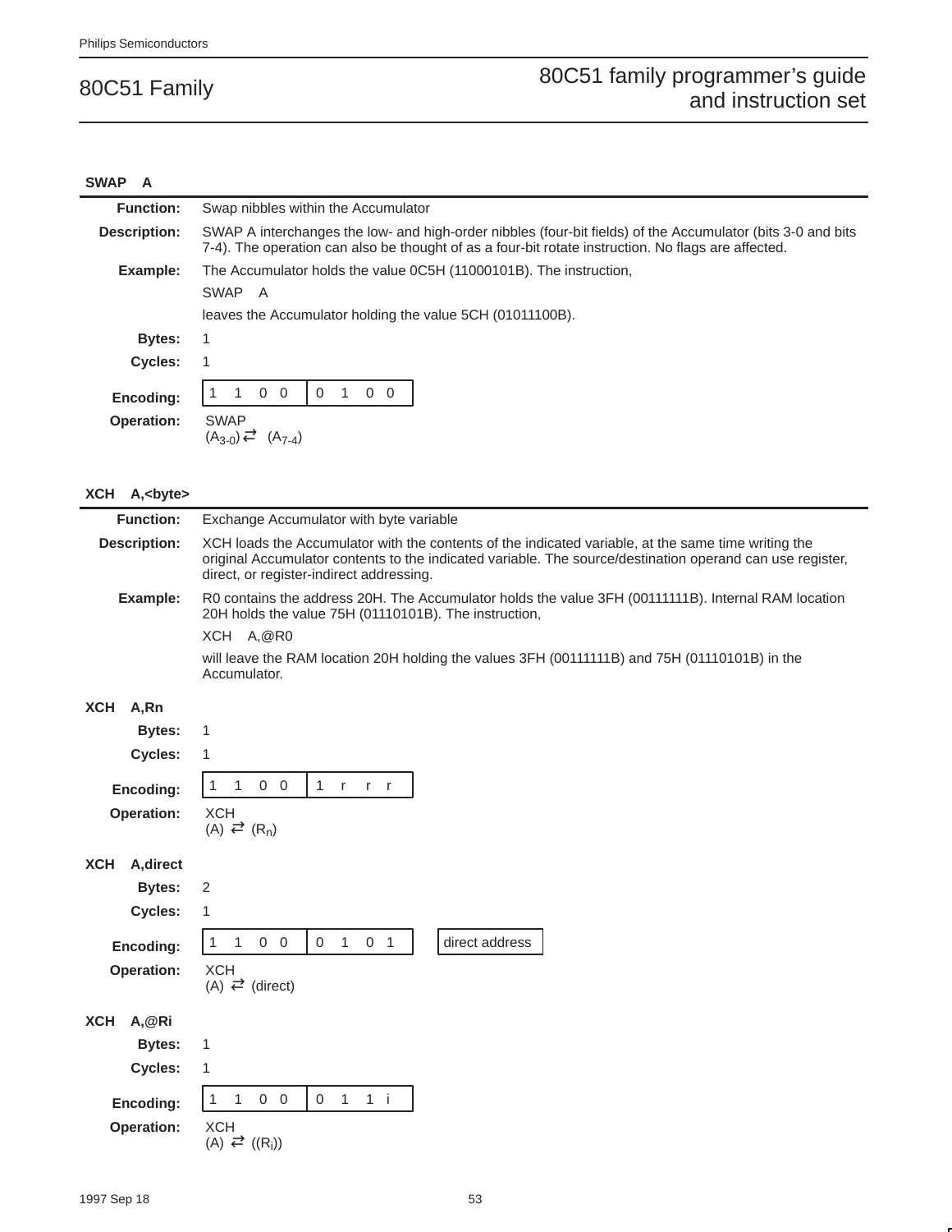### SWAP A

**Function:** Swap nibbles within the Accumulator

**Description:** SWAP A interchanges the low- and high-order nibbles (four-bit fields) of the Accumulator (bits 3-0 and bits 7-4). The operation can also be thought of as a four-bit rotate instruction. No flags are affected.

**Example:** The Accumulator holds the value 0C5H (11000101B). The instruction,

SWAP A

leaves the Accumulator holding the value 5CH (01011100B).

**Bytes:** 1

**Cycles:** 1

**Encoding:**

| 1 1 0 0 | 0 1 0 0 |
|---|---|

**Operation:** SWAP
$(A_{3-0}) \rightleftarrows (A_{7-4})$

### XCH A,<byte>

**Function:** Exchange Accumulator with byte variable

**Description:** XCH loads the Accumulator with the contents of the indicated variable, at the same time writing the original Accumulator contents to the indicated variable. The source/destination operand can use register, direct, or register-indirect addressing.

**Example:** R0 contains the address 20H. The Accumulator holds the value 3FH (00111111B). Internal RAM location 20H holds the value 75H (01110101B). The instruction,

XCH A,@R0

will leave the RAM location 20H holding the values 3FH (00111111B) and 75H (01110101B) in the Accumulator.

#### XCH A,Rn

**Bytes:** 1

**Cycles:** 1

**Encoding:**

| 1 1 0 0 | 1 r r r |
|---|---|

**Operation:** XCH
$(A) \rightleftarrows (R_n)$

#### XCH A,direct

**Bytes:** 2

**Cycles:** 1

**Encoding:**

| 1 1 0 0 | 0 1 0 1 | direct address |
|---|---|---|

**Operation:** XCH
$(A) \rightleftarrows (\text{direct})$

#### XCH A,@Ri

**Bytes:** 1

**Cycles:** 1

**Encoding:**

| 1 1 0 0 | 0 1 1 i |
|---|---|

**Operation:** XCH
$(A) \rightleftarrows ((R_i))$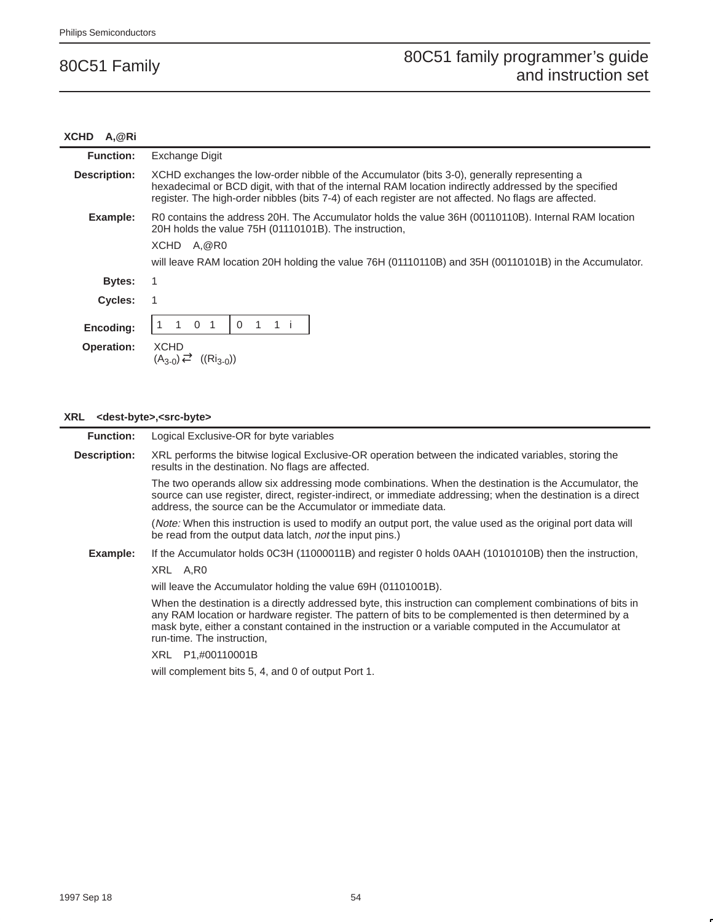### XCHD A,@Ri

**Function:** Exchange Digit

**Description:** XCHD exchanges the low-order nibble of the Accumulator (bits 3-0), generally representing a hexadecimal or BCD digit, with that of the internal RAM location indirectly addressed by the specified register. The high-order nibbles (bits 7-4) of each register are not affected. No flags are affected.

**Example:** R0 contains the address 20H. The Accumulator holds the value 36H (00110110B). Internal RAM location 20H holds the value 75H (01110101B). The instruction,

```
XCHD    A,@R0
```

will leave RAM location 20H holding the value 76H (01110110B) and 35H (00110101B) in the Accumulator.

**Bytes:** 1

**Cycles:** 1

**Encoding:**

| 1 1 0 1 | 0 1 1 i |
|---|---|

**Operation:** XCHD
$(A_{3-0}) \rightleftarrows ((Ri_{3-0}))$

### XRL <dest-byte>,<src-byte>

**Function:** Logical Exclusive-OR for byte variables

**Description:** XRL performs the bitwise logical Exclusive-OR operation between the indicated variables, storing the results in the destination. No flags are affected.

The two operands allow six addressing mode combinations. When the destination is the Accumulator, the source can use register, direct, register-indirect, or immediate addressing; when the destination is a direct address, the source can be the Accumulator or immediate data.

(*Note:* When this instruction is used to modify an output port, the value used as the original port data will be read from the output data latch, *not* the input pins.)

**Example:** If the Accumulator holds 0C3H (11000011B) and register 0 holds 0AAH (10101010B) then the instruction,

```
XRL    A,R0
```

will leave the Accumulator holding the value 69H (01101001B).

When the destination is a directly addressed byte, this instruction can complement combinations of bits in any RAM location or hardware register. The pattern of bits to be complemented is then determined by a mask byte, either a constant contained in the instruction or a variable computed in the Accumulator at run-time. The instruction,

```
XRL    P1,#00110001B
```

will complement bits 5, 4, and 0 of output Port 1.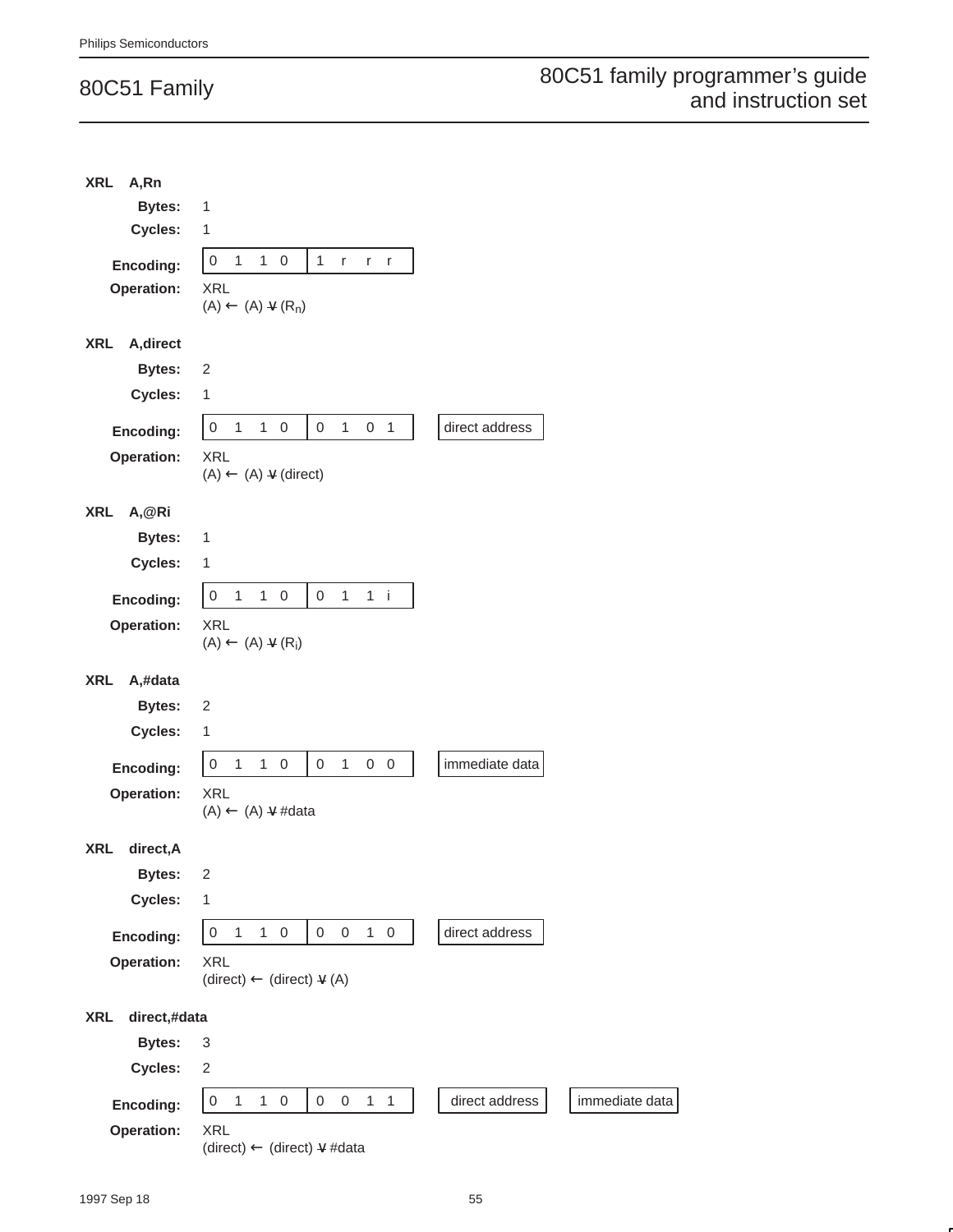**XRL A,Rn**

**Bytes:** 1

**Cycles:** 1

**Encoding:**

| | |
|---|---|
| 0 1 1 0 | 1 r r r |

**Operation:** XRL
$(A) \leftarrow (A) \veebar (R_n)$

**XRL A,direct**

**Bytes:** 2

**Cycles:** 1

**Encoding:**

| | | |
|---|---|---|
| 0 1 1 0 | 0 1 0 1 | direct address |

**Operation:** XRL
$(A) \leftarrow (A) \veebar (direct)$

**XRL A,@Ri**

**Bytes:** 1

**Cycles:** 1

**Encoding:**

| | |
|---|---|
| 0 1 1 0 | 0 1 1 i |

**Operation:** XRL
$(A) \leftarrow (A) \veebar (R_i)$

**XRL A,#data**

**Bytes:** 2

**Cycles:** 1

**Encoding:**

| | | |
|---|---|---|
| 0 1 1 0 | 0 1 0 0 | immediate data |

**Operation:** XRL
$(A) \leftarrow (A) \veebar$ #data

**XRL direct,A**

**Bytes:** 2

**Cycles:** 1

**Encoding:**

| | | |
|---|---|---|
| 0 1 1 0 | 0 0 1 0 | direct address |

**Operation:** XRL
$(direct) \leftarrow (direct) \veebar (A)$

**XRL direct,#data**

**Bytes:** 3

**Cycles:** 2

**Encoding:**

| | | | |
|---|---|---|---|
| 0 1 1 0 | 0 0 1 1 | direct address | immediate data |

**Operation:** XRL
$(direct) \leftarrow (direct) \veebar$ #data